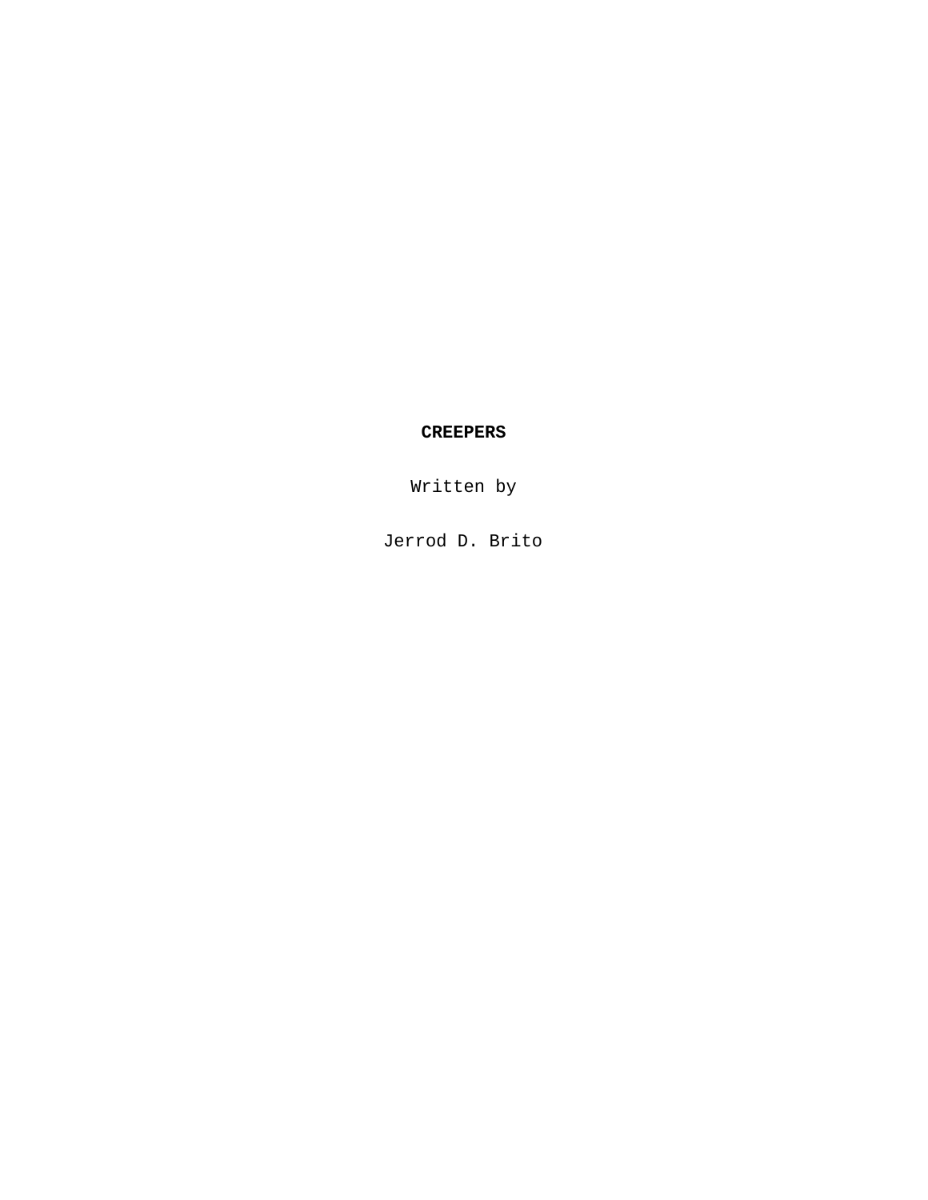**CREEPERS**

Written by

Jerrod D. Brito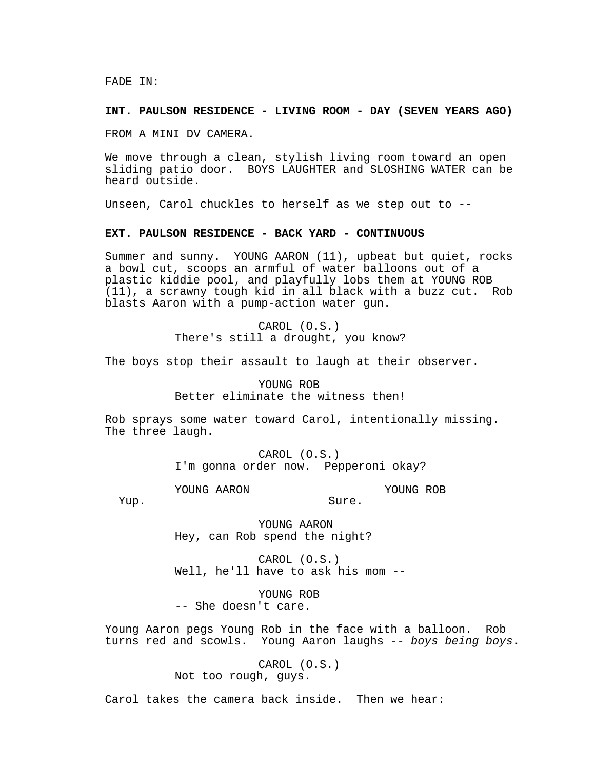FADE IN:

**INT. PAULSON RESIDENCE - LIVING ROOM - DAY (SEVEN YEARS AGO)**

FROM A MINI DV CAMERA.

We move through a clean, stylish living room toward an open sliding patio door. BOYS LAUGHTER and SLOSHING WATER can be heard outside.

Unseen, Carol chuckles to herself as we step out to --

**EXT. PAULSON RESIDENCE - BACK YARD - CONTINUOUS**

Summer and sunny. YOUNG AARON (11), upbeat but quiet, rocks a bowl cut, scoops an armful of water balloons out of a plastic kiddie pool, and playfully lobs them at YOUNG ROB (11), a scrawny tough kid in all black with a buzz cut. Rob blasts Aaron with a pump-action water gun.

CAROL (O.S.)
There's still a drought, you know?

The boys stop their assault to laugh at their observer.

YOUNG ROB
Better eliminate the witness then!

Rob sprays some water toward Carol, intentionally missing. The three laugh.

CAROL (O.S.)
I'm gonna order now. Pepperoni okay?

YOUNG AARON
Yup.

YOUNG ROB
Sure.

YOUNG AARON
Hey, can Rob spend the night?

CAROL (O.S.)
Well, he'll have to ask his mom --

YOUNG ROB
-- She doesn't care.

Young Aaron pegs Young Rob in the face with a balloon. Rob turns red and scowls. Young Aaron laughs -- *boys being boys*.

CAROL (O.S.)
Not too rough, guys.

Carol takes the camera back inside. Then we hear: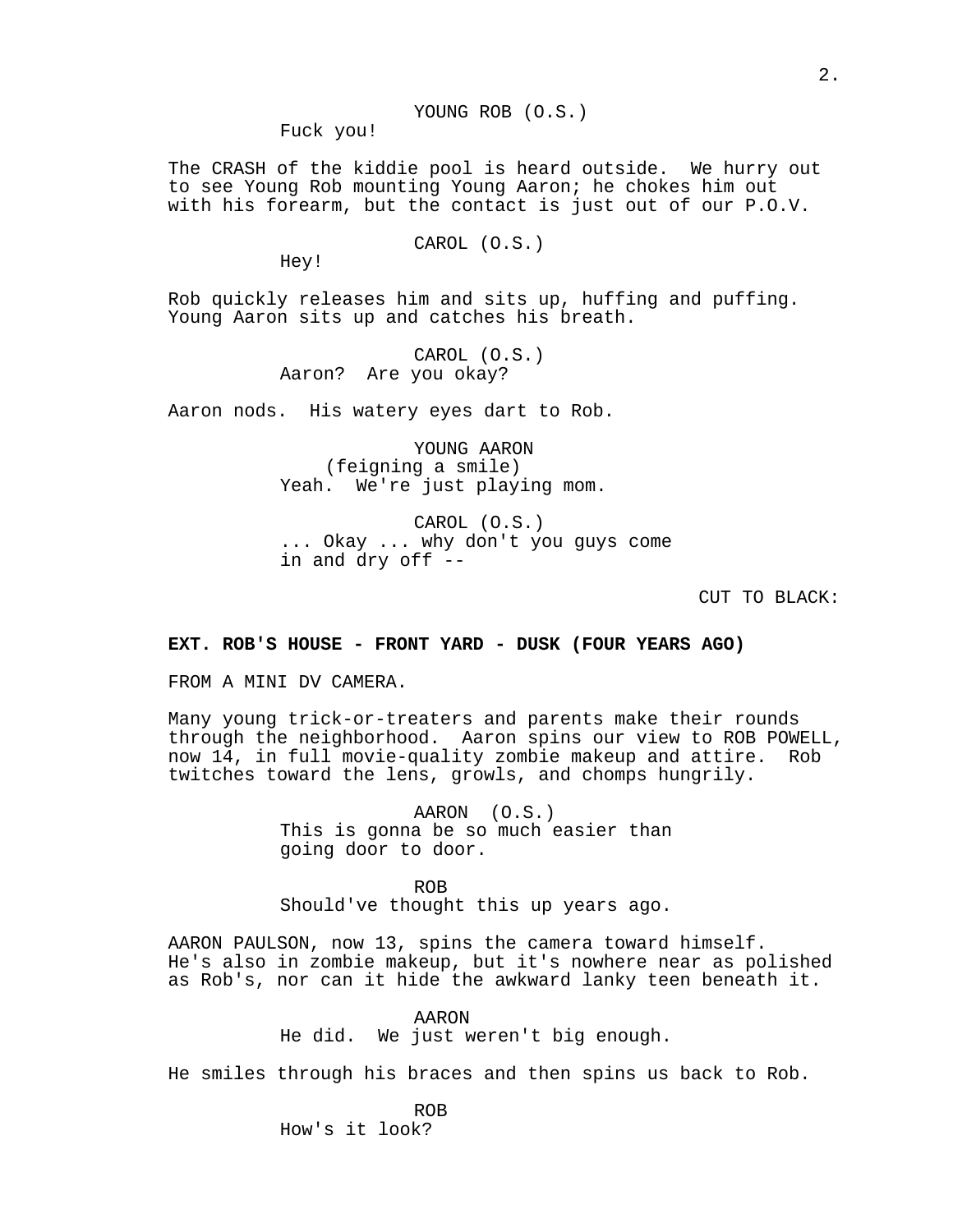YOUNG ROB (O.S.)
Fuck you!

The CRASH of the kiddie pool is heard outside. We hurry out to see Young Rob mounting Young Aaron; he chokes him out with his forearm, but the contact is just out of our P.O.V.

CAROL (O.S.)
Hey!

Rob quickly releases him and sits up, huffing and puffing. Young Aaron sits up and catches his breath.

CAROL (O.S.)
Aaron? Are you okay?

Aaron nods. His watery eyes dart to Rob.

YOUNG AARON
(feigning a smile)
Yeah. We're just playing mom.

CAROL (O.S.)
... Okay ... why don't you guys come in and dry off --

CUT TO BLACK:

**EXT. ROB'S HOUSE - FRONT YARD - DUSK (FOUR YEARS AGO)**

FROM A MINI DV CAMERA.

Many young trick-or-treaters and parents make their rounds through the neighborhood. Aaron spins our view to ROB POWELL, now 14, in full movie-quality zombie makeup and attire. Rob twitches toward the lens, growls, and chomps hungrily.

AARON (O.S.)
This is gonna be so much easier than going door to door.

ROB
Should've thought this up years ago.

AARON PAULSON, now 13, spins the camera toward himself. He's also in zombie makeup, but it's nowhere near as polished as Rob's, nor can it hide the awkward lanky teen beneath it.

AARON
He did. We just weren't big enough.

He smiles through his braces and then spins us back to Rob.

ROB
How's it look?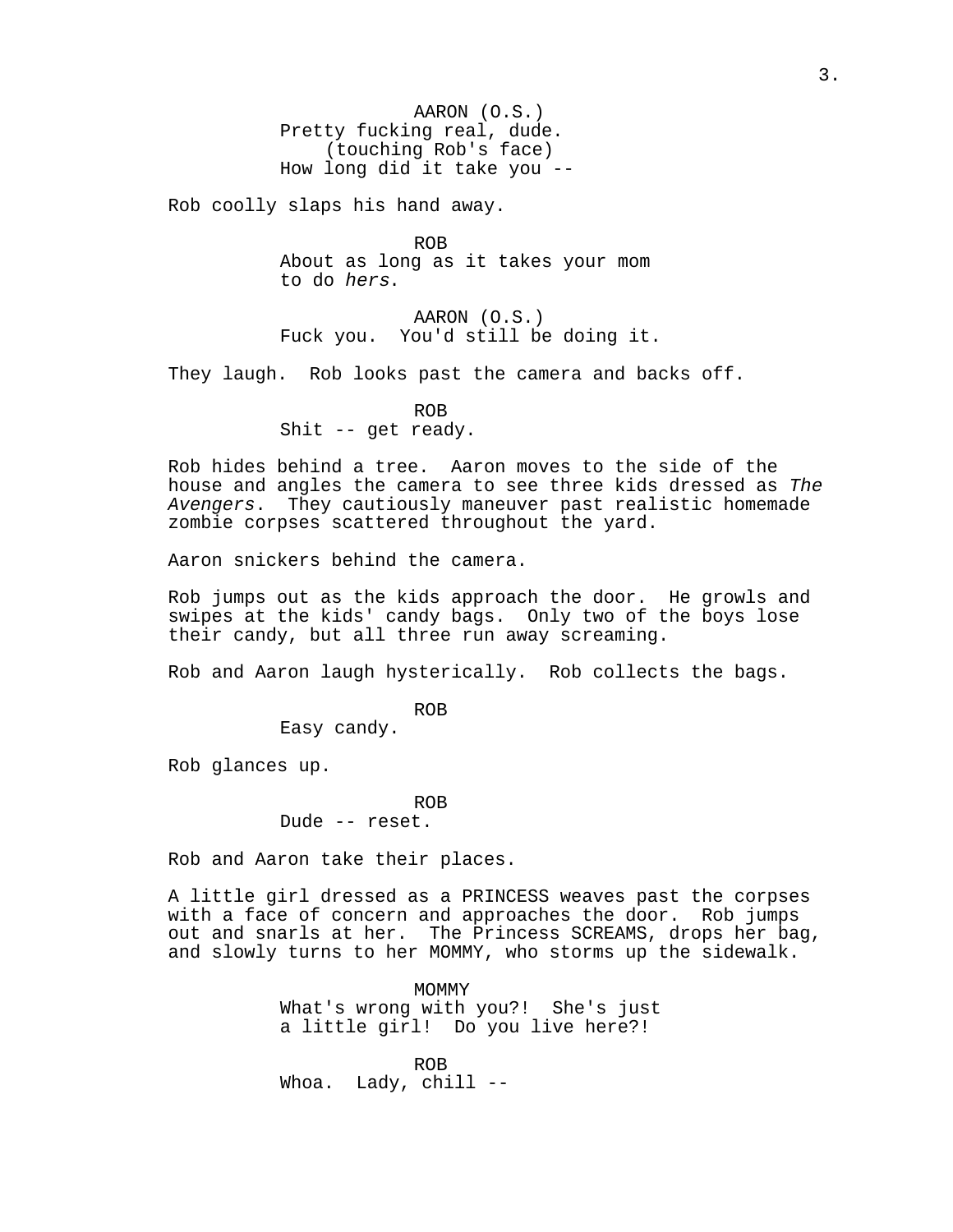AARON (O.S.)
Pretty fucking real, dude.
(touching Rob's face)
How long did it take you --

Rob coolly slaps his hand away.

ROB
About as long as it takes your mom
to do *hers*.

AARON (O.S.)
Fuck you. You'd still be doing it.

They laugh. Rob looks past the camera and backs off.

ROB
Shit -- get ready.

Rob hides behind a tree. Aaron moves to the side of the house and angles the camera to see three kids dressed as *The Avengers*. They cautiously maneuver past realistic homemade zombie corpses scattered throughout the yard.

Aaron snickers behind the camera.

Rob jumps out as the kids approach the door. He growls and swipes at the kids' candy bags. Only two of the boys lose their candy, but all three run away screaming.

Rob and Aaron laugh hysterically. Rob collects the bags.

ROB
Easy candy.

Rob glances up.

ROB
Dude -- reset.

Rob and Aaron take their places.

A little girl dressed as a PRINCESS weaves past the corpses with a face of concern and approaches the door. Rob jumps out and snarls at her. The Princess SCREAMS, drops her bag, and slowly turns to her MOMMY, who storms up the sidewalk.

MOMMY
What's wrong with you?! She's just
a little girl! Do you live here?!

ROB
Whoa. Lady, chill --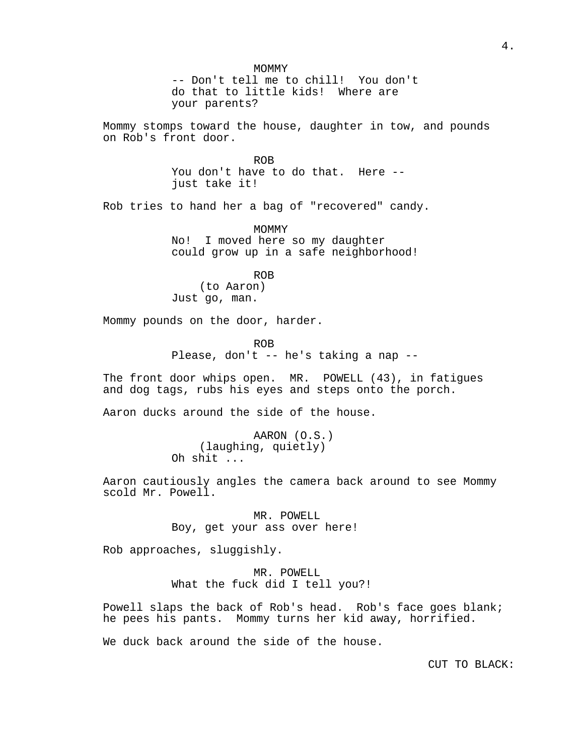MOMMY
-- Don't tell me to chill!  You don't do that to little kids!  Where are your parents?

Mommy stomps toward the house, daughter in tow, and pounds on Rob's front door.

ROB
You don't have to do that.  Here -- just take it!

Rob tries to hand her a bag of "recovered" candy.

MOMMY
No!  I moved here so my daughter could grow up in a safe neighborhood!

ROB
(to Aaron)
Just go, man.

Mommy pounds on the door, harder.

ROB
Please, don't -- he's taking a nap --

The front door whips open.  MR.  POWELL (43), in fatigues and dog tags, rubs his eyes and steps onto the porch.

Aaron ducks around the side of the house.

AARON (O.S.)
(laughing, quietly)
Oh shit ...

Aaron cautiously angles the camera back around to see Mommy scold Mr. Powell.

MR. POWELL
Boy, get your ass over here!

Rob approaches, sluggishly.

MR. POWELL
What the fuck did I tell you?!

Powell slaps the back of Rob's head.  Rob's face goes blank; he pees his pants.  Mommy turns her kid away, horrified.

We duck back around the side of the house.

CUT TO BLACK: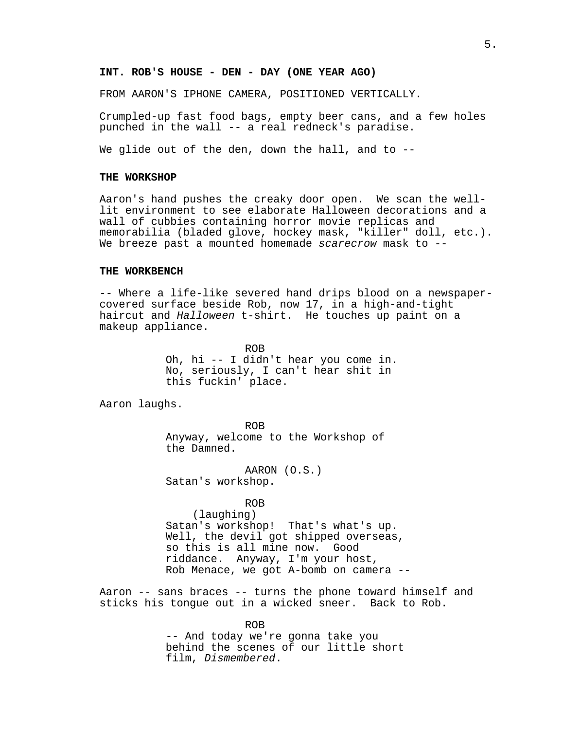**INT. ROB'S HOUSE - DEN - DAY (ONE YEAR AGO)**

FROM AARON'S IPHONE CAMERA, POSITIONED VERTICALLY.

Crumpled-up fast food bags, empty beer cans, and a few holes punched in the wall -- a real redneck's paradise.

We glide out of the den, down the hall, and to --

**THE WORKSHOP**

Aaron's hand pushes the creaky door open. We scan the well-lit environment to see elaborate Halloween decorations and a wall of cubbies containing horror movie replicas and memorabilia (bladed glove, hockey mask, "killer" doll, etc.). We breeze past a mounted homemade *scarecrow* mask to --

**THE WORKBENCH**

-- Where a life-like severed hand drips blood on a newspaper-covered surface beside Rob, now 17, in a high-and-tight haircut and *Halloween* t-shirt. He touches up paint on a makeup appliance.

ROB
Oh, hi -- I didn't hear you come in. No, seriously, I can't hear shit in this fuckin' place.

Aaron laughs.

ROB
Anyway, welcome to the Workshop of the Damned.

AARON (O.S.)
Satan's workshop.

ROB
(laughing)
Satan's workshop! That's what's up. Well, the devil got shipped overseas, so this is all mine now. Good riddance. Anyway, I'm your host, Rob Menace, we got A-bomb on camera --

Aaron -- sans braces -- turns the phone toward himself and sticks his tongue out in a wicked sneer. Back to Rob.

ROB
-- And today we're gonna take you behind the scenes of our little short film, *Dismembered*.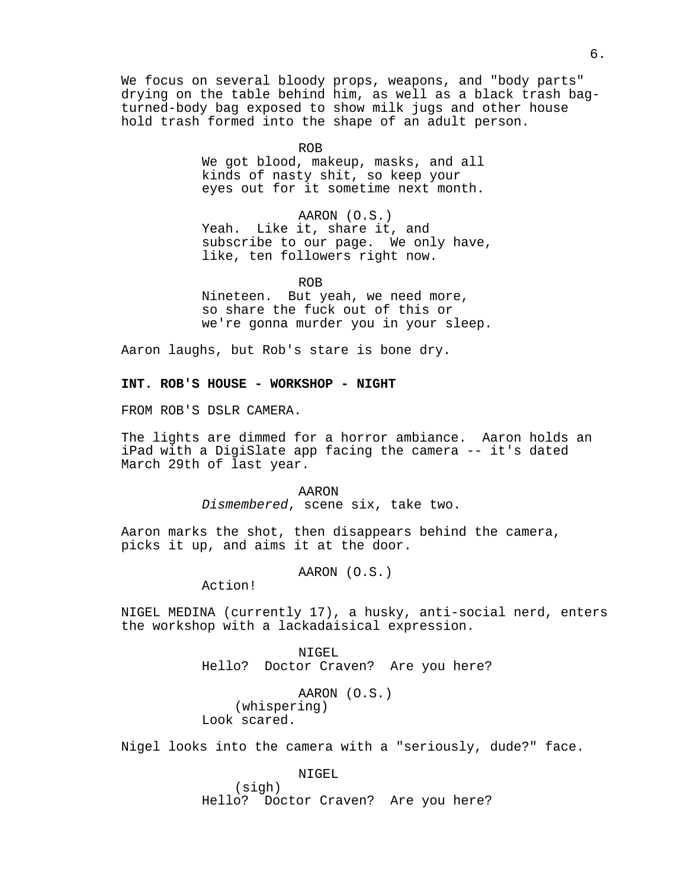We focus on several bloody props, weapons, and "body parts" drying on the table behind him, as well as a black trash bag-turned-body bag exposed to show milk jugs and other house hold trash formed into the shape of an adult person.

ROB
We got blood, makeup, masks, and all kinds of nasty shit, so keep your eyes out for it sometime next month.

AARON (O.S.)
Yeah. Like it, share it, and subscribe to our page. We only have, like, ten followers right now.

ROB
Nineteen. But yeah, we need more, so share the fuck out of this or we're gonna murder you in your sleep.

Aaron laughs, but Rob's stare is bone dry.

**INT. ROB'S HOUSE - WORKSHOP - NIGHT**

FROM ROB'S DSLR CAMERA.

The lights are dimmed for a horror ambiance. Aaron holds an iPad with a DigiSlate app facing the camera -- it's dated March 29th of last year.

AARON
*Dismembered*, scene six, take two.

Aaron marks the shot, then disappears behind the camera, picks it up, and aims it at the door.

AARON (O.S.)
Action!

NIGEL MEDINA (currently 17), a husky, anti-social nerd, enters the workshop with a lackadaisical expression.

NIGEL
Hello? Doctor Craven? Are you here?

AARON (O.S.)
(whispering)
Look scared.

Nigel looks into the camera with a "seriously, dude?" face.

NIGEL
(sigh)
Hello? Doctor Craven? Are you here?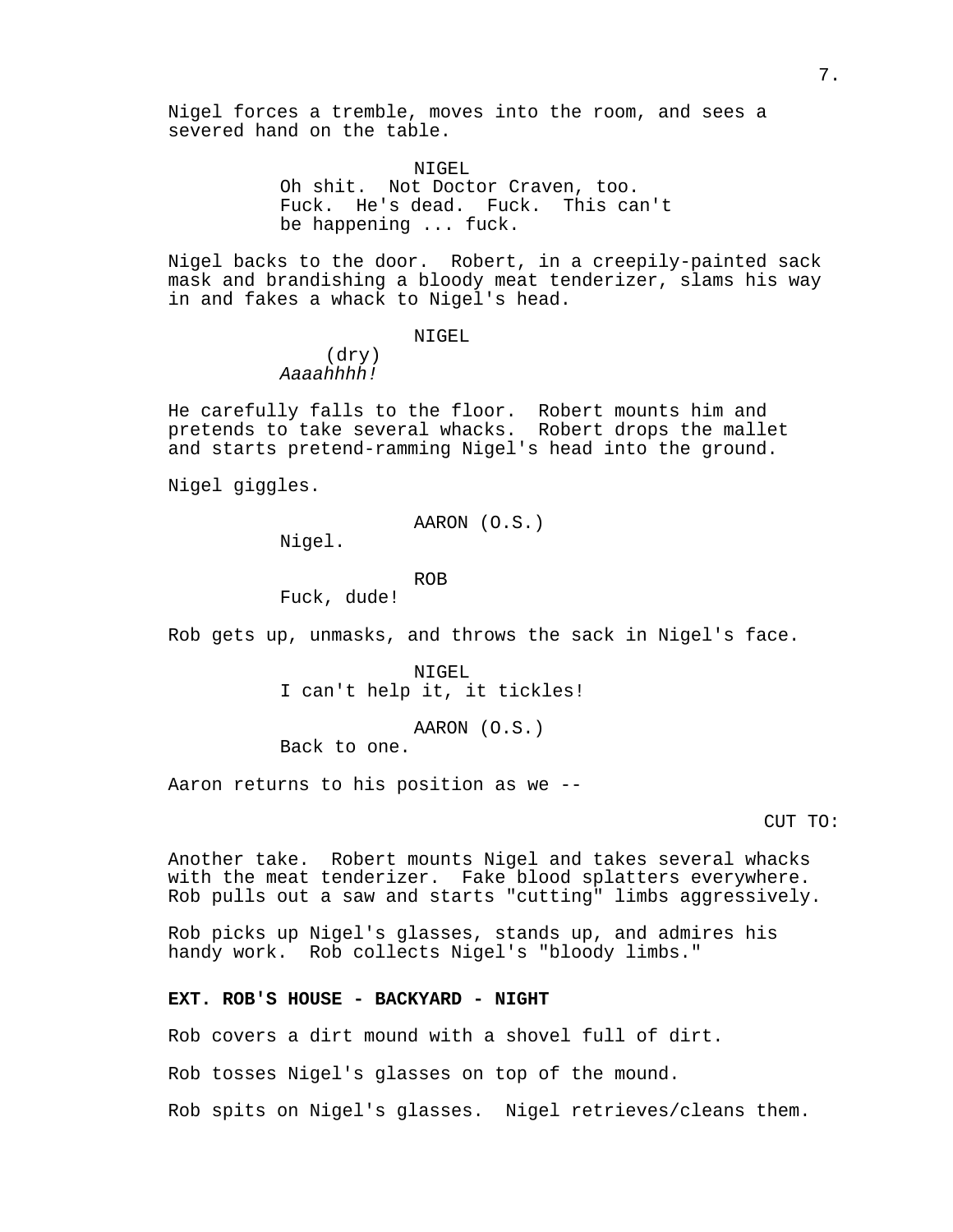Nigel forces a tremble, moves into the room, and sees a severed hand on the table.

NIGEL
Oh shit. Not Doctor Craven, too. Fuck. He's dead. Fuck. This can't be happening ... fuck.

Nigel backs to the door. Robert, in a creepily-painted sack mask and brandishing a bloody meat tenderizer, slams his way in and fakes a whack to Nigel's head.

NIGEL
(dry)
*Aaaahhhh!*

He carefully falls to the floor. Robert mounts him and pretends to take several whacks. Robert drops the mallet and starts pretend-ramming Nigel's head into the ground.

Nigel giggles.

AARON (O.S.)
Nigel.

ROB
Fuck, dude!

Rob gets up, unmasks, and throws the sack in Nigel's face.

NIGEL
I can't help it, it tickles!

AARON (O.S.)
Back to one.

Aaron returns to his position as we --

CUT TO:

Another take. Robert mounts Nigel and takes several whacks with the meat tenderizer. Fake blood splatters everywhere. Rob pulls out a saw and starts "cutting" limbs aggressively.

Rob picks up Nigel's glasses, stands up, and admires his handy work. Rob collects Nigel's "bloody limbs."

**EXT. ROB'S HOUSE - BACKYARD - NIGHT**

Rob covers a dirt mound with a shovel full of dirt.

Rob tosses Nigel's glasses on top of the mound.

Rob spits on Nigel's glasses. Nigel retrieves/cleans them.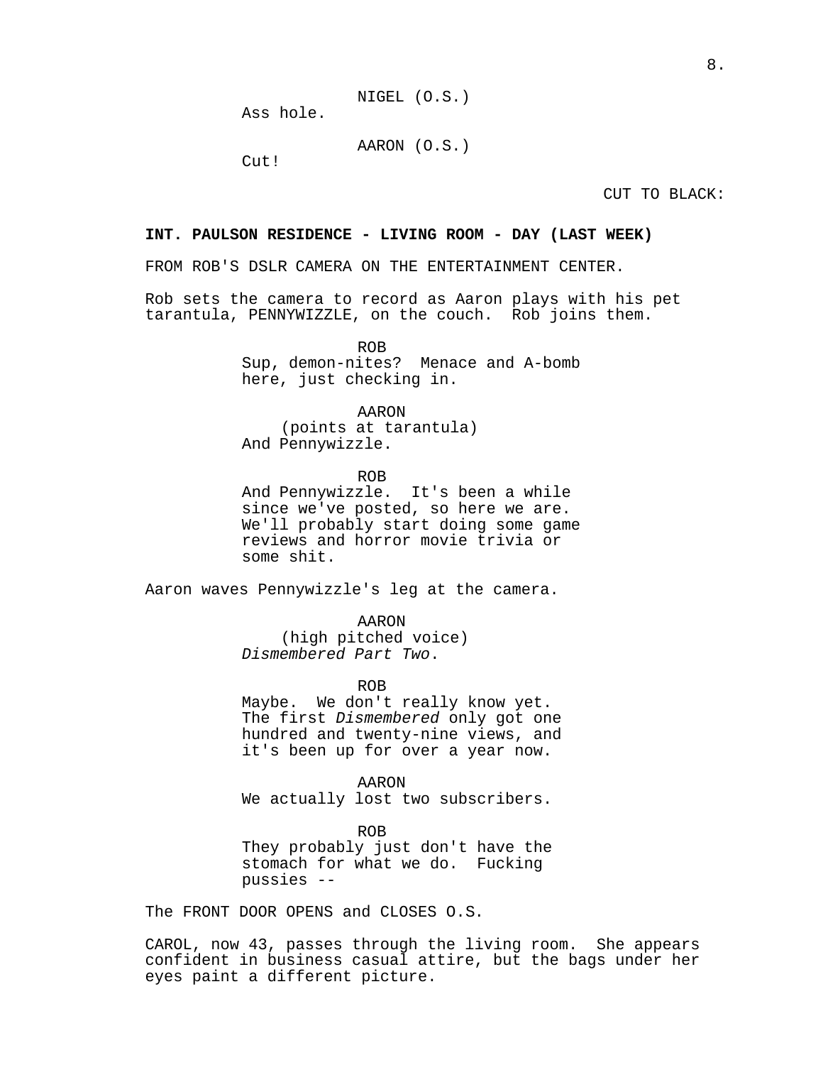NIGEL (O.S.)
Ass hole.

AARON (O.S.)
Cut!

CUT TO BLACK:

**INT. PAULSON RESIDENCE - LIVING ROOM - DAY (LAST WEEK)**

FROM ROB'S DSLR CAMERA ON THE ENTERTAINMENT CENTER.

Rob sets the camera to record as Aaron plays with his pet tarantula, PENNYWIZZLE, on the couch. Rob joins them.

ROB
Sup, demon-nites? Menace and A-bomb here, just checking in.

AARON
(points at tarantula)
And Pennywizzle.

ROB
And Pennywizzle. It's been a while since we've posted, so here we are. We'll probably start doing some game reviews and horror movie trivia or some shit.

Aaron waves Pennywizzle's leg at the camera.

AARON
(high pitched voice)
*Dismembered Part Two.*

ROB
Maybe. We don't really know yet. The first *Dismembered* only got one hundred and twenty-nine views, and it's been up for over a year now.

AARON
We actually lost two subscribers.

ROB
They probably just don't have the stomach for what we do. Fucking pussies --

The FRONT DOOR OPENS and CLOSES O.S.

CAROL, now 43, passes through the living room. She appears confident in business casual attire, but the bags under her eyes paint a different picture.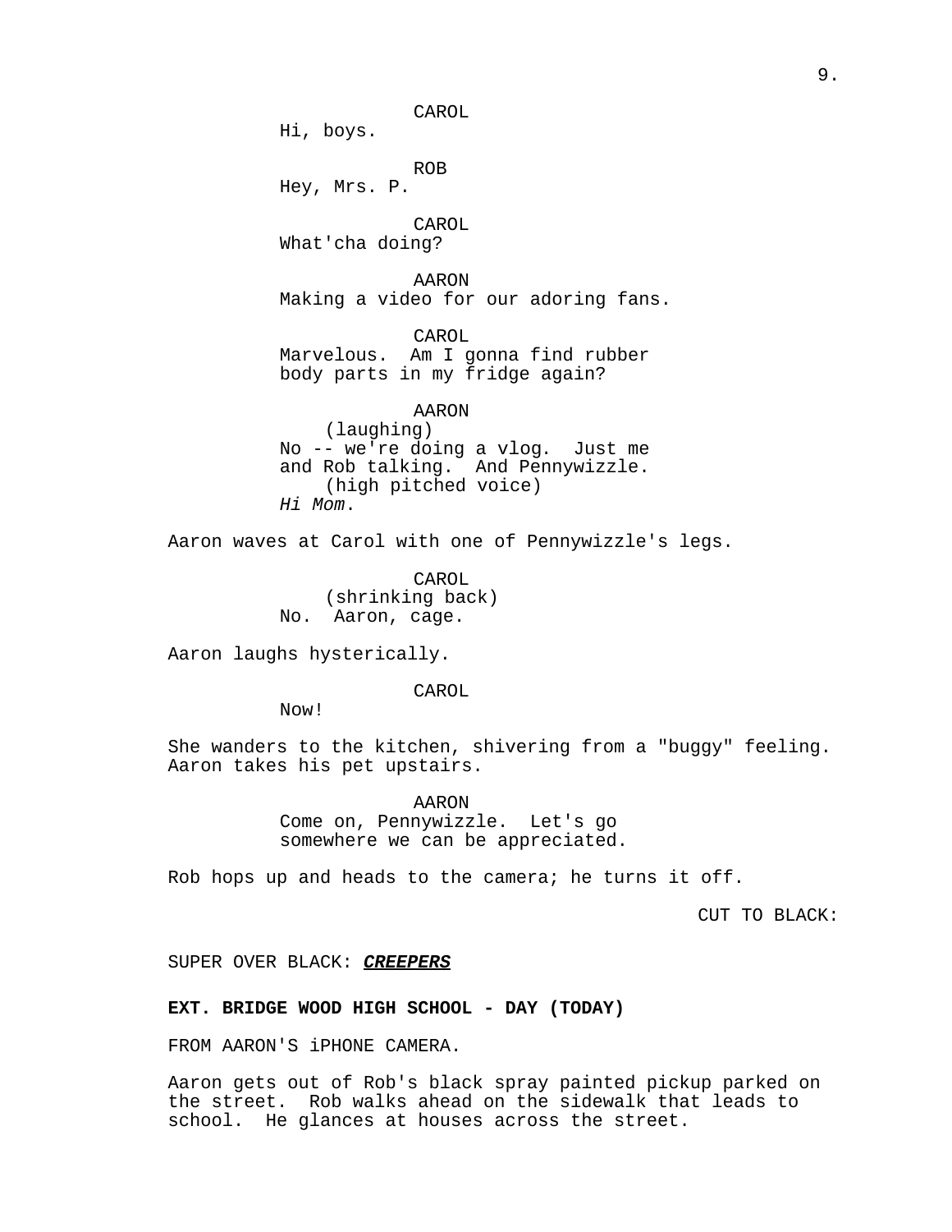CAROL
Hi, boys.

ROB
Hey, Mrs. P.

CAROL
What'cha doing?

AARON
Making a video for our adoring fans.

CAROL
Marvelous. Am I gonna find rubber body parts in my fridge again?

AARON
(laughing)
No -- we're doing a vlog. Just me and Rob talking. And Pennywizzle.
(high pitched voice)
*Hi Mom*.

Aaron waves at Carol with one of Pennywizzle's legs.

CAROL
(shrinking back)
No. Aaron, cage.

Aaron laughs hysterically.

CAROL
Now!

She wanders to the kitchen, shivering from a "buggy" feeling. Aaron takes his pet upstairs.

AARON
Come on, Pennywizzle. Let's go somewhere we can be appreciated.

Rob hops up and heads to the camera; he turns it off.

CUT TO BLACK:

SUPER OVER BLACK: ***CREEPERS***

**EXT. BRIDGE WOOD HIGH SCHOOL - DAY (TODAY)**

FROM AARON'S iPHONE CAMERA.

Aaron gets out of Rob's black spray painted pickup parked on the street. Rob walks ahead on the sidewalk that leads to school. He glances at houses across the street.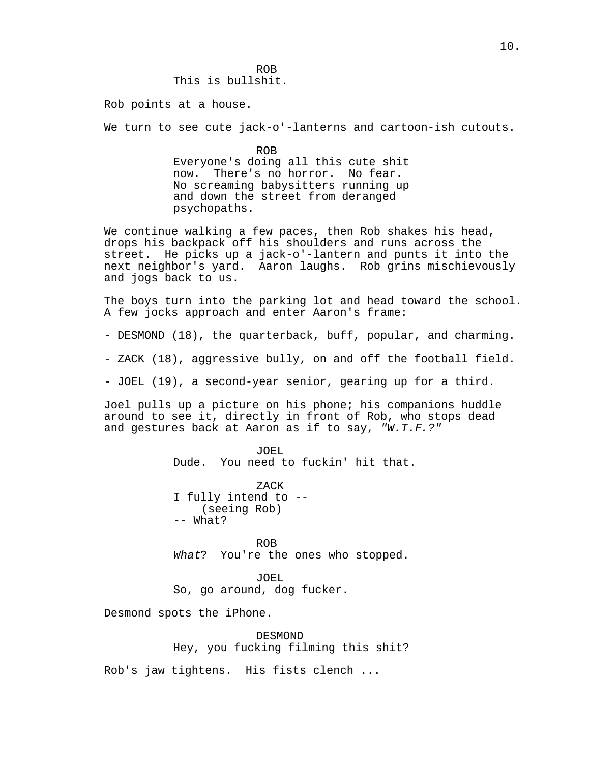ROB
This is bullshit.

Rob points at a house.

We turn to see cute jack-o'-lanterns and cartoon-ish cutouts.

ROB
Everyone's doing all this cute shit now. There's no horror. No fear. No screaming babysitters running up and down the street from deranged psychopaths.

We continue walking a few paces, then Rob shakes his head, drops his backpack off his shoulders and runs across the street. He picks up a jack-o'-lantern and punts it into the next neighbor's yard. Aaron laughs. Rob grins mischievously and jogs back to us.

The boys turn into the parking lot and head toward the school. A few jocks approach and enter Aaron's frame:

- DESMOND (18), the quarterback, buff, popular, and charming.

- ZACK (18), aggressive bully, on and off the football field.

- JOEL (19), a second-year senior, gearing up for a third.

Joel pulls up a picture on his phone; his companions huddle around to see it, directly in front of Rob, who stops dead and gestures back at Aaron as if to say, *"W.T.F.?"*

JOEL
Dude. You need to fuckin' hit that.

ZACK
I fully intend to --
(seeing Rob)
-- What?

ROB
*What*? You're the ones who stopped.

JOEL
So, go around, dog fucker.

Desmond spots the iPhone.

DESMOND
Hey, you fucking filming this shit?

Rob's jaw tightens. His fists clench ...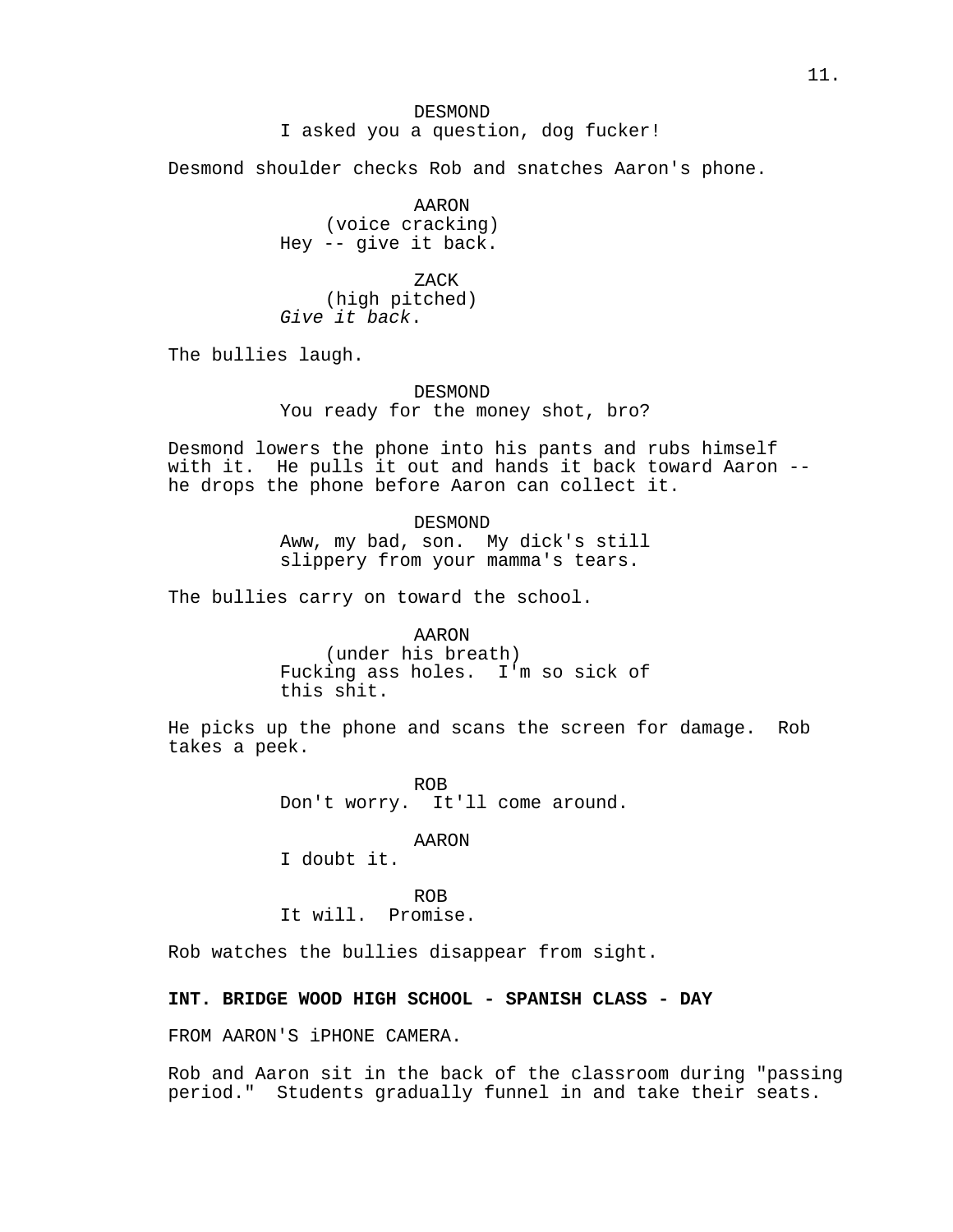DESMOND
I asked you a question, dog fucker!

Desmond shoulder checks Rob and snatches Aaron's phone.

AARON
(voice cracking)
Hey -- give it back.

ZACK
(high pitched)
*Give it back*.

The bullies laugh.

DESMOND
You ready for the money shot, bro?

Desmond lowers the phone into his pants and rubs himself with it. He pulls it out and hands it back toward Aaron -- he drops the phone before Aaron can collect it.

DESMOND
Aww, my bad, son. My dick's still slippery from your mamma's tears.

The bullies carry on toward the school.

AARON
(under his breath)
Fucking ass holes. I'm so sick of this shit.

He picks up the phone and scans the screen for damage. Rob takes a peek.

ROB
Don't worry. It'll come around.

AARON
I doubt it.

ROB
It will. Promise.

Rob watches the bullies disappear from sight.

**INT. BRIDGE WOOD HIGH SCHOOL - SPANISH CLASS - DAY**

FROM AARON'S iPHONE CAMERA.

Rob and Aaron sit in the back of the classroom during "passing period." Students gradually funnel in and take their seats.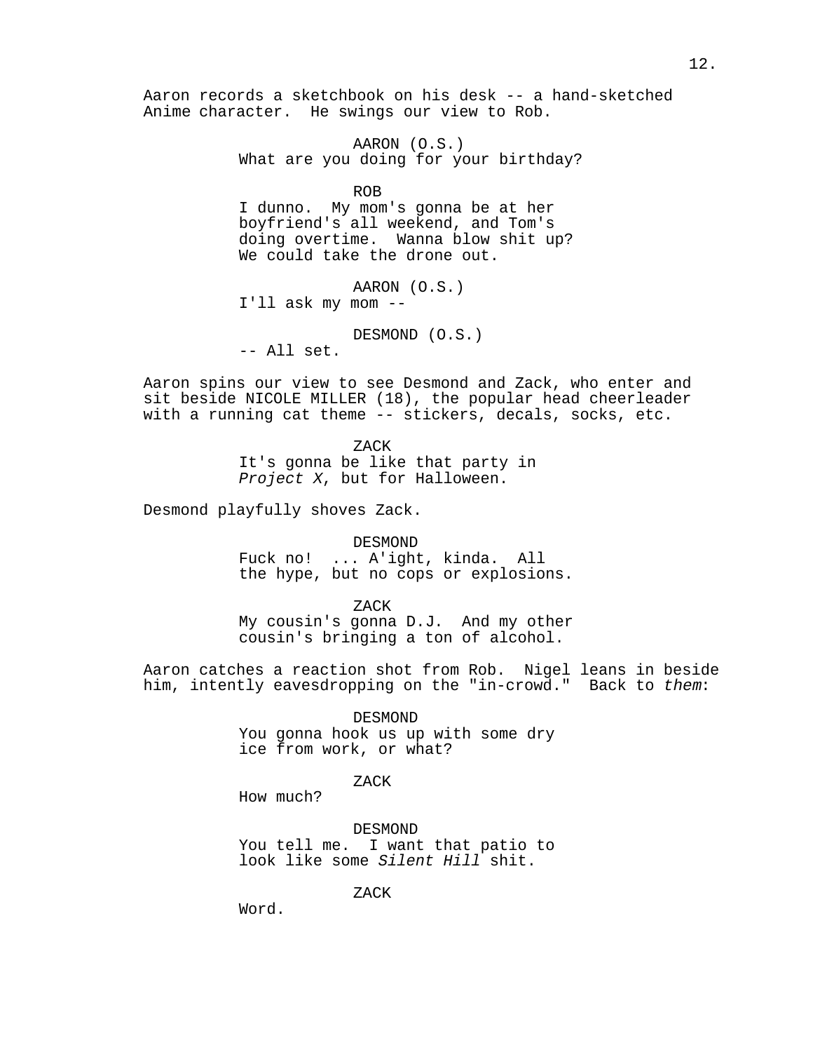Aaron records a sketchbook on his desk -- a hand-sketched Anime character. He swings our view to Rob.

AARON (O.S.)
What are you doing for your birthday?

ROB
I dunno. My mom's gonna be at her boyfriend's all weekend, and Tom's doing overtime. Wanna blow shit up? We could take the drone out.

AARON (O.S.)
I'll ask my mom --

DESMOND (O.S.)
-- All set.

Aaron spins our view to see Desmond and Zack, who enter and sit beside NICOLE MILLER (18), the popular head cheerleader with a running cat theme -- stickers, decals, socks, etc.

ZACK
It's gonna be like that party in *Project X*, but for Halloween.

Desmond playfully shoves Zack.

DESMOND
Fuck no! ... A'ight, kinda. All the hype, but no cops or explosions.

ZACK
My cousin's gonna D.J. And my other cousin's bringing a ton of alcohol.

Aaron catches a reaction shot from Rob. Nigel leans in beside him, intently eavesdropping on the "in-crowd." Back to *them*:

DESMOND
You gonna hook us up with some dry ice from work, or what?

ZACK
How much?

DESMOND
You tell me. I want that patio to look like some *Silent Hill* shit.

ZACK
Word.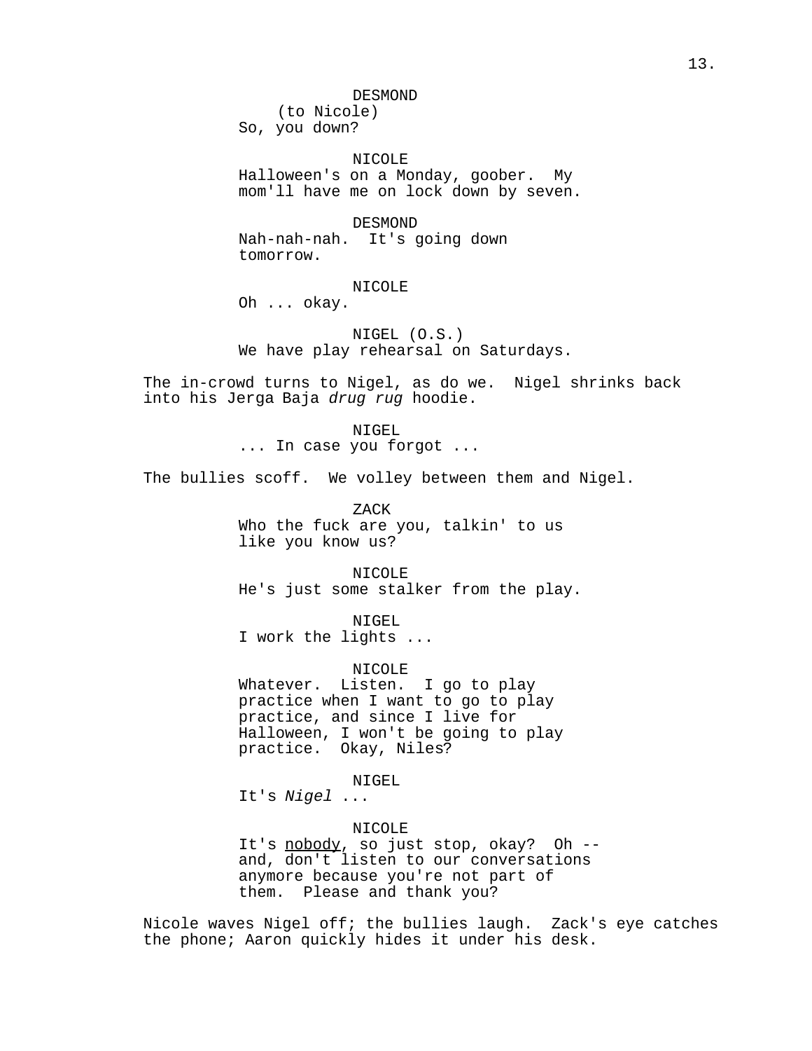DESMOND
(to Nicole)
So, you down?

NICOLE
Halloween's on a Monday, goober. My mom'll have me on lock down by seven.

DESMOND
Nah-nah-nah. It's going down tomorrow.

NICOLE
Oh ... okay.

NIGEL (O.S.)
We have play rehearsal on Saturdays.

The in-crowd turns to Nigel, as do we. Nigel shrinks back into his Jerga Baja *drug rug* hoodie.

NIGEL
... In case you forgot ...

The bullies scoff. We volley between them and Nigel.

ZACK
Who the fuck are you, talkin' to us like you know us?

NICOLE
He's just some stalker from the play.

NIGEL
I work the lights ...

NICOLE
Whatever. Listen. I go to play practice when I want to go to play practice, and since I live for Halloween, I won't be going to play practice. Okay, Niles?

NIGEL
It's *Nigel* ...

NICOLE
It's <u>nobody</u>, so just stop, okay? Oh -- and, don't listen to our conversations anymore because you're not part of them. Please and thank you?

Nicole waves Nigel off; the bullies laugh. Zack's eye catches the phone; Aaron quickly hides it under his desk.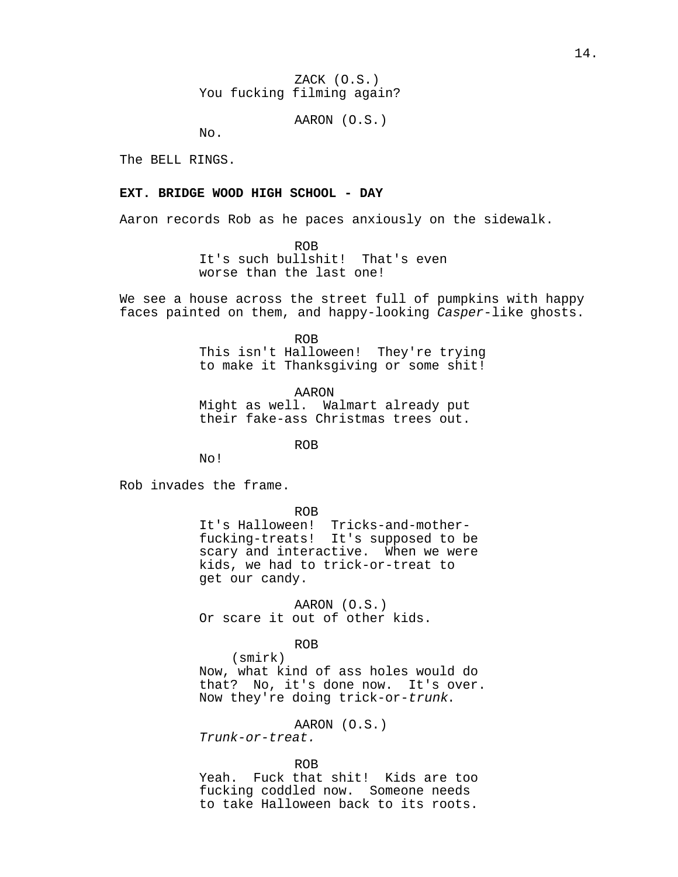ZACK (O.S.)
You fucking filming again?

AARON (O.S.)
No.

The BELL RINGS.

**EXT. BRIDGE WOOD HIGH SCHOOL - DAY**

Aaron records Rob as he paces anxiously on the sidewalk.

ROB
It's such bullshit! That's even worse than the last one!

We see a house across the street full of pumpkins with happy faces painted on them, and happy-looking *Casper*-like ghosts.

ROB
This isn't Halloween! They're trying to make it Thanksgiving or some shit!

AARON
Might as well. Walmart already put their fake-ass Christmas trees out.

ROB
No!

Rob invades the frame.

ROB
It's Halloween! Tricks-and-mother-fucking-treats! It's supposed to be scary and interactive. When we were kids, we had to trick-or-treat to get our candy.

AARON (O.S.)
Or scare it out of other kids.

ROB
(smirk)
Now, what kind of ass holes would do that? No, it's done now. It's over. Now they're doing trick-or-*trunk*.

AARON (O.S.)
*Trunk-or-treat.*

ROB
Yeah. Fuck that shit! Kids are too fucking coddled now. Someone needs to take Halloween back to its roots.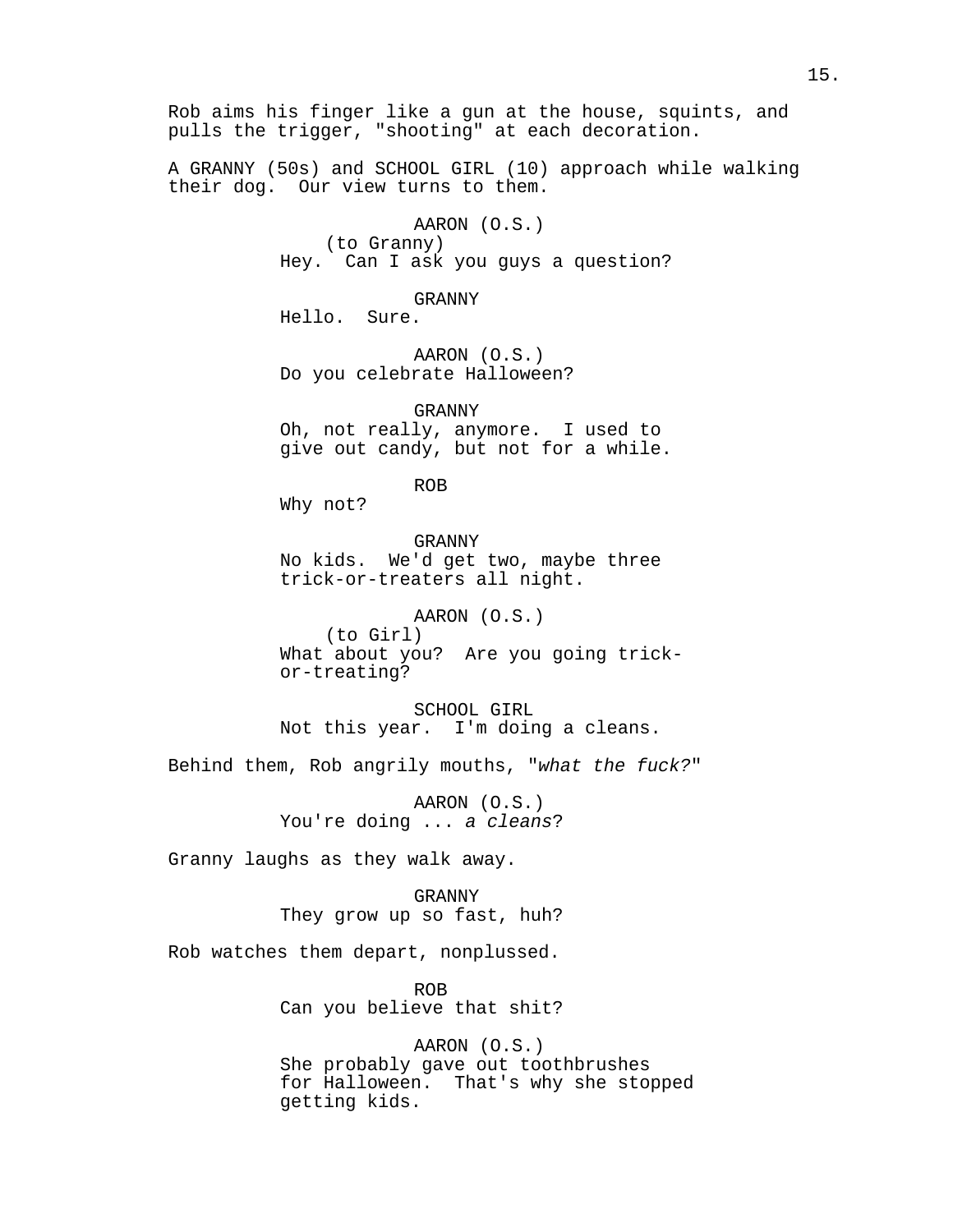Rob aims his finger like a gun at the house, squints, and pulls the trigger, "shooting" at each decoration.

A GRANNY (50s) and SCHOOL GIRL (10) approach while walking their dog. Our view turns to them.

AARON (O.S.)
(to Granny)
Hey. Can I ask you guys a question?

GRANNY
Hello. Sure.

AARON (O.S.)
Do you celebrate Halloween?

GRANNY
Oh, not really, anymore. I used to give out candy, but not for a while.

ROB
Why not?

GRANNY
No kids. We'd get two, maybe three trick-or-treaters all night.

AARON (O.S.)
(to Girl)
What about you? Are you going trick-or-treating?

SCHOOL GIRL
Not this year. I'm doing a cleans.

Behind them, Rob angrily mouths, "*what the fuck?*"

AARON (O.S.)
You're doing ... *a cleans*?

Granny laughs as they walk away.

GRANNY
They grow up so fast, huh?

Rob watches them depart, nonplussed.

ROB
Can you believe that shit?

AARON (O.S.)
She probably gave out toothbrushes for Halloween. That's why she stopped getting kids.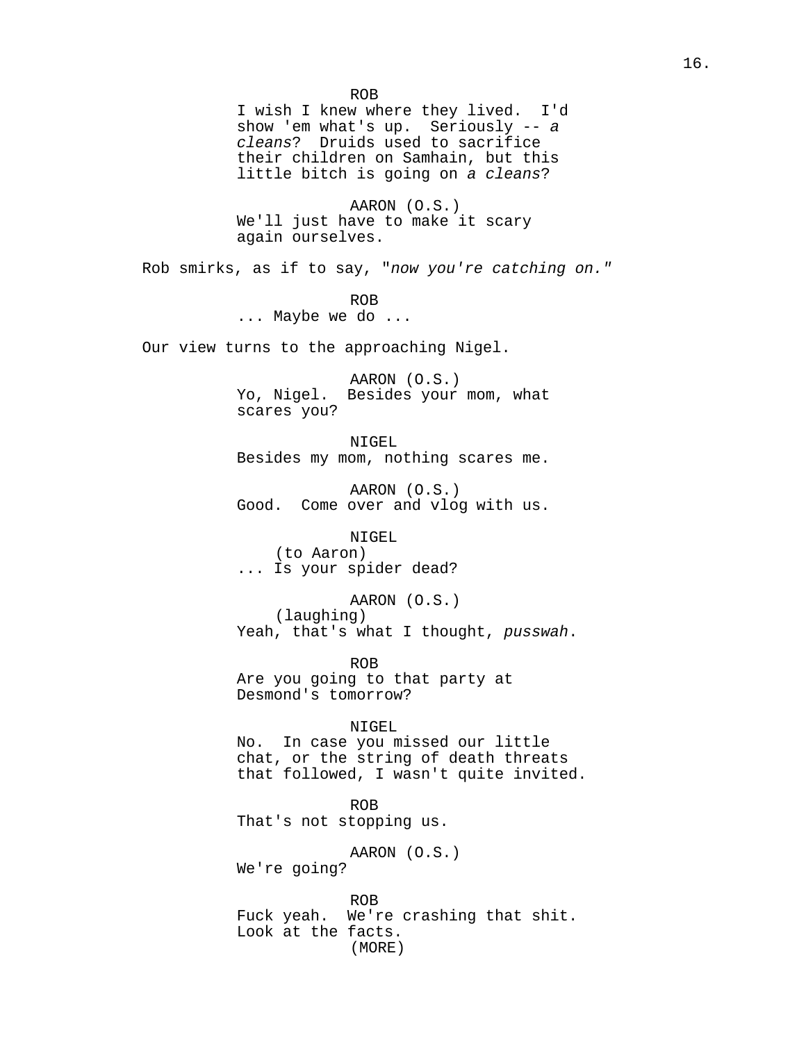ROB
I wish I knew where they lived. I'd show 'em what's up. Seriously -- *a cleans*? Druids used to sacrifice their children on Samhain, but this little bitch is going on *a cleans*?

AARON (O.S.)
We'll just have to make it scary again ourselves.

Rob smirks, as if to say, "*now you're catching on.*"

ROB
... Maybe we do ...

Our view turns to the approaching Nigel.

AARON (O.S.)
Yo, Nigel. Besides your mom, what scares you?

NIGEL
Besides my mom, nothing scares me.

AARON (O.S.)
Good. Come over and vlog with us.

NIGEL
(to Aaron)
... Is your spider dead?

AARON (O.S.)
(laughing)
Yeah, that's what I thought, *pusswah*.

ROB
Are you going to that party at Desmond's tomorrow?

NIGEL
No. In case you missed our little chat, or the string of death threats that followed, I wasn't quite invited.

ROB
That's not stopping us.

AARON (O.S.)
We're going?

ROB
Fuck yeah. We're crashing that shit. Look at the facts.
(MORE)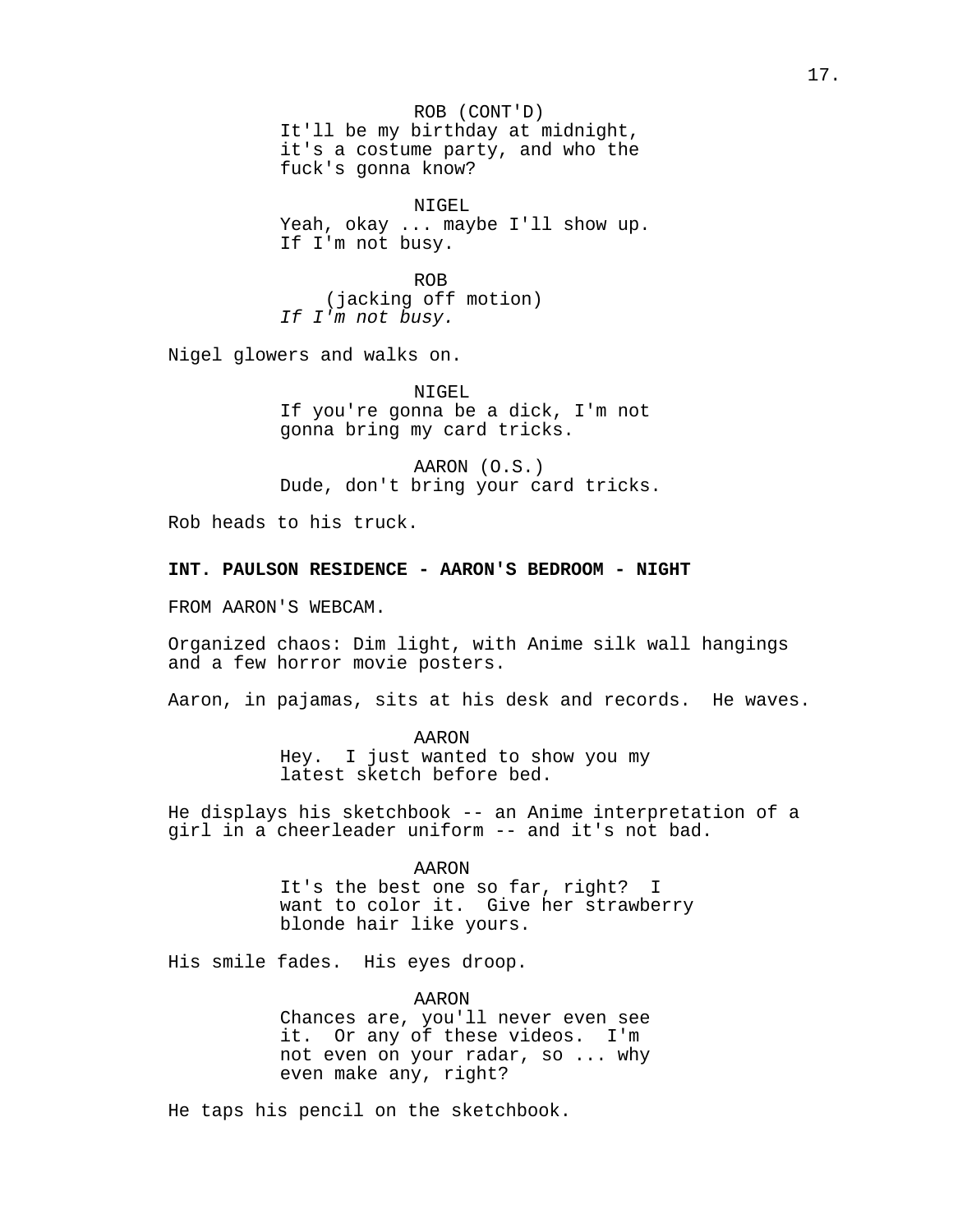ROB (CONT'D)
It'll be my birthday at midnight, it's a costume party, and who the fuck's gonna know?

NIGEL
Yeah, okay ... maybe I'll show up. If I'm not busy.

ROB
(jacking off motion)
*If I'm not busy.*

Nigel glowers and walks on.

NIGEL
If you're gonna be a dick, I'm not gonna bring my card tricks.

AARON (O.S.)
Dude, don't bring your card tricks.

Rob heads to his truck.

**INT. PAULSON RESIDENCE - AARON'S BEDROOM - NIGHT**

FROM AARON'S WEBCAM.

Organized chaos: Dim light, with Anime silk wall hangings and a few horror movie posters.

Aaron, in pajamas, sits at his desk and records. He waves.

AARON
Hey. I just wanted to show you my latest sketch before bed.

He displays his sketchbook -- an Anime interpretation of a girl in a cheerleader uniform -- and it's not bad.

AARON
It's the best one so far, right? I want to color it. Give her strawberry blonde hair like yours.

His smile fades. His eyes droop.

AARON
Chances are, you'll never even see it. Or any of these videos. I'm not even on your radar, so ... why even make any, right?

He taps his pencil on the sketchbook.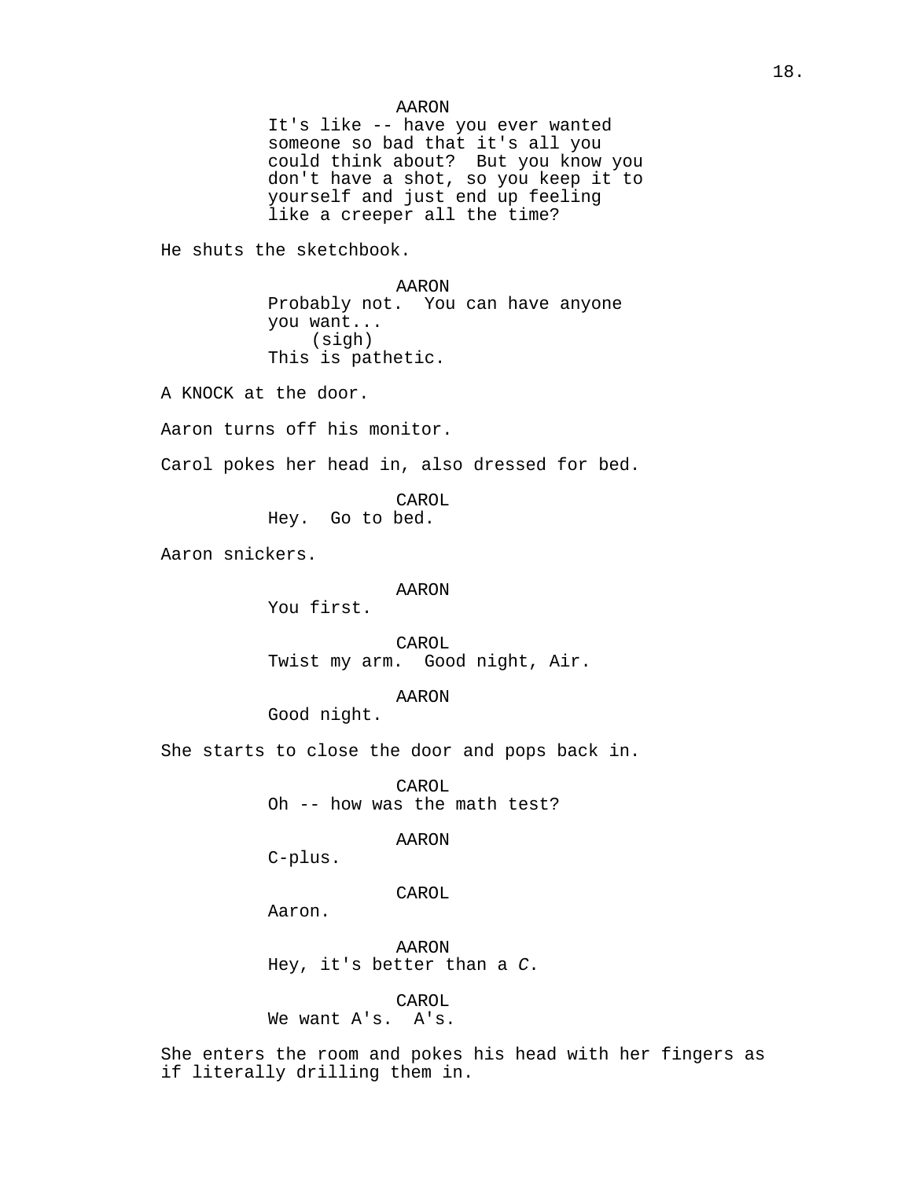AARON
It's like -- have you ever wanted someone so bad that it's all you could think about? But you know you don't have a shot, so you keep it to yourself and just end up feeling like a creeper all the time?

He shuts the sketchbook.

AARON
Probably not. You can have anyone you want...
(sigh)
This is pathetic.

A KNOCK at the door.

Aaron turns off his monitor.

Carol pokes her head in, also dressed for bed.

CAROL
Hey. Go to bed.

Aaron snickers.

AARON
You first.

CAROL
Twist my arm. Good night, Air.

AARON
Good night.

She starts to close the door and pops back in.

CAROL
Oh -- how was the math test?

AARON
C-plus.

CAROL
Aaron.

AARON
Hey, it's better than a *C*.

CAROL
We want A's. A's.

She enters the room and pokes his head with her fingers as if literally drilling them in.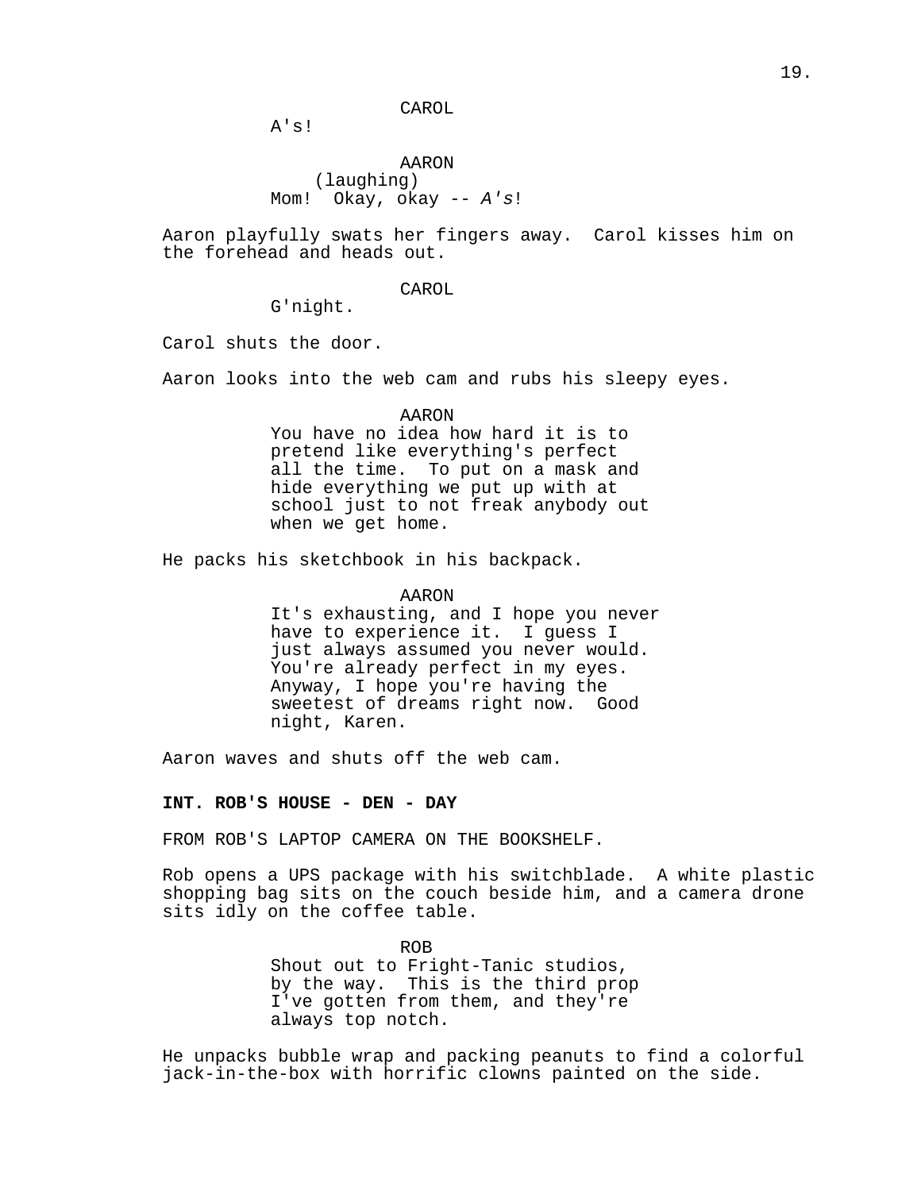CAROL

A's!

AARON

(laughing)

Mom! Okay, okay -- *A's*!

Aaron playfully swats her fingers away. Carol kisses him on the forehead and heads out.

CAROL

G'night.

Carol shuts the door.

Aaron looks into the web cam and rubs his sleepy eyes.

AARON

You have no idea how hard it is to pretend like everything's perfect all the time. To put on a mask and hide everything we put up with at school just to not freak anybody out when we get home.

He packs his sketchbook in his backpack.

AARON

It's exhausting, and I hope you never have to experience it. I guess I just always assumed you never would. You're already perfect in my eyes. Anyway, I hope you're having the sweetest of dreams right now. Good night, Karen.

Aaron waves and shuts off the web cam.

**INT. ROB'S HOUSE - DEN - DAY**

FROM ROB'S LAPTOP CAMERA ON THE BOOKSHELF.

Rob opens a UPS package with his switchblade. A white plastic shopping bag sits on the couch beside him, and a camera drone sits idly on the coffee table.

ROB

Shout out to Fright-Tanic studios, by the way. This is the third prop I've gotten from them, and they're always top notch.

He unpacks bubble wrap and packing peanuts to find a colorful jack-in-the-box with horrific clowns painted on the side.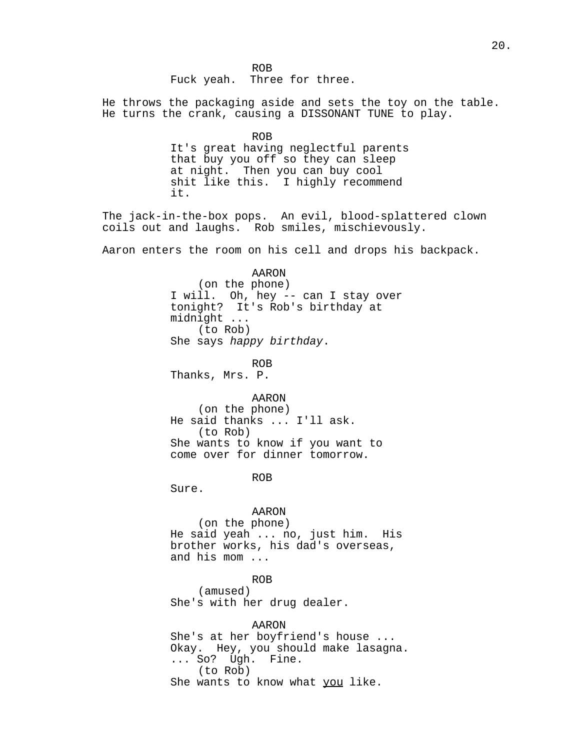ROB
Fuck yeah.  Three for three.

He throws the packaging aside and sets the toy on the table. He turns the crank, causing a DISSONANT TUNE to play.

ROB
It's great having neglectful parents that buy you off so they can sleep at night.  Then you can buy cool shit like this.  I highly recommend it.

The jack-in-the-box pops.  An evil, blood-splattered clown coils out and laughs.  Rob smiles, mischievously.

Aaron enters the room on his cell and drops his backpack.

AARON
(on the phone)
I will.  Oh, hey -- can I stay over tonight?  It's Rob's birthday at midnight ...
(to Rob)
She says *happy birthday*.

ROB
Thanks, Mrs. P.

AARON
(on the phone)
He said thanks ... I'll ask.
(to Rob)
She wants to know if you want to come over for dinner tomorrow.

ROB
Sure.

AARON
(on the phone)
He said yeah ... no, just him.  His brother works, his dad's overseas, and his mom ...

ROB
(amused)
She's with her drug dealer.

AARON
She's at her boyfriend's house ... Okay.  Hey, you should make lasagna. ... So?  Ugh.  Fine.
(to Rob)
She wants to know what <u>you</u> like.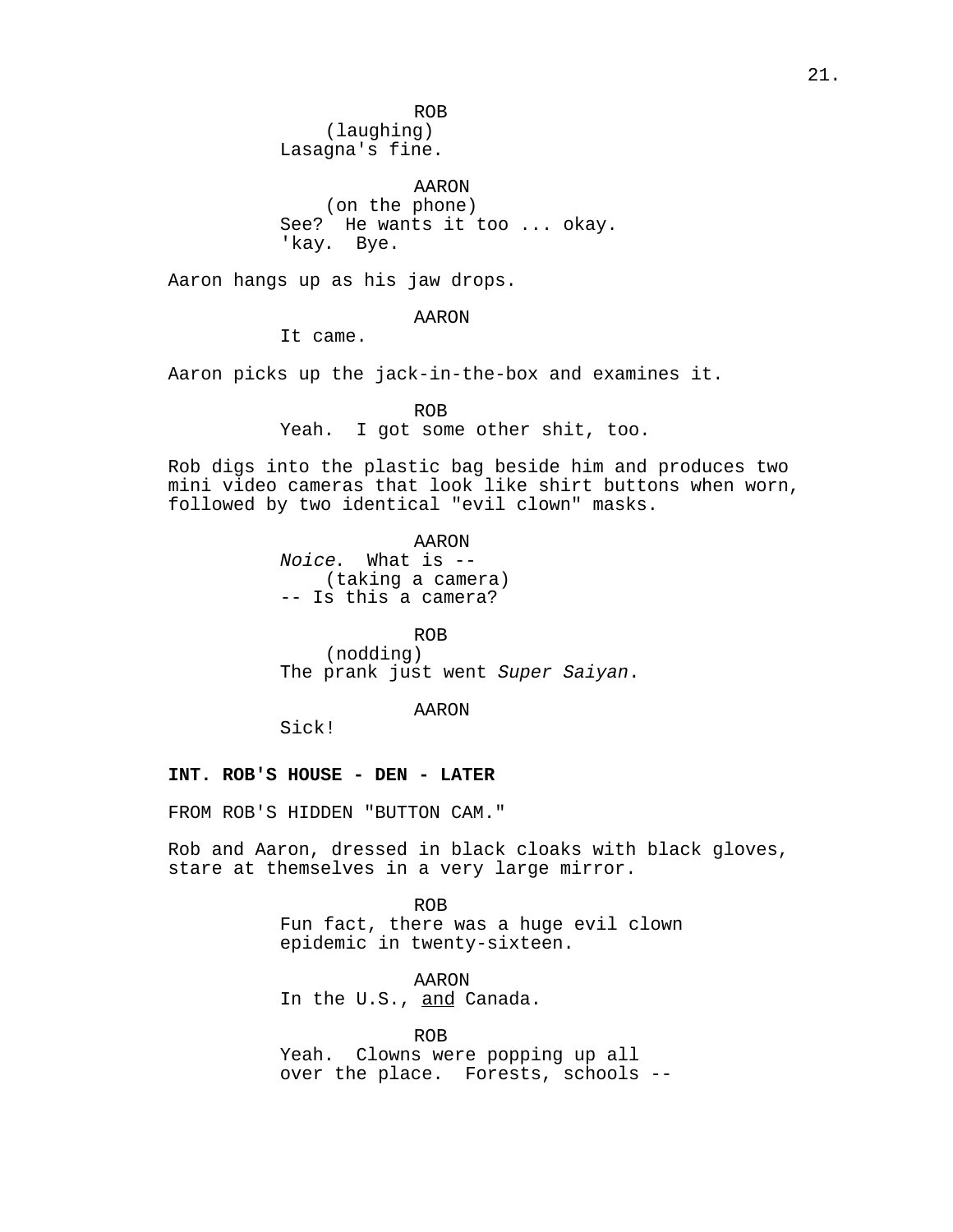ROB
(laughing)
Lasagna's fine.

AARON
(on the phone)
See?  He wants it too ... okay.
'kay.  Bye.

Aaron hangs up as his jaw drops.

AARON
It came.

Aaron picks up the jack-in-the-box and examines it.

ROB
Yeah.  I got some other shit, too.

Rob digs into the plastic bag beside him and produces two mini video cameras that look like shirt buttons when worn, followed by two identical "evil clown" masks.

AARON
*Noice*.  What is --
(taking a camera)
-- Is this a camera?

ROB
(nodding)
The prank just went *Super Saiyan*.

AARON
Sick!

**INT. ROB'S HOUSE - DEN - LATER**

FROM ROB'S HIDDEN "BUTTON CAM."

Rob and Aaron, dressed in black cloaks with black gloves, stare at themselves in a very large mirror.

ROB
Fun fact, there was a huge evil clown epidemic in twenty-sixteen.

AARON
In the U.S., <u>and</u> Canada.

ROB
Yeah.  Clowns were popping up all over the place.  Forests, schools --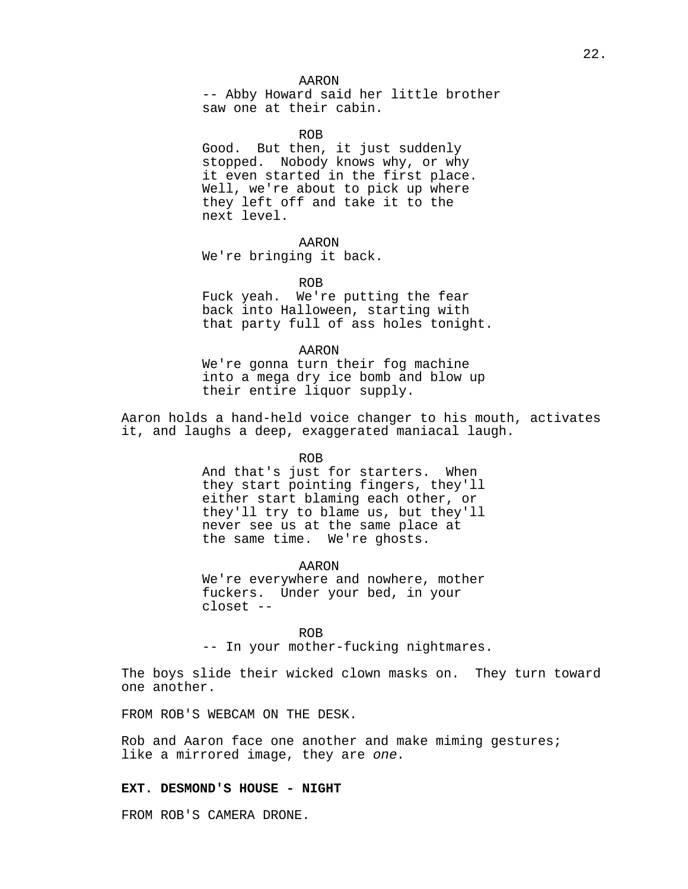AARON
-- Abby Howard said her little brother saw one at their cabin.

ROB
Good. But then, it just suddenly stopped. Nobody knows why, or why it even started in the first place. Well, we're about to pick up where they left off and take it to the next level.

AARON
We're bringing it back.

ROB
Fuck yeah. We're putting the fear back into Halloween, starting with that party full of ass holes tonight.

AARON
We're gonna turn their fog machine into a mega dry ice bomb and blow up their entire liquor supply.

Aaron holds a hand-held voice changer to his mouth, activates it, and laughs a deep, exaggerated maniacal laugh.

ROB
And that's just for starters. When they start pointing fingers, they'll either start blaming each other, or they'll try to blame us, but they'll never see us at the same place at the same time. We're ghosts.

AARON
We're everywhere and nowhere, mother fuckers. Under your bed, in your closet --

ROB
-- In your mother-fucking nightmares.

The boys slide their wicked clown masks on. They turn toward one another.

FROM ROB'S WEBCAM ON THE DESK.

Rob and Aaron face one another and make miming gestures; like a mirrored image, they are *one*.

**EXT. DESMOND'S HOUSE - NIGHT**

FROM ROB'S CAMERA DRONE.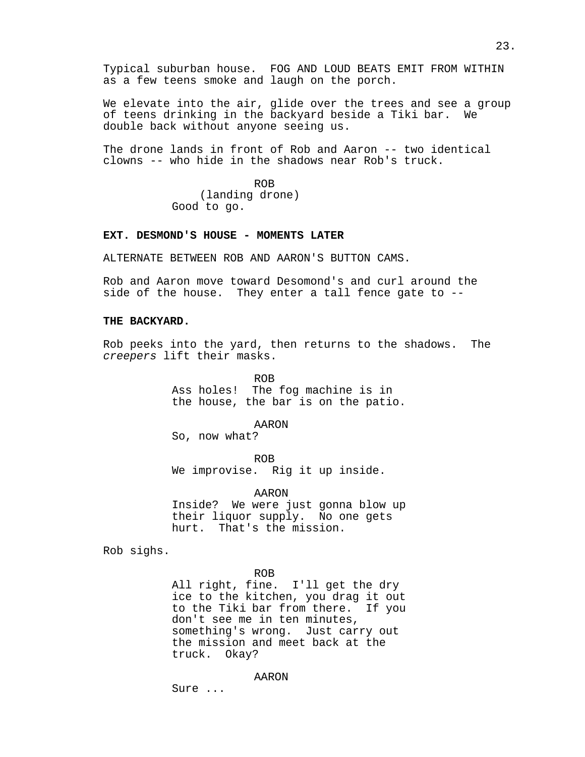Typical suburban house. FOG AND LOUD BEATS EMIT FROM WITHIN as a few teens smoke and laugh on the porch.

We elevate into the air, glide over the trees and see a group of teens drinking in the backyard beside a Tiki bar. We double back without anyone seeing us.

The drone lands in front of Rob and Aaron -- two identical clowns -- who hide in the shadows near Rob's truck.

ROB
(landing drone)
Good to go.

**EXT. DESMOND'S HOUSE - MOMENTS LATER**

ALTERNATE BETWEEN ROB AND AARON'S BUTTON CAMS.

Rob and Aaron move toward Desomond's and curl around the side of the house. They enter a tall fence gate to --

**THE BACKYARD.**

Rob peeks into the yard, then returns to the shadows. The *creepers* lift their masks.

ROB
Ass holes! The fog machine is in the house, the bar is on the patio.

AARON
So, now what?

ROB
We improvise. Rig it up inside.

AARON
Inside? We were just gonna blow up their liquor supply. No one gets hurt. That's the mission.

Rob sighs.

ROB
All right, fine. I'll get the dry ice to the kitchen, you drag it out to the Tiki bar from there. If you don't see me in ten minutes, something's wrong. Just carry out the mission and meet back at the truck. Okay?

AARON
Sure ...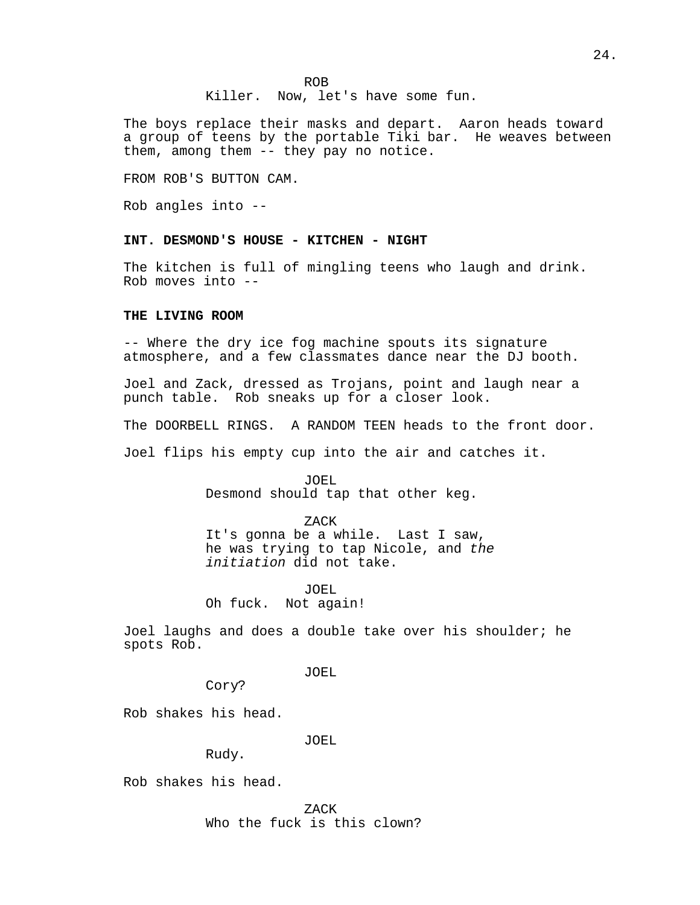ROB
Killer.  Now, let's have some fun.

The boys replace their masks and depart.  Aaron heads toward a group of teens by the portable Tiki bar.  He weaves between them, among them -- they pay no notice.

FROM ROB'S BUTTON CAM.

Rob angles into --

**INT. DESMOND'S HOUSE - KITCHEN - NIGHT**

The kitchen is full of mingling teens who laugh and drink.  Rob moves into --

**THE LIVING ROOM**

-- Where the dry ice fog machine spouts its signature atmosphere, and a few classmates dance near the DJ booth.

Joel and Zack, dressed as Trojans, point and laugh near a punch table.  Rob sneaks up for a closer look.

The DOORBELL RINGS.  A RANDOM TEEN heads to the front door.

Joel flips his empty cup into the air and catches it.

JOEL
Desmond should tap that other keg.

ZACK
It's gonna be a while.  Last I saw, he was trying to tap Nicole, and *the initiation* did not take.

JOEL
Oh fuck.  Not again!

Joel laughs and does a double take over his shoulder; he spots Rob.

JOEL
Cory?

Rob shakes his head.

JOEL
Rudy.

Rob shakes his head.

ZACK
Who the fuck is this clown?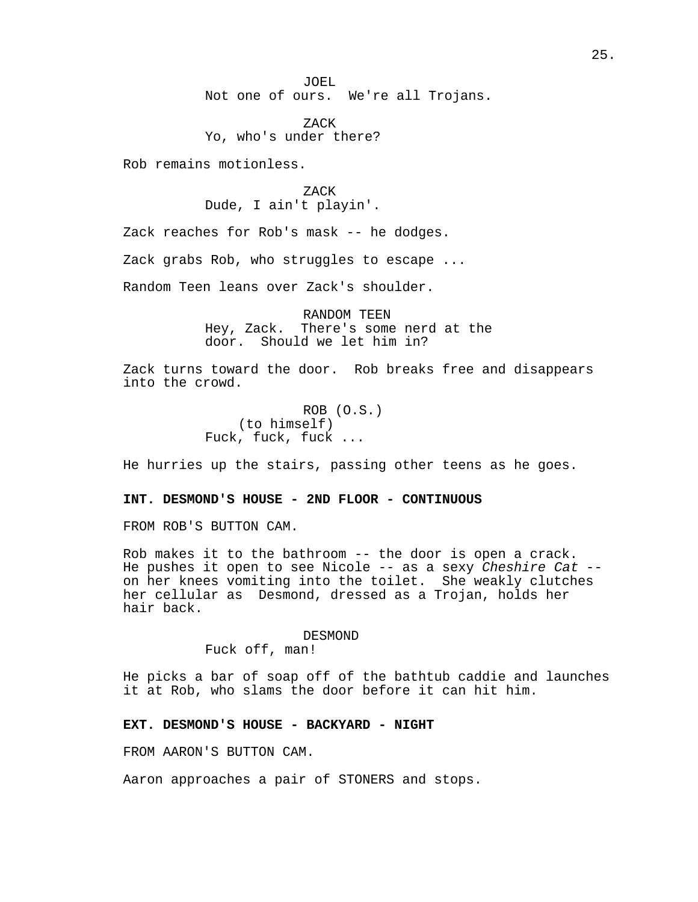JOEL
Not one of ours.  We're all Trojans.

ZACK
Yo, who's under there?

Rob remains motionless.

ZACK
Dude, I ain't playin'.

Zack reaches for Rob's mask -- he dodges.

Zack grabs Rob, who struggles to escape ...

Random Teen leans over Zack's shoulder.

RANDOM TEEN
Hey, Zack.  There's some nerd at the door.  Should we let him in?

Zack turns toward the door.  Rob breaks free and disappears into the crowd.

ROB (O.S.)
(to himself)
Fuck, fuck, fuck ...

He hurries up the stairs, passing other teens as he goes.

**INT. DESMOND'S HOUSE - 2ND FLOOR - CONTINUOUS**

FROM ROB'S BUTTON CAM.

Rob makes it to the bathroom -- the door is open a crack. He pushes it open to see Nicole -- as a sexy *Cheshire Cat* -- on her knees vomiting into the toilet.  She weakly clutches her cellular as  Desmond, dressed as a Trojan, holds her hair back.

DESMOND
Fuck off, man!

He picks a bar of soap off of the bathtub caddie and launches it at Rob, who slams the door before it can hit him.

**EXT. DESMOND'S HOUSE - BACKYARD - NIGHT**

FROM AARON'S BUTTON CAM.

Aaron approaches a pair of STONERS and stops.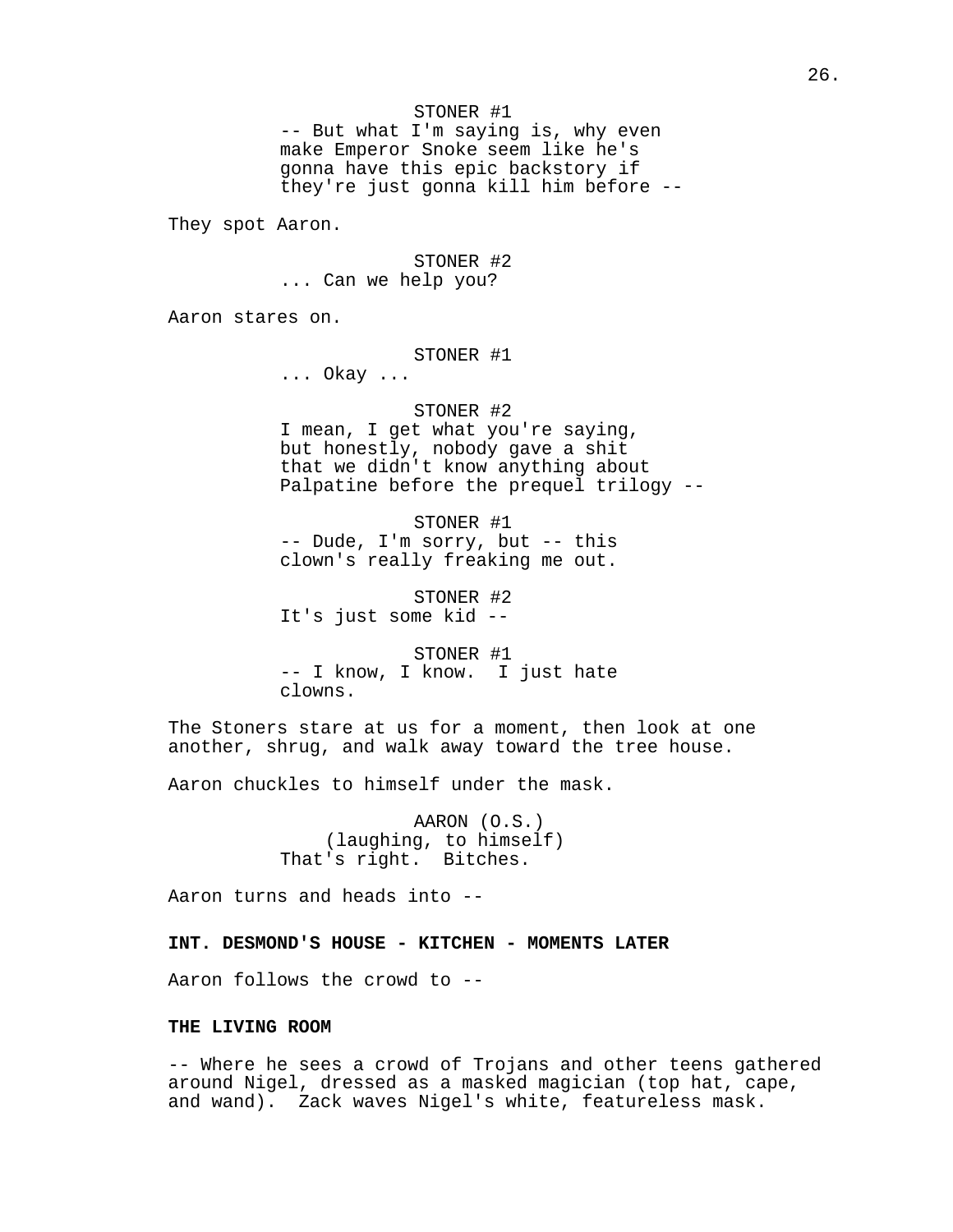STONER #1
-- But what I'm saying is, why even make Emperor Snoke seem like he's gonna have this epic backstory if they're just gonna kill him before --

They spot Aaron.

STONER #2
... Can we help you?

Aaron stares on.

STONER #1
... Okay ...

STONER #2
I mean, I get what you're saying, but honestly, nobody gave a shit that we didn't know anything about Palpatine before the prequel trilogy --

STONER #1
-- Dude, I'm sorry, but -- this clown's really freaking me out.

STONER #2
It's just some kid --

STONER #1
-- I know, I know. I just hate clowns.

The Stoners stare at us for a moment, then look at one another, shrug, and walk away toward the tree house.

Aaron chuckles to himself under the mask.

AARON (O.S.)
(laughing, to himself)
That's right. Bitches.

Aaron turns and heads into --

**INT. DESMOND'S HOUSE - KITCHEN - MOMENTS LATER**

Aaron follows the crowd to --

**THE LIVING ROOM**

-- Where he sees a crowd of Trojans and other teens gathered around Nigel, dressed as a masked magician (top hat, cape, and wand). Zack waves Nigel's white, featureless mask.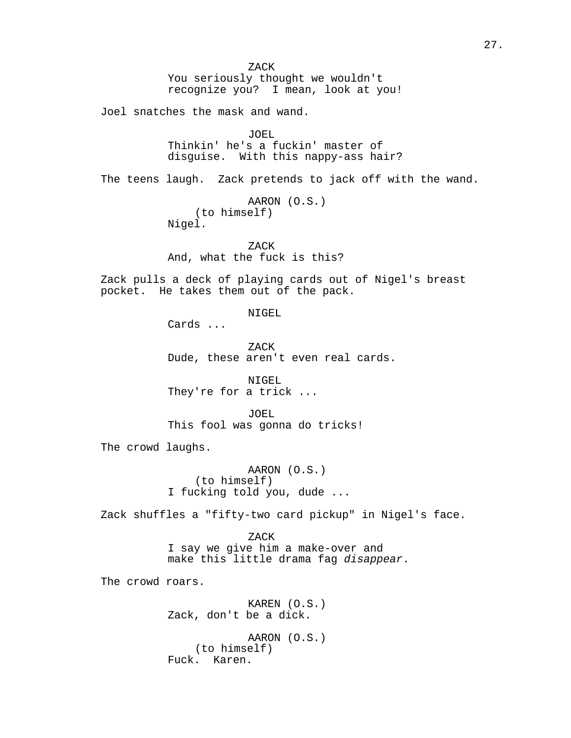ZACK
You seriously thought we wouldn't recognize you? I mean, look at you!

Joel snatches the mask and wand.

JOEL
Thinkin' he's a fuckin' master of disguise. With this nappy-ass hair?

The teens laugh. Zack pretends to jack off with the wand.

AARON (O.S.)
(to himself)
Nigel.

ZACK
And, what the fuck is this?

Zack pulls a deck of playing cards out of Nigel's breast pocket. He takes them out of the pack.

NIGEL
Cards ...

ZACK
Dude, these aren't even real cards.

NIGEL
They're for a trick ...

JOEL
This fool was gonna do tricks!

The crowd laughs.

AARON (O.S.)
(to himself)
I fucking told you, dude ...

Zack shuffles a "fifty-two card pickup" in Nigel's face.

ZACK
I say we give him a make-over and make this little drama fag *disappear*.

The crowd roars.

KAREN (O.S.)
Zack, don't be a dick.

AARON (O.S.)
(to himself)
Fuck. Karen.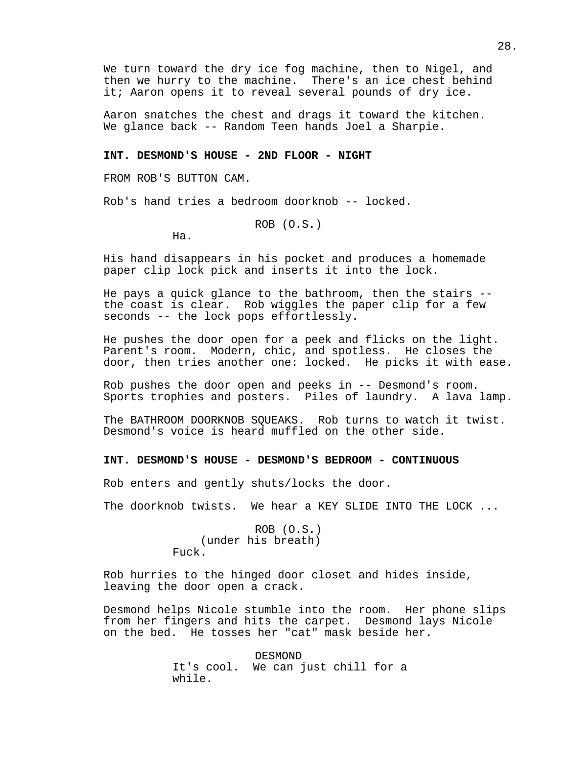We turn toward the dry ice fog machine, then to Nigel, and then we hurry to the machine. There's an ice chest behind it; Aaron opens it to reveal several pounds of dry ice.

Aaron snatches the chest and drags it toward the kitchen. We glance back -- Random Teen hands Joel a Sharpie.

**INT. DESMOND'S HOUSE - 2ND FLOOR - NIGHT**

FROM ROB'S BUTTON CAM.

Rob's hand tries a bedroom doorknob -- locked.

ROB (O.S.)
Ha.

His hand disappears in his pocket and produces a homemade paper clip lock pick and inserts it into the lock.

He pays a quick glance to the bathroom, then the stairs -- the coast is clear. Rob wiggles the paper clip for a few seconds -- the lock pops effortlessly.

He pushes the door open for a peek and flicks on the light. Parent's room. Modern, chic, and spotless. He closes the door, then tries another one: locked. He picks it with ease.

Rob pushes the door open and peeks in -- Desmond's room. Sports trophies and posters. Piles of laundry. A lava lamp.

The BATHROOM DOORKNOB SQUEAKS. Rob turns to watch it twist. Desmond's voice is heard muffled on the other side.

**INT. DESMOND'S HOUSE - DESMOND'S BEDROOM - CONTINUOUS**

Rob enters and gently shuts/locks the door.

The doorknob twists. We hear a KEY SLIDE INTO THE LOCK ...

ROB (O.S.)
(under his breath)
Fuck.

Rob hurries to the hinged door closet and hides inside, leaving the door open a crack.

Desmond helps Nicole stumble into the room. Her phone slips from her fingers and hits the carpet. Desmond lays Nicole on the bed. He tosses her "cat" mask beside her.

DESMOND
It's cool. We can just chill for a while.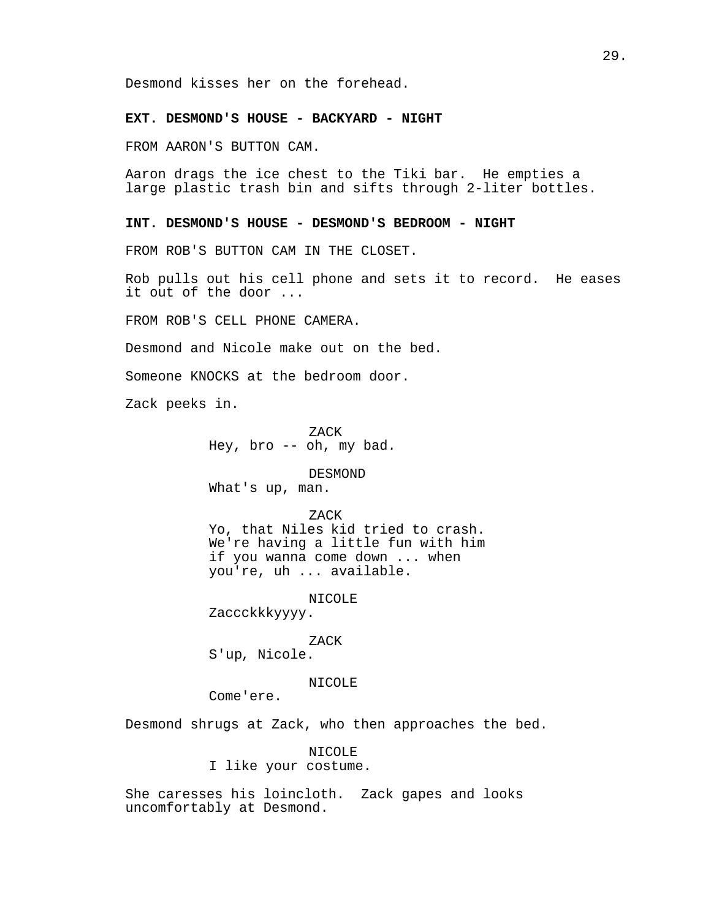Desmond kisses her on the forehead.

**EXT. DESMOND'S HOUSE - BACKYARD - NIGHT**

FROM AARON'S BUTTON CAM.

Aaron drags the ice chest to the Tiki bar. He empties a large plastic trash bin and sifts through 2-liter bottles.

**INT. DESMOND'S HOUSE - DESMOND'S BEDROOM - NIGHT**

FROM ROB'S BUTTON CAM IN THE CLOSET.

Rob pulls out his cell phone and sets it to record. He eases it out of the door ...

FROM ROB'S CELL PHONE CAMERA.

Desmond and Nicole make out on the bed.

Someone KNOCKS at the bedroom door.

Zack peeks in.

ZACK
Hey, bro -- oh, my bad.

DESMOND
What's up, man.

ZACK
Yo, that Niles kid tried to crash. We're having a little fun with him if you wanna come down ... when you're, uh ... available.

NICOLE
Zaccckkkyyyy.

ZACK
S'up, Nicole.

NICOLE
Come'ere.

Desmond shrugs at Zack, who then approaches the bed.

NICOLE
I like your costume.

She caresses his loincloth. Zack gapes and looks uncomfortably at Desmond.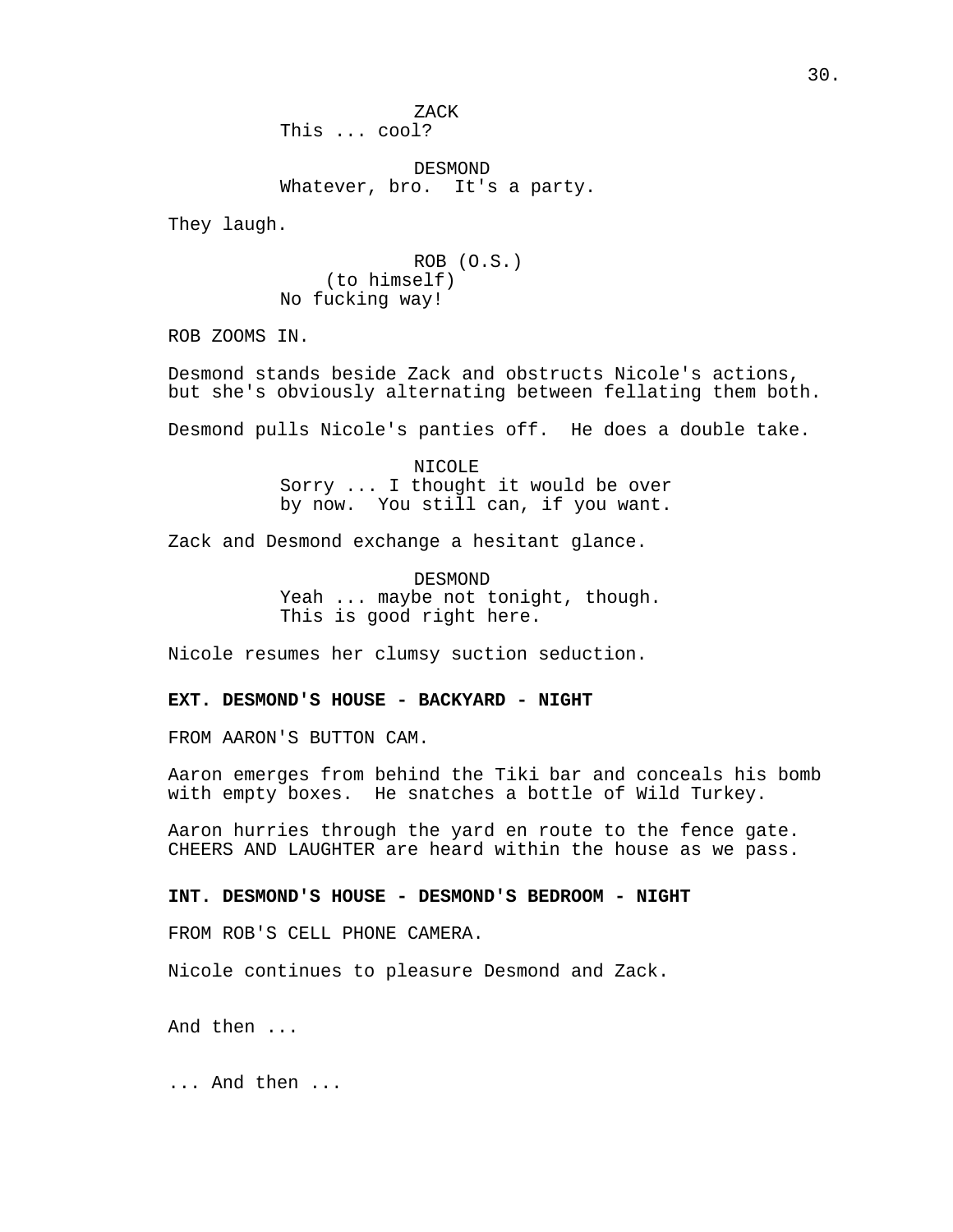ZACK
This ... cool?

DESMOND
Whatever, bro. It's a party.

They laugh.

ROB (O.S.)
(to himself)
No fucking way!

ROB ZOOMS IN.

Desmond stands beside Zack and obstructs Nicole's actions, but she's obviously alternating between fellating them both.

Desmond pulls Nicole's panties off. He does a double take.

NICOLE
Sorry ... I thought it would be over by now. You still can, if you want.

Zack and Desmond exchange a hesitant glance.

DESMOND
Yeah ... maybe not tonight, though. This is good right here.

Nicole resumes her clumsy suction seduction.

**EXT. DESMOND'S HOUSE - BACKYARD - NIGHT**

FROM AARON'S BUTTON CAM.

Aaron emerges from behind the Tiki bar and conceals his bomb with empty boxes. He snatches a bottle of Wild Turkey.

Aaron hurries through the yard en route to the fence gate. CHEERS AND LAUGHTER are heard within the house as we pass.

**INT. DESMOND'S HOUSE - DESMOND'S BEDROOM - NIGHT**

FROM ROB'S CELL PHONE CAMERA.

Nicole continues to pleasure Desmond and Zack.

And then ...

... And then ...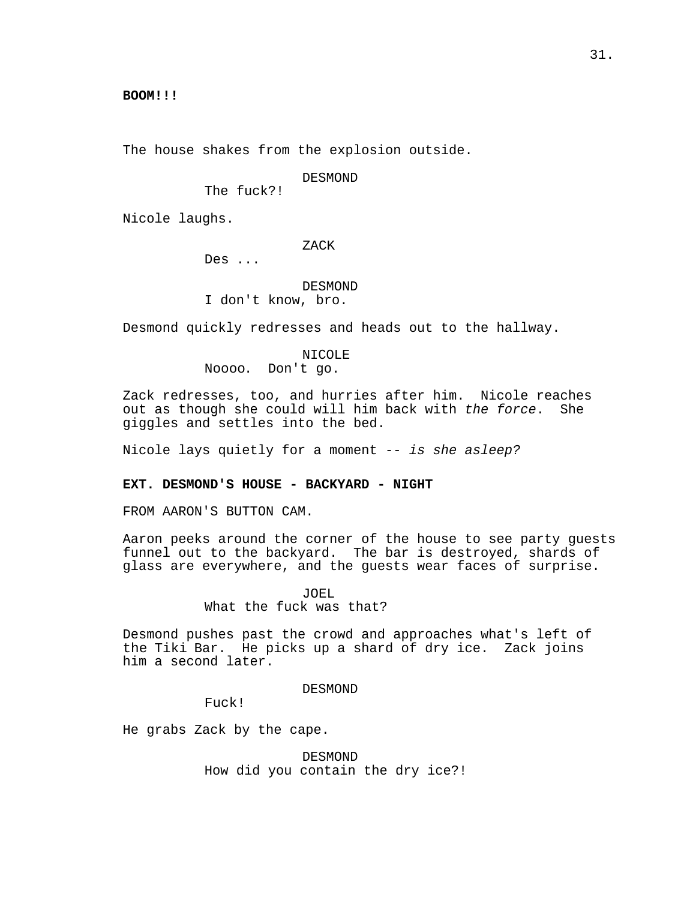**BOOM!!!**

The house shakes from the explosion outside.

DESMOND
The fuck?!

Nicole laughs.

ZACK
Des ...

DESMOND
I don't know, bro.

Desmond quickly redresses and heads out to the hallway.

NICOLE
Noooo. Don't go.

Zack redresses, too, and hurries after him. Nicole reaches out as though she could will him back with *the force*. She giggles and settles into the bed.

Nicole lays quietly for a moment -- *is she asleep?*

**EXT. DESMOND'S HOUSE - BACKYARD - NIGHT**

FROM AARON'S BUTTON CAM.

Aaron peeks around the corner of the house to see party guests funnel out to the backyard. The bar is destroyed, shards of glass are everywhere, and the guests wear faces of surprise.

JOEL
What the fuck was that?

Desmond pushes past the crowd and approaches what's left of the Tiki Bar. He picks up a shard of dry ice. Zack joins him a second later.

DESMOND
Fuck!

He grabs Zack by the cape.

DESMOND
How did you contain the dry ice?!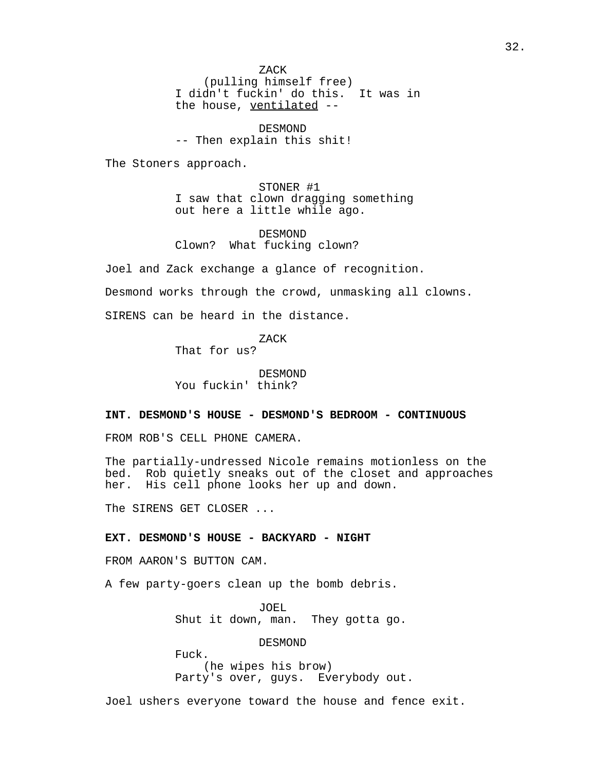ZACK
(pulling himself free)
I didn't fuckin' do this. It was in the house, <u>ventilated</u> --

DESMOND
-- Then explain this shit!

The Stoners approach.

STONER #1
I saw that clown dragging something out here a little while ago.

DESMOND
Clown? What fucking clown?

Joel and Zack exchange a glance of recognition.

Desmond works through the crowd, unmasking all clowns.

SIRENS can be heard in the distance.

ZACK
That for us?

DESMOND
You fuckin' think?

**INT. DESMOND'S HOUSE - DESMOND'S BEDROOM - CONTINUOUS**

FROM ROB'S CELL PHONE CAMERA.

The partially-undressed Nicole remains motionless on the bed. Rob quietly sneaks out of the closet and approaches her. His cell phone looks her up and down.

The SIRENS GET CLOSER ...

**EXT. DESMOND'S HOUSE - BACKYARD - NIGHT**

FROM AARON'S BUTTON CAM.

A few party-goers clean up the bomb debris.

JOEL
Shut it down, man. They gotta go.

DESMOND
Fuck.
(he wipes his brow)
Party's over, guys. Everybody out.

Joel ushers everyone toward the house and fence exit.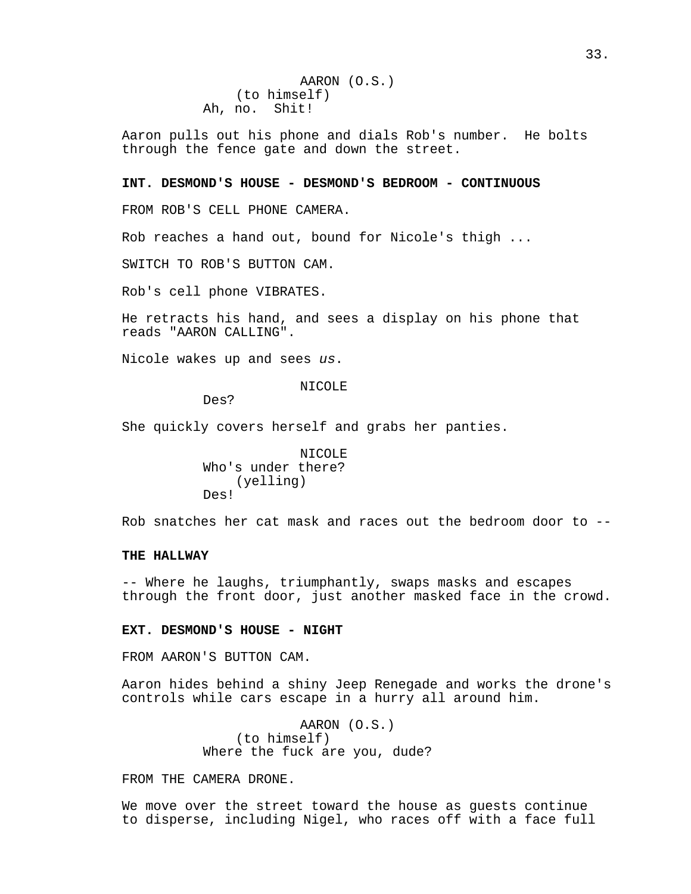AARON (O.S.)
(to himself)
Ah, no. Shit!

Aaron pulls out his phone and dials Rob's number. He bolts through the fence gate and down the street.

**INT. DESMOND'S HOUSE - DESMOND'S BEDROOM - CONTINUOUS**

FROM ROB'S CELL PHONE CAMERA.

Rob reaches a hand out, bound for Nicole's thigh ...

SWITCH TO ROB'S BUTTON CAM.

Rob's cell phone VIBRATES.

He retracts his hand, and sees a display on his phone that reads "AARON CALLING".

Nicole wakes up and sees *us*.

NICOLE
Des?

She quickly covers herself and grabs her panties.

NICOLE
Who's under there?
(yelling)
Des!

Rob snatches her cat mask and races out the bedroom door to --

**THE HALLWAY**

-- Where he laughs, triumphantly, swaps masks and escapes through the front door, just another masked face in the crowd.

**EXT. DESMOND'S HOUSE - NIGHT**

FROM AARON'S BUTTON CAM.

Aaron hides behind a shiny Jeep Renegade and works the drone's controls while cars escape in a hurry all around him.

AARON (O.S.)
(to himself)
Where the fuck are you, dude?

FROM THE CAMERA DRONE.

We move over the street toward the house as guests continue to disperse, including Nigel, who races off with a face full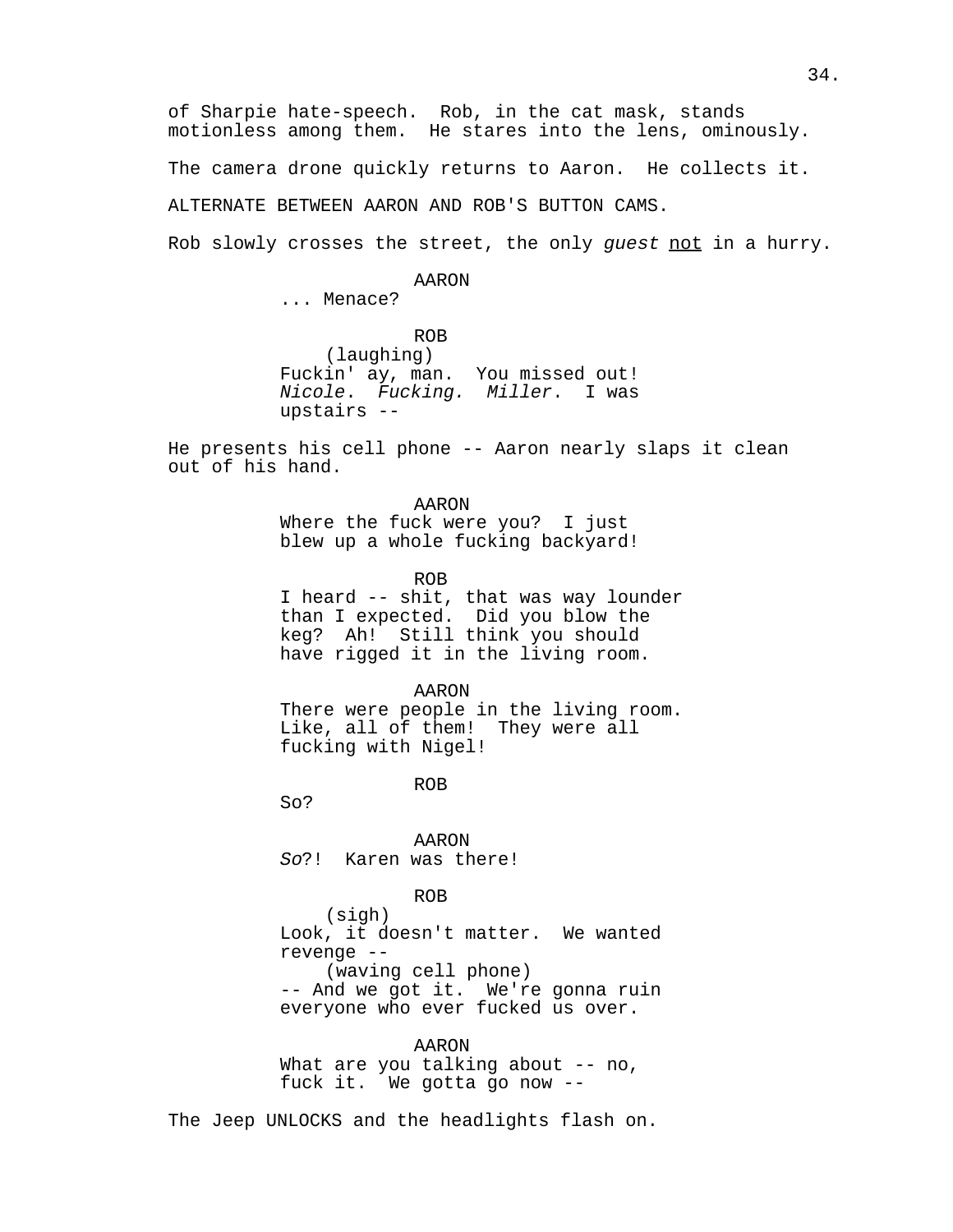of Sharpie hate-speech. Rob, in the cat mask, stands motionless among them. He stares into the lens, ominously.

The camera drone quickly returns to Aaron. He collects it.

ALTERNATE BETWEEN AARON AND ROB'S BUTTON CAMS.

Rob slowly crosses the street, the only *guest* <u>not</u> in a hurry.

AARON
... Menace?

ROB
(laughing)
Fuckin' ay, man. You missed out! *Nicole*. *Fucking. Miller*. I was upstairs --

He presents his cell phone -- Aaron nearly slaps it clean out of his hand.

AARON
Where the fuck were you? I just blew up a whole fucking backyard!

ROB
I heard -- shit, that was way lounder than I expected. Did you blow the keg? Ah! Still think you should have rigged it in the living room.

AARON
There were people in the living room. Like, all of them! They were all fucking with Nigel!

ROB
So?

AARON
*So*?! Karen was there!

ROB
(sigh)
Look, it doesn't matter. We wanted revenge --
(waving cell phone)
-- And we got it. We're gonna ruin everyone who ever fucked us over.

AARON
What are you talking about -- no, fuck it. We gotta go now --

The Jeep UNLOCKS and the headlights flash on.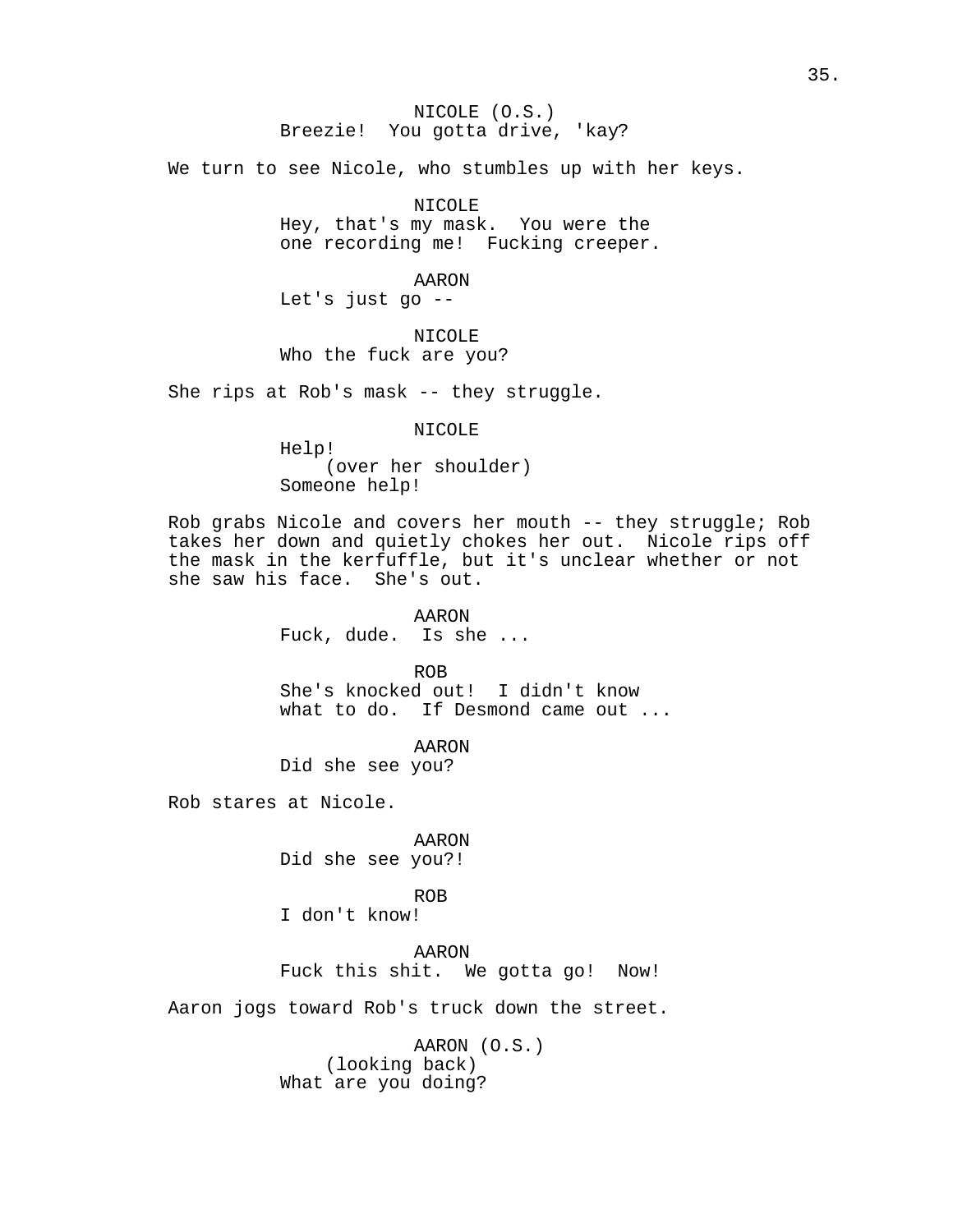NICOLE (O.S.)
Breezie! You gotta drive, 'kay?

We turn to see Nicole, who stumbles up with her keys.

NICOLE
Hey, that's my mask. You were the one recording me! Fucking creeper.

AARON
Let's just go --

NICOLE
Who the fuck are you?

She rips at Rob's mask -- they struggle.

NICOLE
Help!
(over her shoulder)
Someone help!

Rob grabs Nicole and covers her mouth -- they struggle; Rob takes her down and quietly chokes her out. Nicole rips off the mask in the kerfuffle, but it's unclear whether or not she saw his face. She's out.

AARON
Fuck, dude. Is she ...

ROB
She's knocked out! I didn't know what to do. If Desmond came out ...

AARON
Did she see you?

Rob stares at Nicole.

AARON
Did she see you?!

ROB
I don't know!

AARON
Fuck this shit. We gotta go! Now!

Aaron jogs toward Rob's truck down the street.

AARON (O.S.)
(looking back)
What are you doing?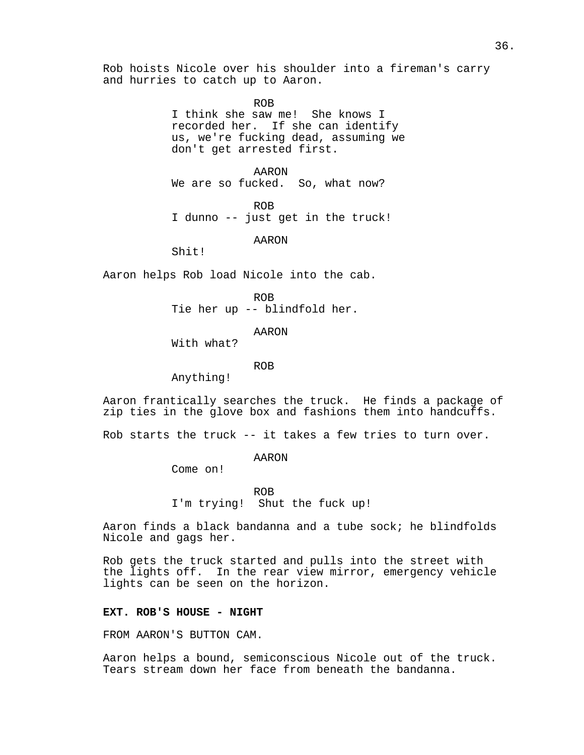Rob hoists Nicole over his shoulder into a fireman's carry and hurries to catch up to Aaron.

ROB
I think she saw me! She knows I recorded her. If she can identify us, we're fucking dead, assuming we don't get arrested first.

AARON
We are so fucked. So, what now?

ROB
I dunno -- just get in the truck!

AARON
Shit!

Aaron helps Rob load Nicole into the cab.

ROB
Tie her up -- blindfold her.

AARON
With what?

ROB
Anything!

Aaron frantically searches the truck. He finds a package of zip ties in the glove box and fashions them into handcuffs.

Rob starts the truck -- it takes a few tries to turn over.

AARON
Come on!

ROB
I'm trying! Shut the fuck up!

Aaron finds a black bandanna and a tube sock; he blindfolds Nicole and gags her.

Rob gets the truck started and pulls into the street with the lights off. In the rear view mirror, emergency vehicle lights can be seen on the horizon.

**EXT. ROB'S HOUSE - NIGHT**

FROM AARON'S BUTTON CAM.

Aaron helps a bound, semiconscious Nicole out of the truck. Tears stream down her face from beneath the bandanna.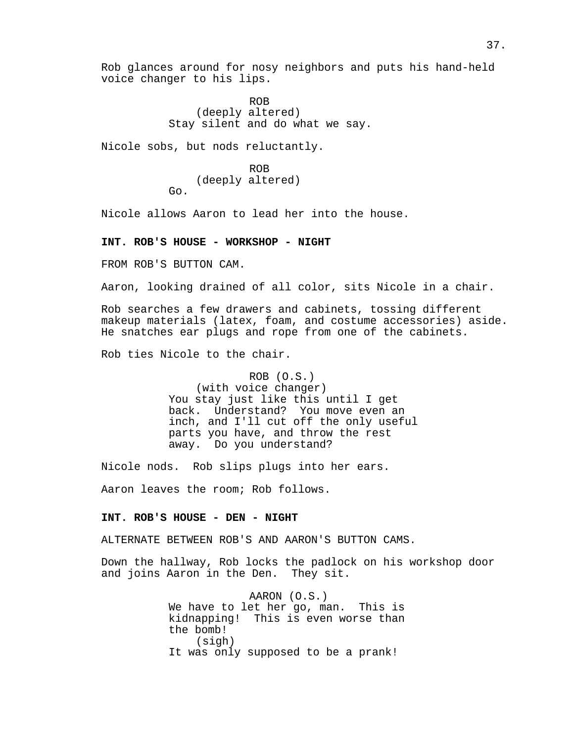Rob glances around for nosy neighbors and puts his hand-held voice changer to his lips.

ROB
(deeply altered)
Stay silent and do what we say.

Nicole sobs, but nods reluctantly.

ROB
(deeply altered)
Go.

Nicole allows Aaron to lead her into the house.

**INT. ROB'S HOUSE - WORKSHOP - NIGHT**

FROM ROB'S BUTTON CAM.

Aaron, looking drained of all color, sits Nicole in a chair.

Rob searches a few drawers and cabinets, tossing different makeup materials (latex, foam, and costume accessories) aside. He snatches ear plugs and rope from one of the cabinets.

Rob ties Nicole to the chair.

ROB (O.S.)
(with voice changer)
You stay just like this until I get back. Understand? You move even an inch, and I'll cut off the only useful parts you have, and throw the rest away. Do you understand?

Nicole nods. Rob slips plugs into her ears.

Aaron leaves the room; Rob follows.

**INT. ROB'S HOUSE - DEN - NIGHT**

ALTERNATE BETWEEN ROB'S AND AARON'S BUTTON CAMS.

Down the hallway, Rob locks the padlock on his workshop door and joins Aaron in the Den. They sit.

AARON (O.S.)
We have to let her go, man. This is kidnapping! This is even worse than the bomb!
(sigh)
It was only supposed to be a prank!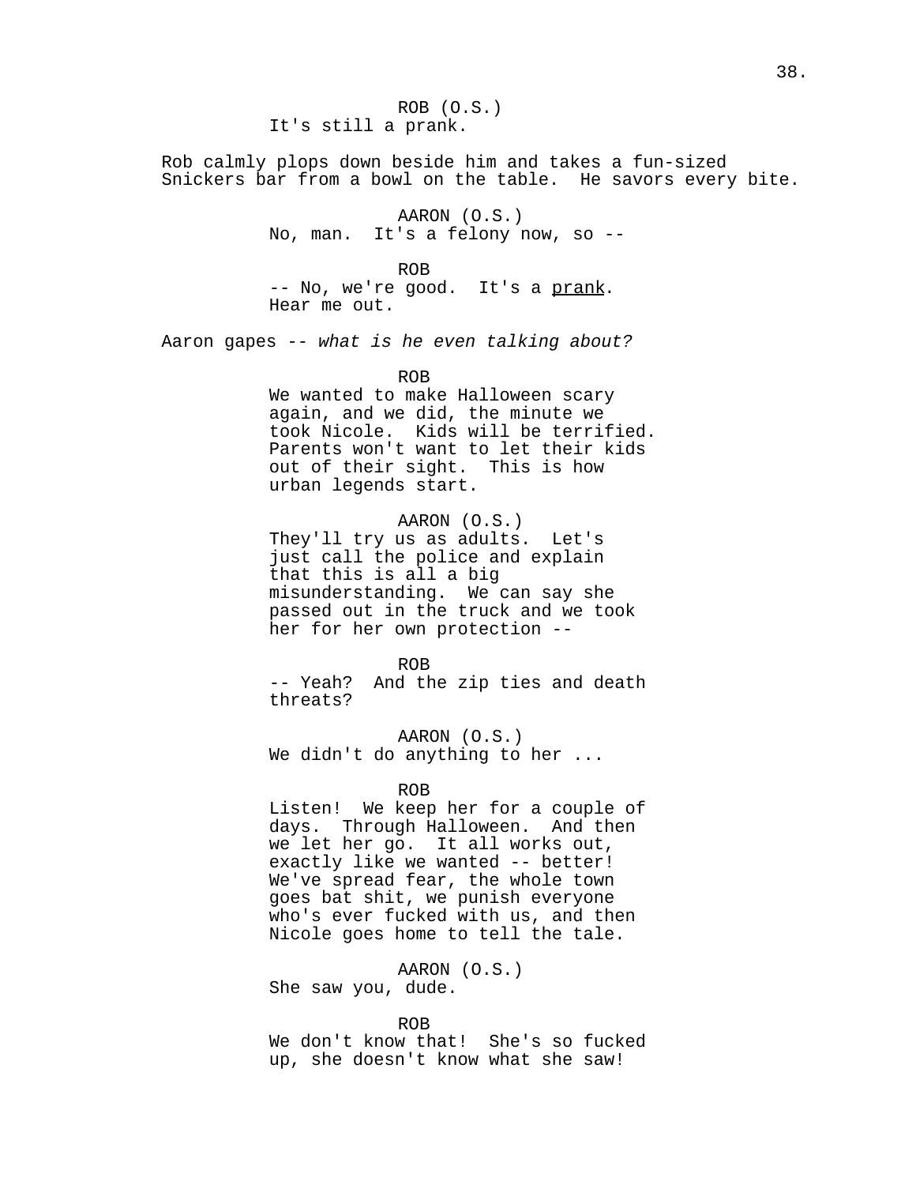ROB (O.S.)
It's still a prank.

Rob calmly plops down beside him and takes a fun-sized Snickers bar from a bowl on the table. He savors every bite.

AARON (O.S.)
No, man. It's a felony now, so --

ROB
-- No, we're good. It's a <u>prank</u>. Hear me out.

Aaron gapes -- *what is he even talking about?*

ROB
We wanted to make Halloween scary again, and we did, the minute we took Nicole. Kids will be terrified. Parents won't want to let their kids out of their sight. This is how urban legends start.

AARON (O.S.)
They'll try us as adults. Let's just call the police and explain that this is all a big misunderstanding. We can say she passed out in the truck and we took her for her own protection --

ROB
-- Yeah? And the zip ties and death threats?

AARON (O.S.)
We didn't do anything to her ...

ROB
Listen! We keep her for a couple of days. Through Halloween. And then we let her go. It all works out, exactly like we wanted -- better! We've spread fear, the whole town goes bat shit, we punish everyone who's ever fucked with us, and then Nicole goes home to tell the tale.

AARON (O.S.)
She saw you, dude.

ROB
We don't know that! She's so fucked up, she doesn't know what she saw!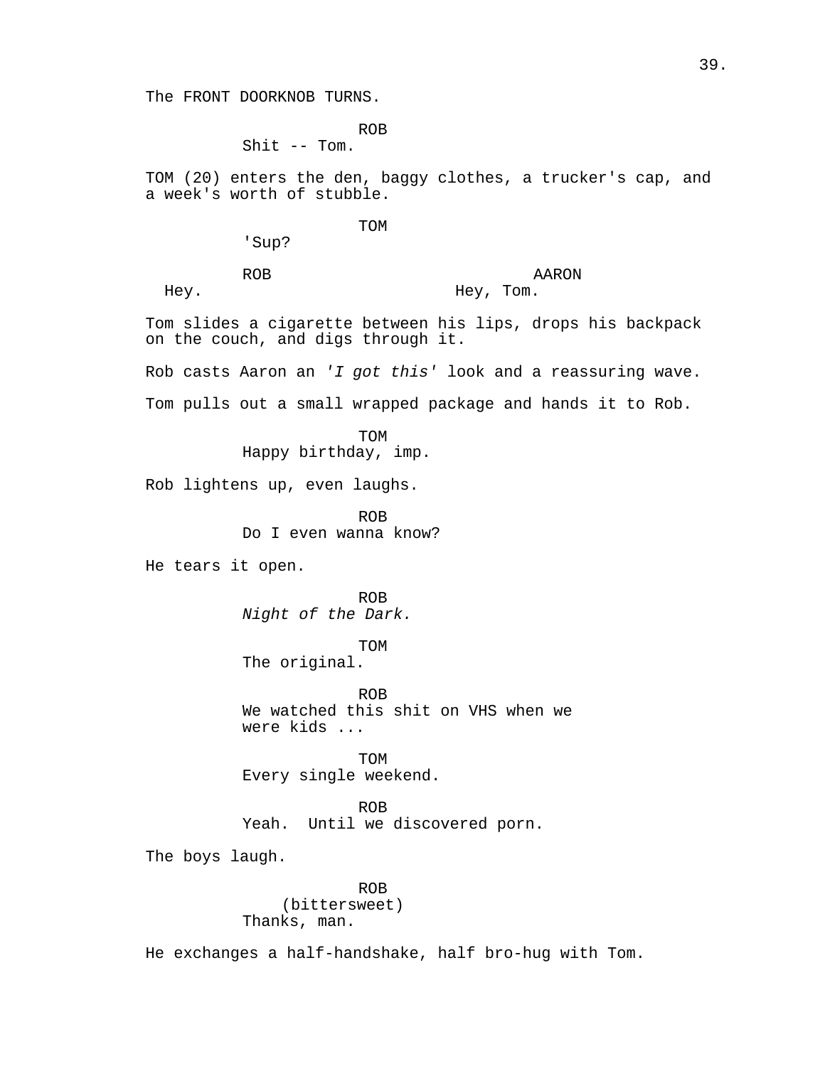The FRONT DOORKNOB TURNS.

ROB
Shit -- Tom.

TOM (20) enters the den, baggy clothes, a trucker's cap, and a week's worth of stubble.

TOM
'Sup?

ROB
Hey.

AARON
Hey, Tom.

Tom slides a cigarette between his lips, drops his backpack on the couch, and digs through it.

Rob casts Aaron an *'I got this'* look and a reassuring wave.

Tom pulls out a small wrapped package and hands it to Rob.

TOM
Happy birthday, imp.

Rob lightens up, even laughs.

ROB
Do I even wanna know?

He tears it open.

ROB
*Night of the Dark.*

TOM
The original.

ROB
We watched this shit on VHS when we were kids ...

TOM
Every single weekend.

ROB
Yeah.  Until we discovered porn.

The boys laugh.

ROB
(bittersweet)
Thanks, man.

He exchanges a half-handshake, half bro-hug with Tom.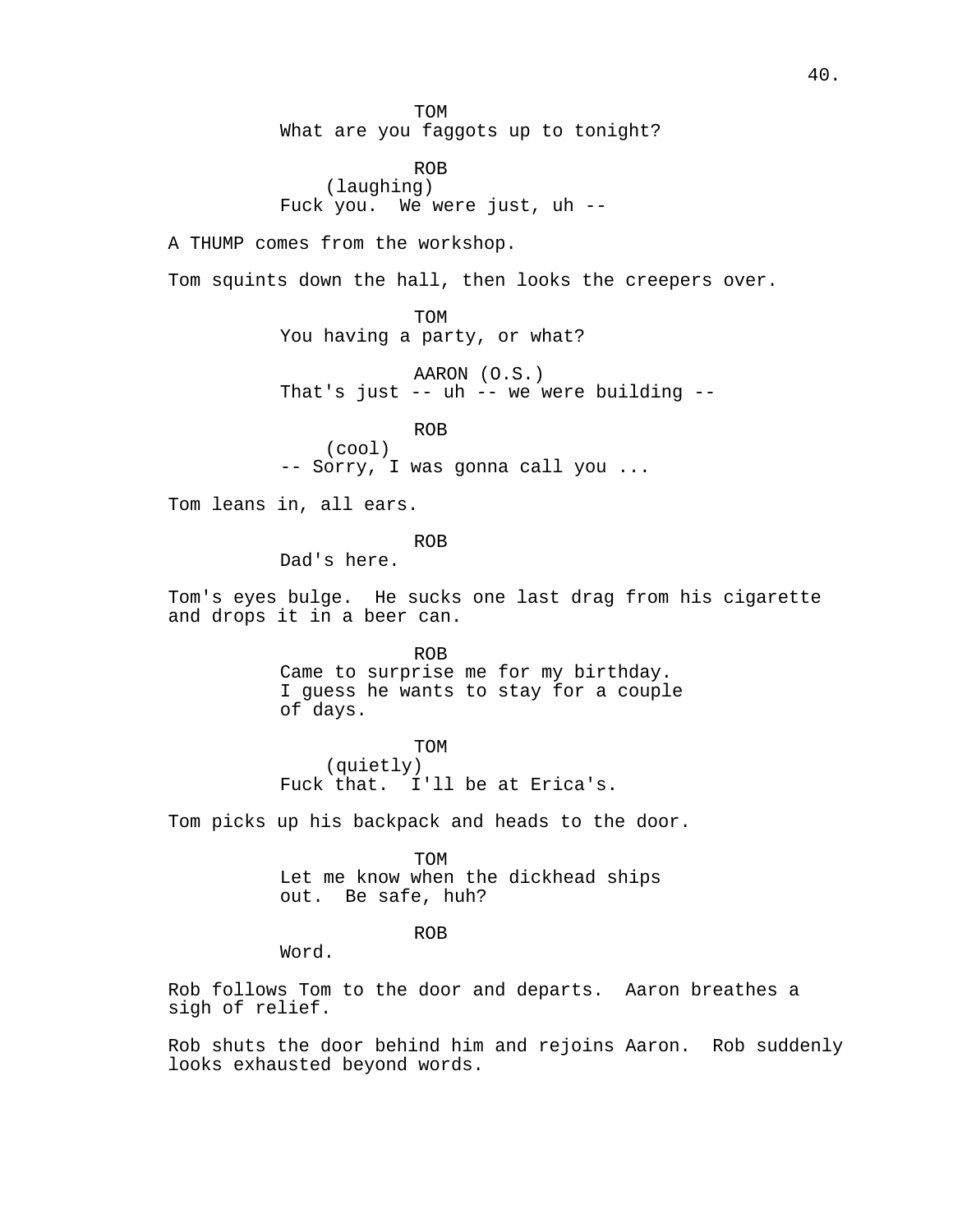TOM
What are you faggots up to tonight?

ROB
(laughing)
Fuck you. We were just, uh --

A THUMP comes from the workshop.

Tom squints down the hall, then looks the creepers over.

TOM
You having a party, or what?

AARON (O.S.)
That's just -- uh -- we were building --

ROB
(cool)
-- Sorry, I was gonna call you ...

Tom leans in, all ears.

ROB
Dad's here.

Tom's eyes bulge. He sucks one last drag from his cigarette and drops it in a beer can.

ROB
Came to surprise me for my birthday. I guess he wants to stay for a couple of days.

TOM
(quietly)
Fuck that. I'll be at Erica's.

Tom picks up his backpack and heads to the door.

TOM
Let me know when the dickhead ships out. Be safe, huh?

ROB
Word.

Rob follows Tom to the door and departs. Aaron breathes a sigh of relief.

Rob shuts the door behind him and rejoins Aaron. Rob suddenly looks exhausted beyond words.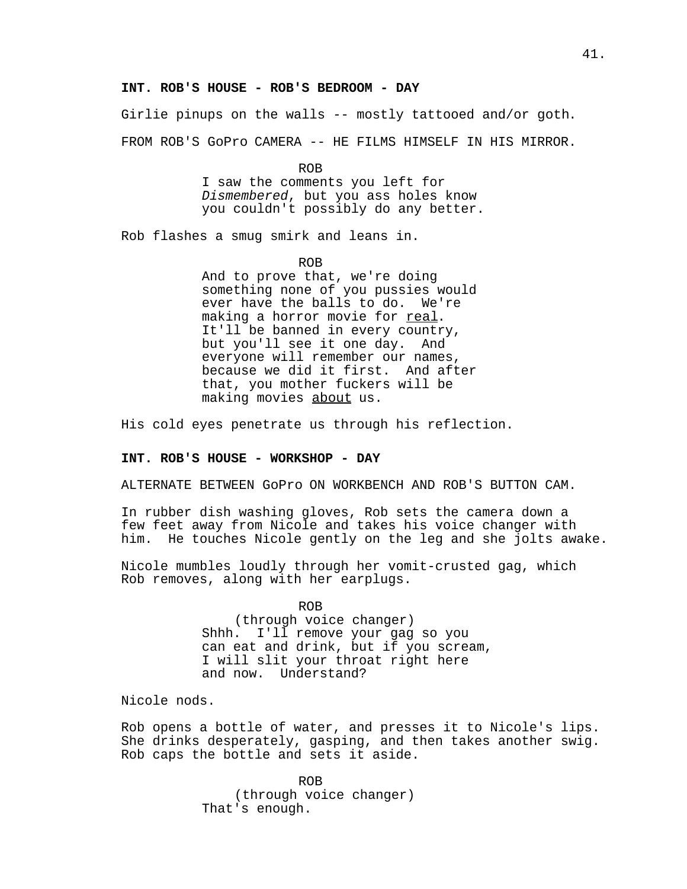**INT. ROB'S HOUSE - ROB'S BEDROOM - DAY**

Girlie pinups on the walls -- mostly tattooed and/or goth.

FROM ROB'S GoPro CAMERA -- HE FILMS HIMSELF IN HIS MIRROR.

ROB
I saw the comments you left for *Dismembered*, but you ass holes know you couldn't possibly do any better.

Rob flashes a smug smirk and leans in.

ROB
And to prove that, we're doing something none of you pussies would ever have the balls to do. We're making a horror movie for real. It'll be banned in every country, but you'll see it one day. And everyone will remember our names, because we did it first. And after that, you mother fuckers will be making movies about us.

His cold eyes penetrate us through his reflection.

**INT. ROB'S HOUSE - WORKSHOP - DAY**

ALTERNATE BETWEEN GoPro ON WORKBENCH AND ROB'S BUTTON CAM.

In rubber dish washing gloves, Rob sets the camera down a few feet away from Nicole and takes his voice changer with him. He touches Nicole gently on the leg and she jolts awake.

Nicole mumbles loudly through her vomit-crusted gag, which Rob removes, along with her earplugs.

ROB
(through voice changer)
Shhh. I'll remove your gag so you can eat and drink, but if you scream, I will slit your throat right here and now. Understand?

Nicole nods.

Rob opens a bottle of water, and presses it to Nicole's lips. She drinks desperately, gasping, and then takes another swig. Rob caps the bottle and sets it aside.

ROB
(through voice changer)
That's enough.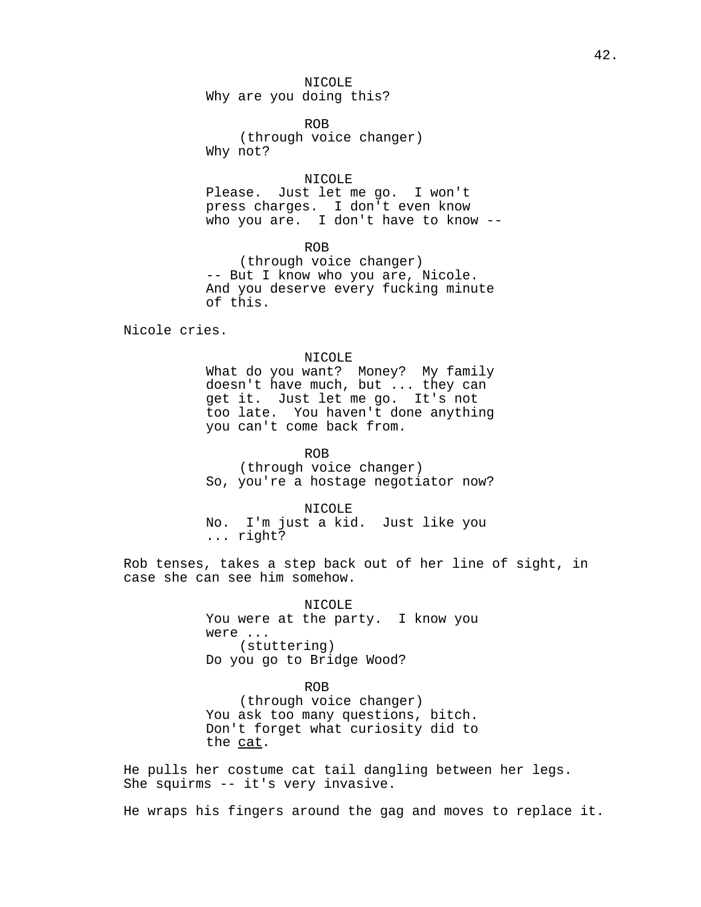NICOLE
Why are you doing this?

ROB
(through voice changer)
Why not?

NICOLE
Please. Just let me go. I won't press charges. I don't even know who you are. I don't have to know --

ROB
(through voice changer)
-- But I know who you are, Nicole. And you deserve every fucking minute of this.

Nicole cries.

NICOLE
What do you want? Money? My family doesn't have much, but ... they can get it. Just let me go. It's not too late. You haven't done anything you can't come back from.

ROB
(through voice changer)
So, you're a hostage negotiator now?

NICOLE
No. I'm just a kid. Just like you ... right?

Rob tenses, takes a step back out of her line of sight, in case she can see him somehow.

NICOLE
You were at the party. I know you were ...
(stuttering)
Do you go to Bridge Wood?

ROB
(through voice changer)
You ask too many questions, bitch. Don't forget what curiosity did to the <u>cat</u>.

He pulls her costume cat tail dangling between her legs. She squirms -- it's very invasive.

He wraps his fingers around the gag and moves to replace it.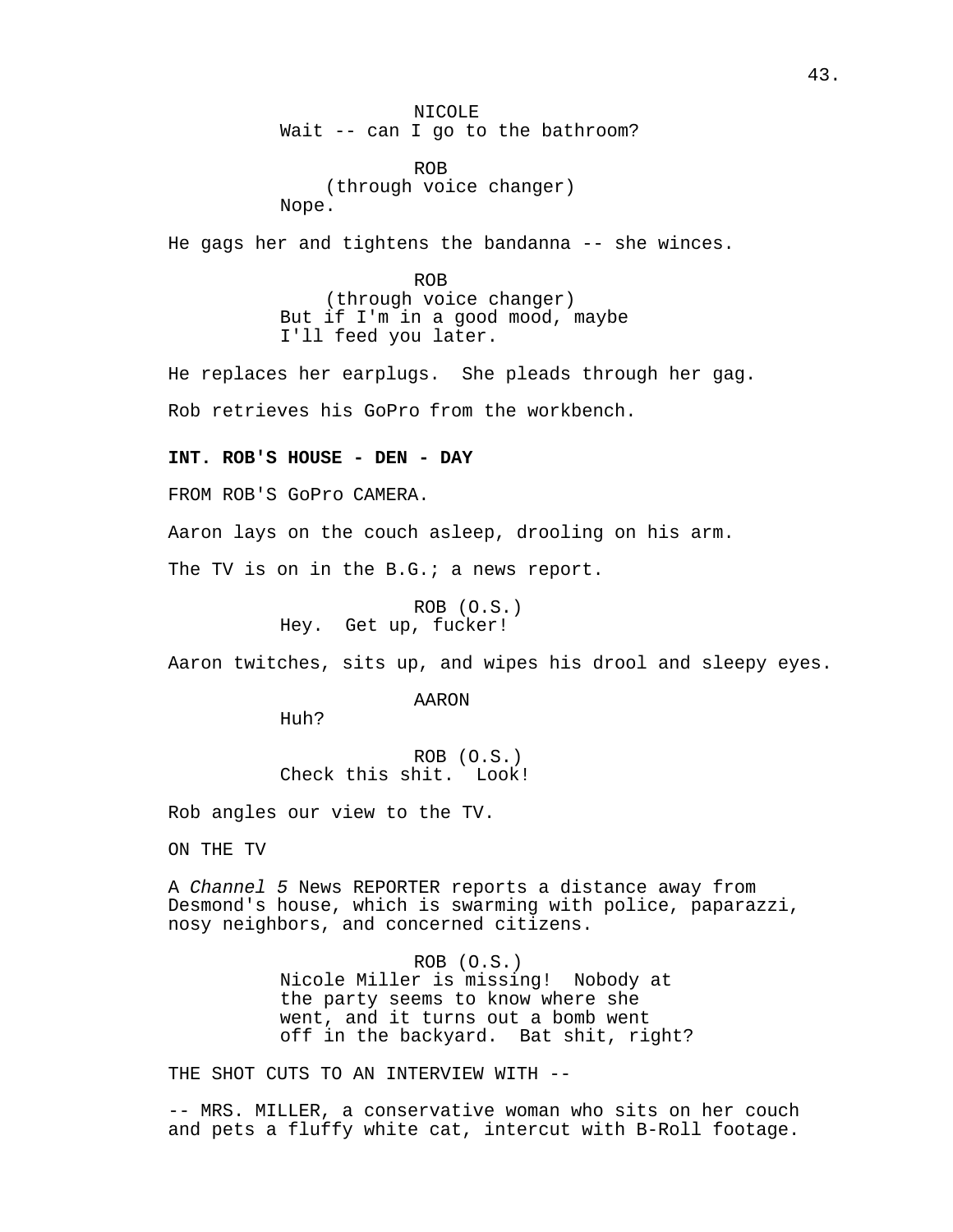NICOLE
Wait -- can I go to the bathroom?

ROB
(through voice changer)
Nope.

He gags her and tightens the bandanna -- she winces.

ROB
(through voice changer)
But if I'm in a good mood, maybe I'll feed you later.

He replaces her earplugs. She pleads through her gag.

Rob retrieves his GoPro from the workbench.

**INT. ROB'S HOUSE - DEN - DAY**

FROM ROB'S GoPro CAMERA.

Aaron lays on the couch asleep, drooling on his arm.

The TV is on in the B.G.; a news report.

ROB (O.S.)
Hey. Get up, fucker!

Aaron twitches, sits up, and wipes his drool and sleepy eyes.

AARON
Huh?

ROB (O.S.)
Check this shit. Look!

Rob angles our view to the TV.

ON THE TV

A *Channel 5* News REPORTER reports a distance away from Desmond's house, which is swarming with police, paparazzi, nosy neighbors, and concerned citizens.

ROB (O.S.)
Nicole Miller is missing! Nobody at the party seems to know where she went, and it turns out a bomb went off in the backyard. Bat shit, right?

THE SHOT CUTS TO AN INTERVIEW WITH --

-- MRS. MILLER, a conservative woman who sits on her couch and pets a fluffy white cat, intercut with B-Roll footage.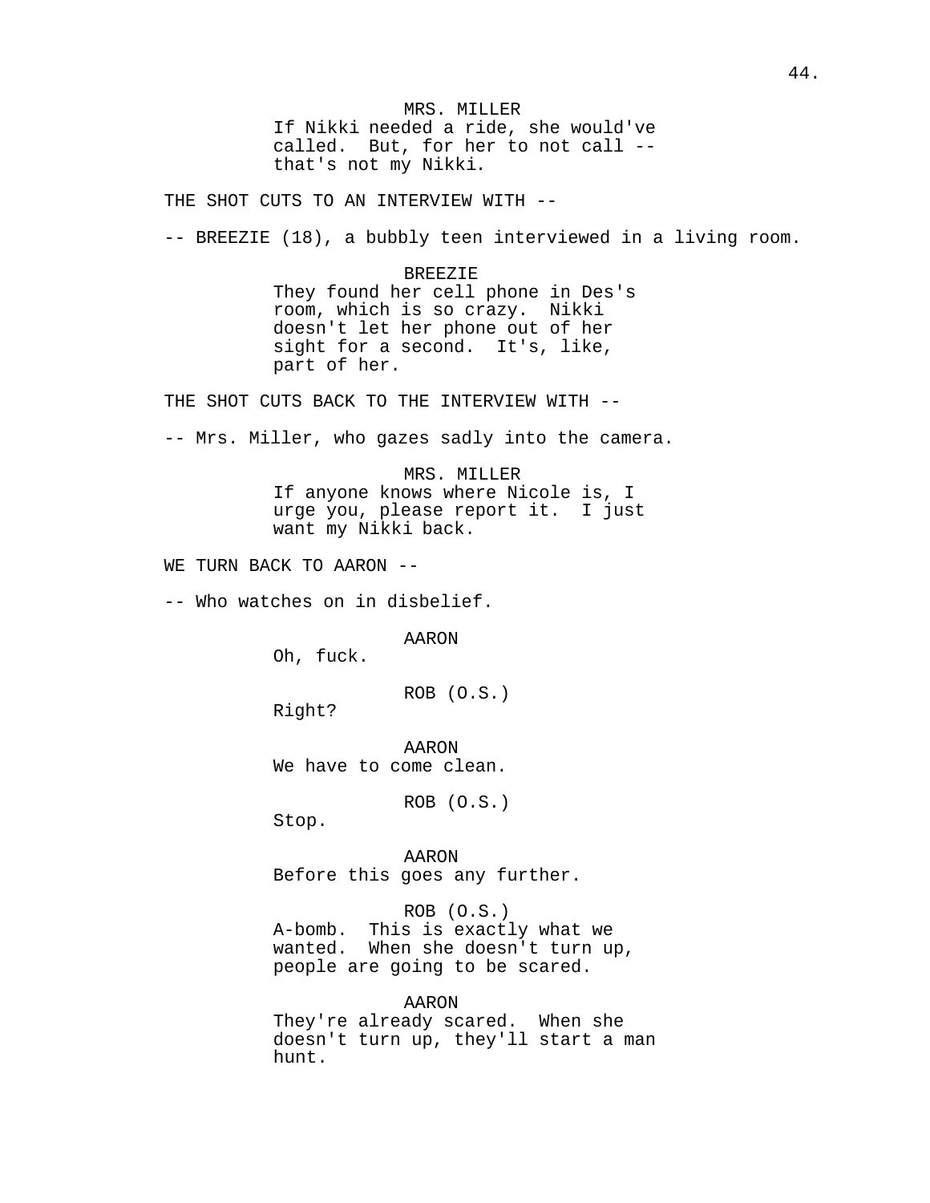MRS. MILLER

If Nikki needed a ride, she would've called. But, for her to not call -- that's not my Nikki.

THE SHOT CUTS TO AN INTERVIEW WITH --

-- BREEZIE (18), a bubbly teen interviewed in a living room.

BREEZIE

They found her cell phone in Des's room, which is so crazy. Nikki doesn't let her phone out of her sight for a second. It's, like, part of her.

THE SHOT CUTS BACK TO THE INTERVIEW WITH --

-- Mrs. Miller, who gazes sadly into the camera.

MRS. MILLER

If anyone knows where Nicole is, I urge you, please report it. I just want my Nikki back.

WE TURN BACK TO AARON --

-- Who watches on in disbelief.

AARON

Oh, fuck.

ROB (O.S.)

Right?

AARON

We have to come clean.

ROB (O.S.)

Stop.

AARON

Before this goes any further.

ROB (O.S.)

A-bomb. This is exactly what we wanted. When she doesn't turn up, people are going to be scared.

AARON

They're already scared. When she doesn't turn up, they'll start a man hunt.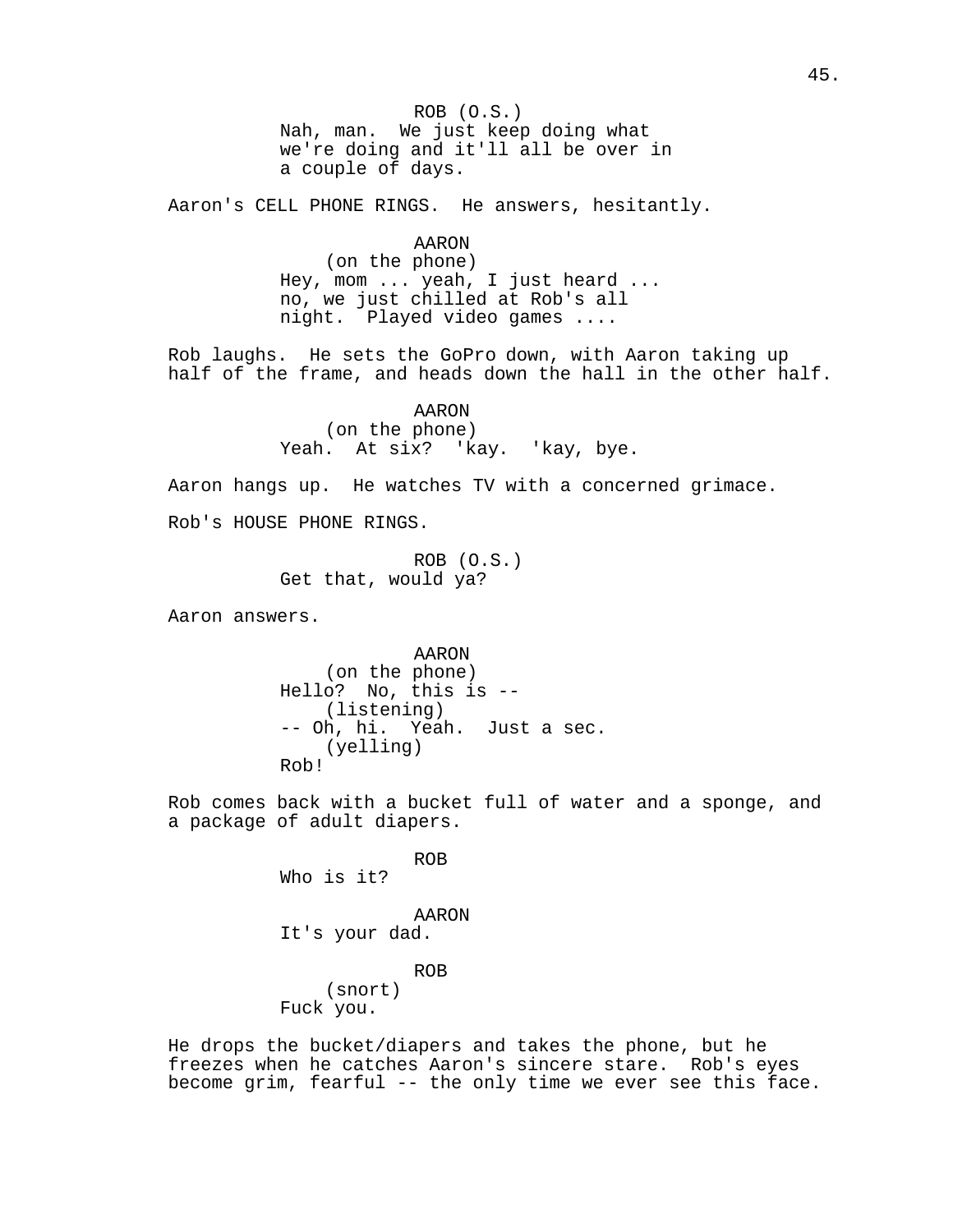ROB (O.S.)
Nah, man.  We just keep doing what we're doing and it'll all be over in a couple of days.

Aaron's CELL PHONE RINGS.  He answers, hesitantly.

AARON
(on the phone)
Hey, mom ... yeah, I just heard ... no, we just chilled at Rob's all night.  Played video games ....

Rob laughs.  He sets the GoPro down, with Aaron taking up half of the frame, and heads down the hall in the other half.

AARON
(on the phone)
Yeah.  At six?  'kay.  'kay, bye.

Aaron hangs up.  He watches TV with a concerned grimace.

Rob's HOUSE PHONE RINGS.

ROB (O.S.)
Get that, would ya?

Aaron answers.

AARON
(on the phone)
Hello?  No, this is --
(listening)
-- Oh, hi.  Yeah.  Just a sec.
(yelling)
Rob!

Rob comes back with a bucket full of water and a sponge, and a package of adult diapers.

ROB
Who is it?

AARON
It's your dad.

ROB
(snort)
Fuck you.

He drops the bucket/diapers and takes the phone, but he freezes when he catches Aaron's sincere stare.  Rob's eyes become grim, fearful -- the only time we ever see this face.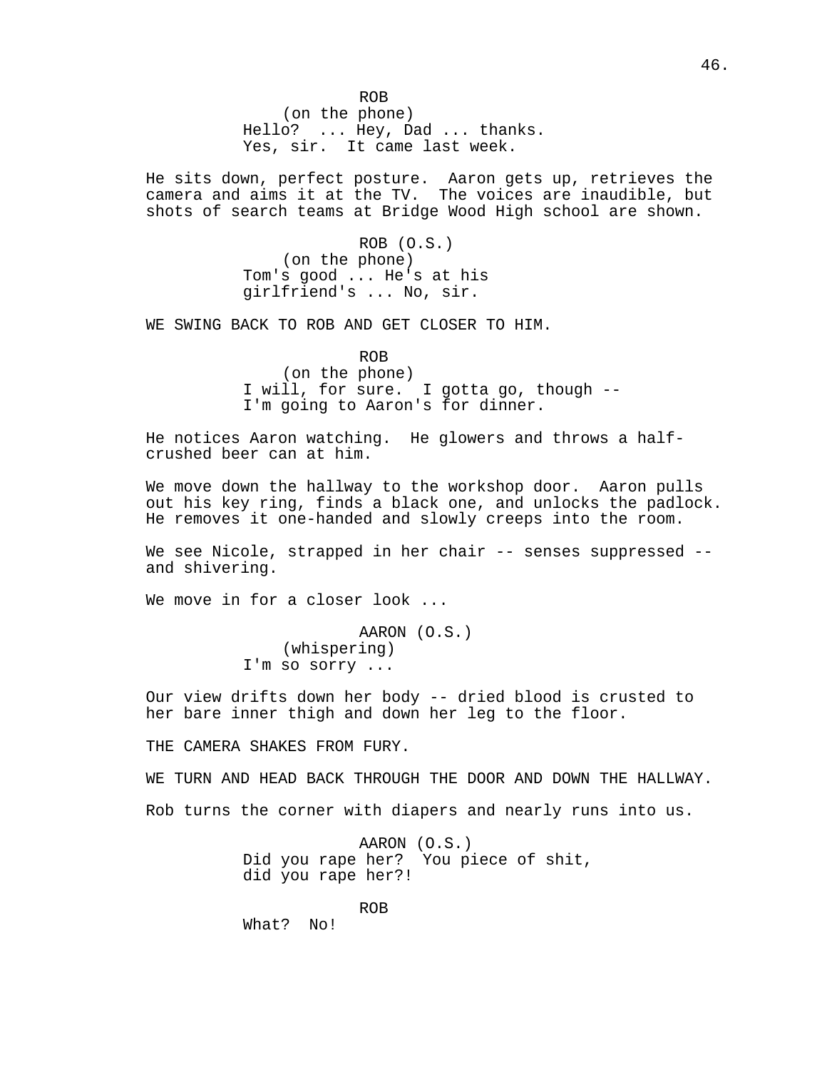ROB
(on the phone)
Hello? ... Hey, Dad ... thanks.
Yes, sir. It came last week.

He sits down, perfect posture. Aaron gets up, retrieves the camera and aims it at the TV. The voices are inaudible, but shots of search teams at Bridge Wood High school are shown.

ROB (O.S.)
(on the phone)
Tom's good ... He's at his
girlfriend's ... No, sir.

WE SWING BACK TO ROB AND GET CLOSER TO HIM.

ROB
(on the phone)
I will, for sure. I gotta go, though --
I'm going to Aaron's for dinner.

He notices Aaron watching. He glowers and throws a half-crushed beer can at him.

We move down the hallway to the workshop door. Aaron pulls out his key ring, finds a black one, and unlocks the padlock. He removes it one-handed and slowly creeps into the room.

We see Nicole, strapped in her chair -- senses suppressed -- and shivering.

We move in for a closer look ...

AARON (O.S.)
(whispering)
I'm so sorry ...

Our view drifts down her body -- dried blood is crusted to her bare inner thigh and down her leg to the floor.

THE CAMERA SHAKES FROM FURY.

WE TURN AND HEAD BACK THROUGH THE DOOR AND DOWN THE HALLWAY.

Rob turns the corner with diapers and nearly runs into us.

AARON (O.S.)
Did you rape her? You piece of shit,
did you rape her?!

ROB
What? No!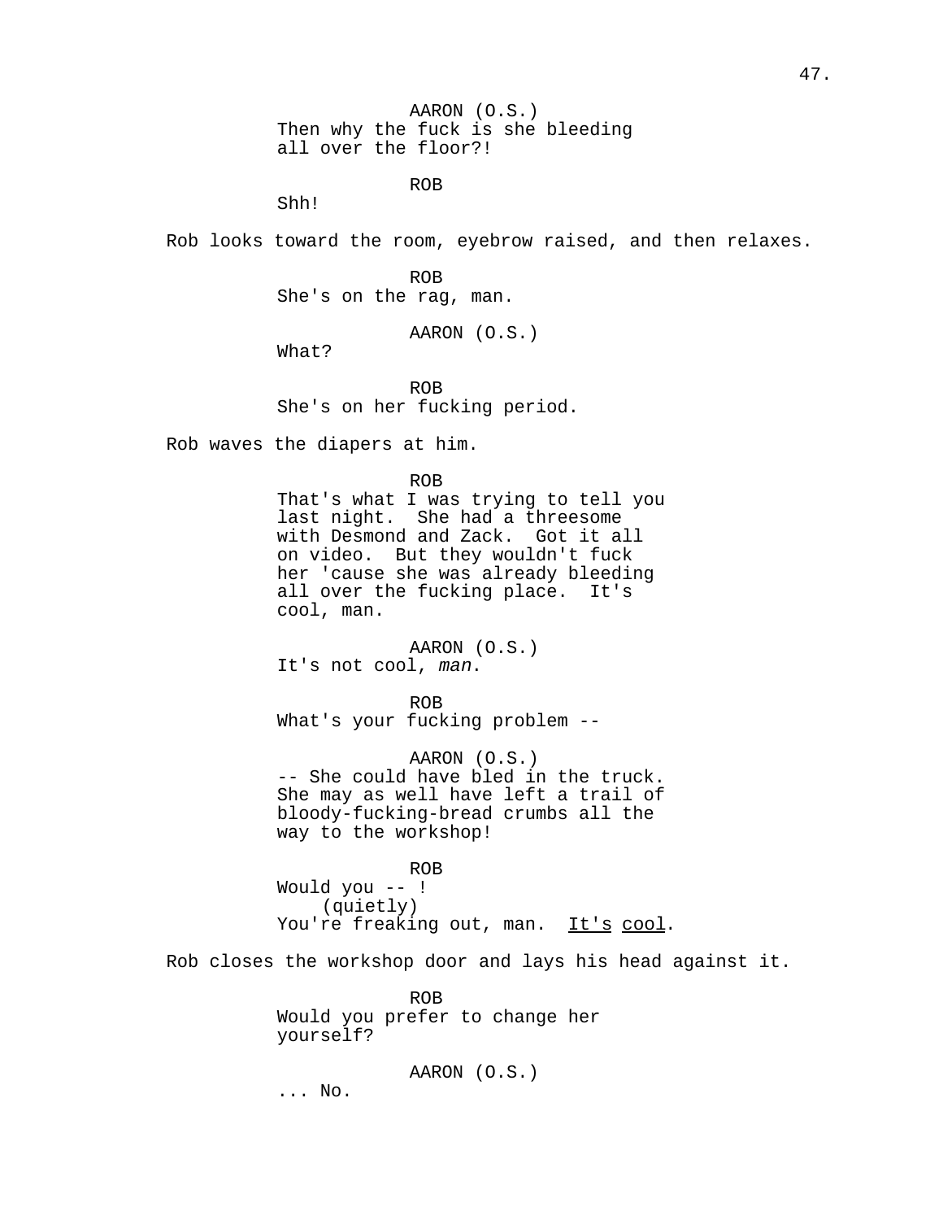AARON (O.S.)
Then why the fuck is she bleeding all over the floor?!

ROB
Shh!

Rob looks toward the room, eyebrow raised, and then relaxes.

ROB
She's on the rag, man.

AARON (O.S.)
What?

ROB
She's on her fucking period.

Rob waves the diapers at him.

ROB
That's what I was trying to tell you last night. She had a threesome with Desmond and Zack. Got it all on video. But they wouldn't fuck her 'cause she was already bleeding all over the fucking place. It's cool, man.

AARON (O.S.)
It's not cool, *man*.

ROB
What's your fucking problem --

AARON (O.S.)
-- She could have bled in the truck. She may as well have left a trail of bloody-fucking-bread crumbs all the way to the workshop!

ROB
Would you -- !
(quietly)
You're freaking out, man. <u>It's</u> <u>cool</u>.

Rob closes the workshop door and lays his head against it.

ROB
Would you prefer to change her yourself?

AARON (O.S.)
... No.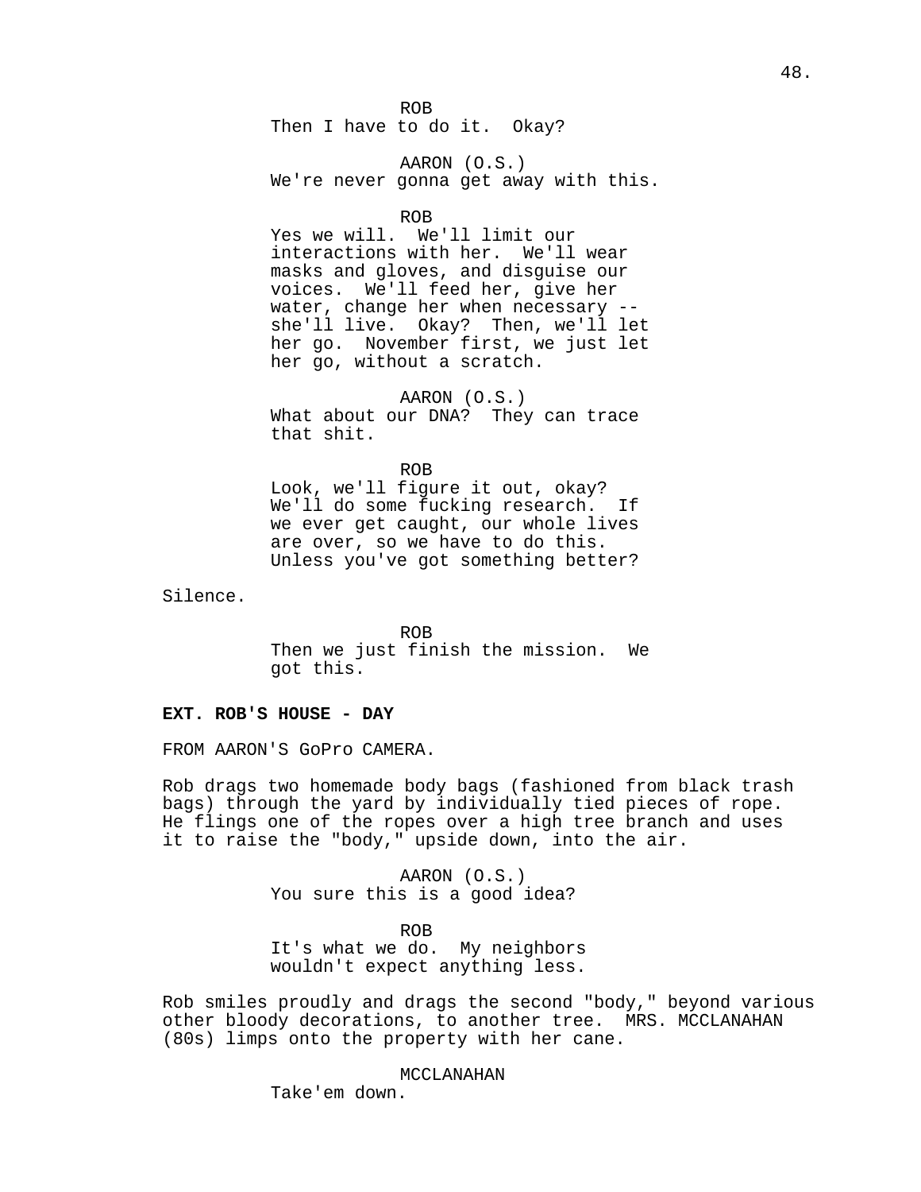ROB
Then I have to do it.  Okay?

AARON (O.S.)
We're never gonna get away with this.

ROB
Yes we will.  We'll limit our interactions with her.  We'll wear masks and gloves, and disguise our voices.  We'll feed her, give her water, change her when necessary -- she'll live.  Okay?  Then, we'll let her go.  November first, we just let her go, without a scratch.

AARON (O.S.)
What about our DNA?  They can trace that shit.

ROB
Look, we'll figure it out, okay? We'll do some fucking research.  If we ever get caught, our whole lives are over, so we have to do this. Unless you've got something better?

Silence.

ROB
Then we just finish the mission.  We got this.

**EXT. ROB'S HOUSE - DAY**

FROM AARON'S GoPro CAMERA.

Rob drags two homemade body bags (fashioned from black trash bags) through the yard by individually tied pieces of rope. He flings one of the ropes over a high tree branch and uses it to raise the "body," upside down, into the air.

AARON (O.S.)
You sure this is a good idea?

ROB
It's what we do.  My neighbors wouldn't expect anything less.

Rob smiles proudly and drags the second "body," beyond various other bloody decorations, to another tree.  MRS. MCCLANAHAN (80s) limps onto the property with her cane.

MCCLANAHAN
Take'em down.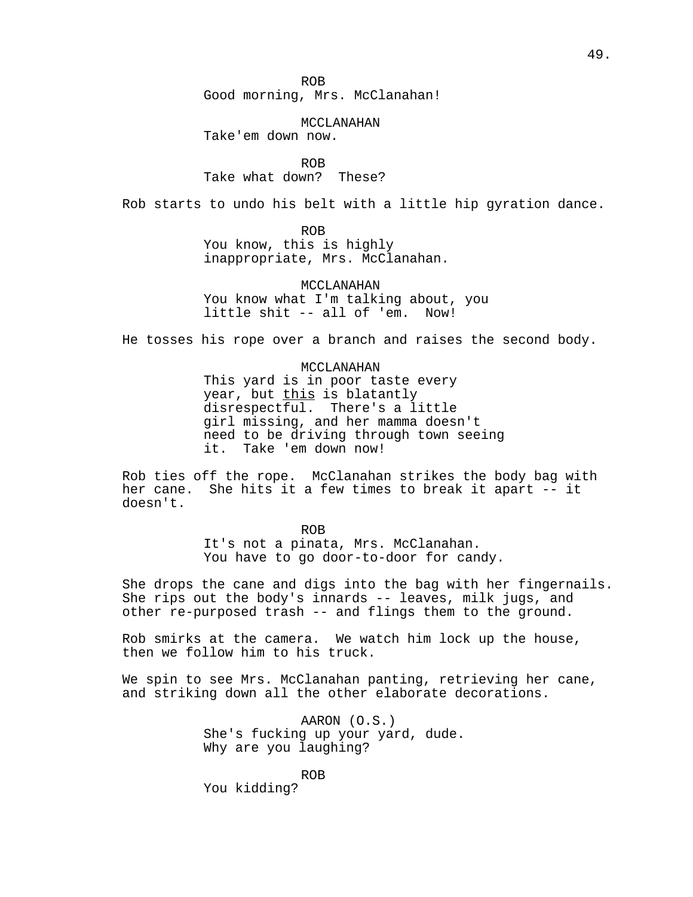ROB
Good morning, Mrs. McClanahan!

MCCLANAHAN
Take'em down now.

ROB
Take what down? These?

Rob starts to undo his belt with a little hip gyration dance.

ROB
You know, this is highly inappropriate, Mrs. McClanahan.

MCCLANAHAN
You know what I'm talking about, you little shit -- all of 'em. Now!

He tosses his rope over a branch and raises the second body.

MCCLANAHAN
This yard is in poor taste every year, but <u>this</u> is blatantly disrespectful. There's a little girl missing, and her mamma doesn't need to be driving through town seeing it. Take 'em down now!

Rob ties off the rope. McClanahan strikes the body bag with her cane. She hits it a few times to break it apart -- it doesn't.

ROB
It's not a pinata, Mrs. McClanahan. You have to go door-to-door for candy.

She drops the cane and digs into the bag with her fingernails. She rips out the body's innards -- leaves, milk jugs, and other re-purposed trash -- and flings them to the ground.

Rob smirks at the camera. We watch him lock up the house, then we follow him to his truck.

We spin to see Mrs. McClanahan panting, retrieving her cane, and striking down all the other elaborate decorations.

AARON (O.S.)
She's fucking up your yard, dude. Why are you laughing?

ROB
You kidding?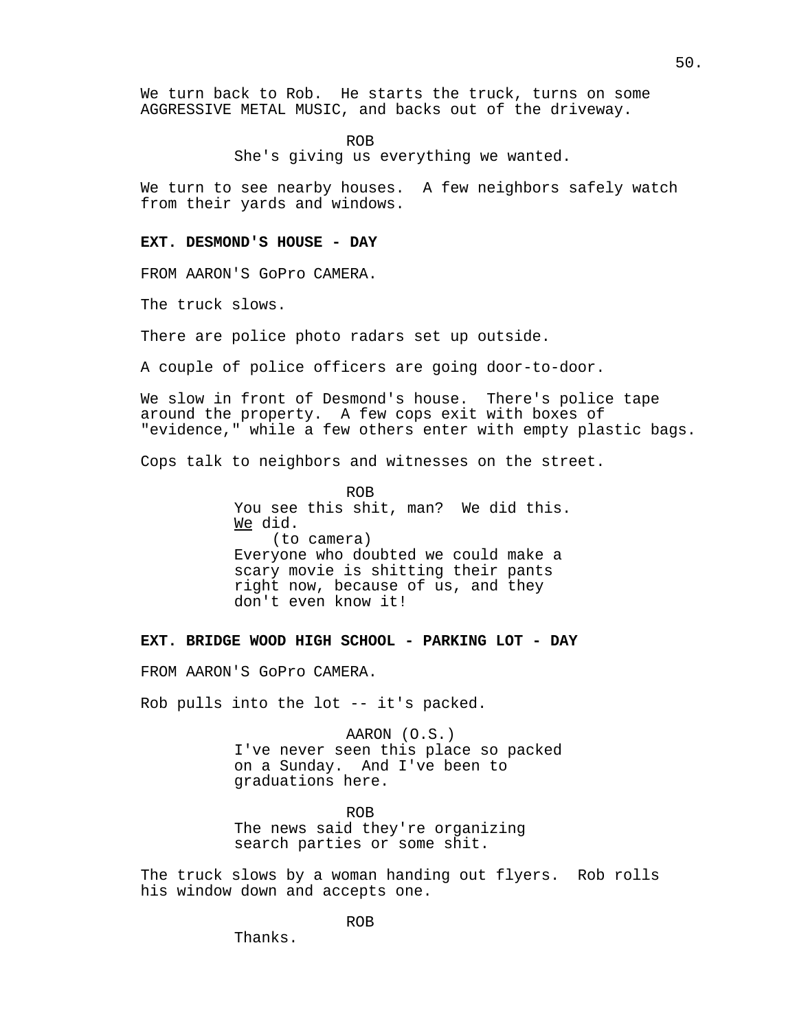We turn back to Rob. He starts the truck, turns on some AGGRESSIVE METAL MUSIC, and backs out of the driveway.

ROB
She's giving us everything we wanted.

We turn to see nearby houses. A few neighbors safely watch from their yards and windows.

**EXT. DESMOND'S HOUSE - DAY**

FROM AARON'S GoPro CAMERA.

The truck slows.

There are police photo radars set up outside.

A couple of police officers are going door-to-door.

We slow in front of Desmond's house. There's police tape around the property. A few cops exit with boxes of "evidence," while a few others enter with empty plastic bags.

Cops talk to neighbors and witnesses on the street.

ROB
You see this shit, man? We did this. We did.
(to camera)
Everyone who doubted we could make a scary movie is shitting their pants right now, because of us, and they don't even know it!

**EXT. BRIDGE WOOD HIGH SCHOOL - PARKING LOT - DAY**

FROM AARON'S GoPro CAMERA.

Rob pulls into the lot -- it's packed.

AARON (O.S.)
I've never seen this place so packed on a Sunday. And I've been to graduations here.

ROB
The news said they're organizing search parties or some shit.

The truck slows by a woman handing out flyers. Rob rolls his window down and accepts one.

ROB
Thanks.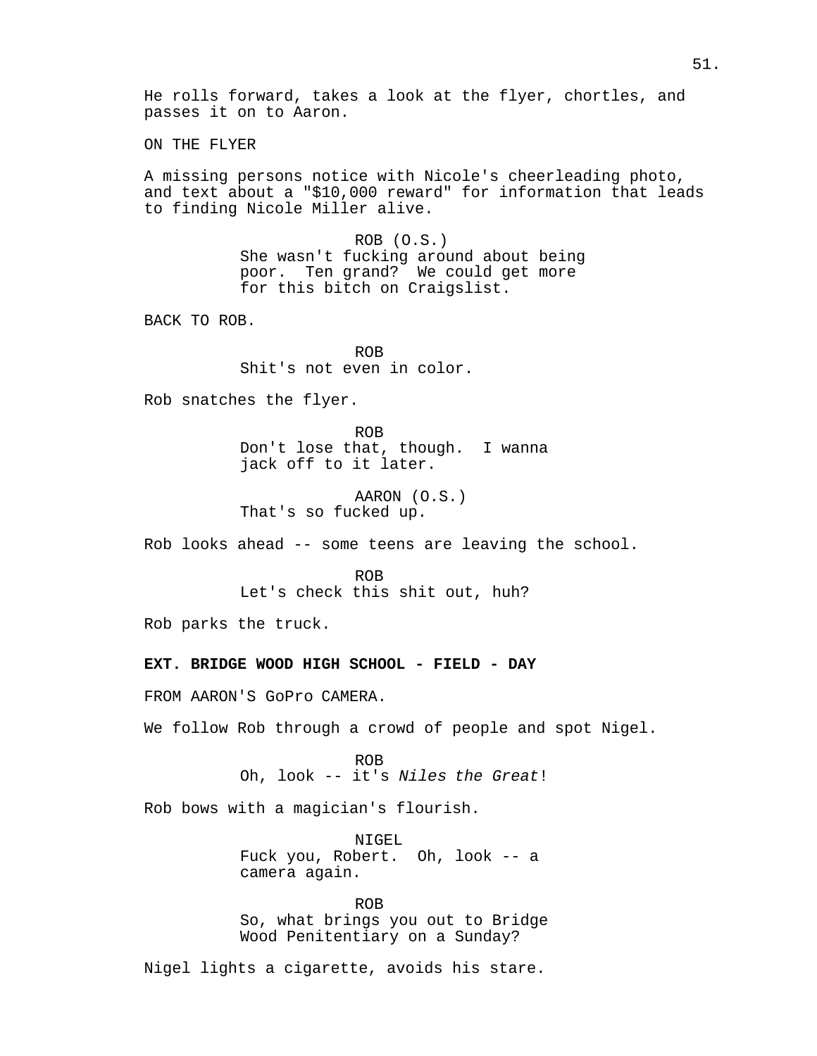He rolls forward, takes a look at the flyer, chortles, and passes it on to Aaron.

ON THE FLYER

A missing persons notice with Nicole's cheerleading photo, and text about a "$10,000 reward" for information that leads to finding Nicole Miller alive.

ROB (O.S.)
She wasn't fucking around about being poor. Ten grand? We could get more for this bitch on Craigslist.

BACK TO ROB.

ROB
Shit's not even in color.

Rob snatches the flyer.

ROB
Don't lose that, though. I wanna jack off to it later.

AARON (O.S.)
That's so fucked up.

Rob looks ahead -- some teens are leaving the school.

ROB
Let's check this shit out, huh?

Rob parks the truck.

**EXT. BRIDGE WOOD HIGH SCHOOL - FIELD - DAY**

FROM AARON'S GoPro CAMERA.

We follow Rob through a crowd of people and spot Nigel.

ROB
Oh, look -- it's *Niles the Great*!

Rob bows with a magician's flourish.

NIGEL
Fuck you, Robert. Oh, look -- a camera again.

ROB
So, what brings you out to Bridge Wood Penitentiary on a Sunday?

Nigel lights a cigarette, avoids his stare.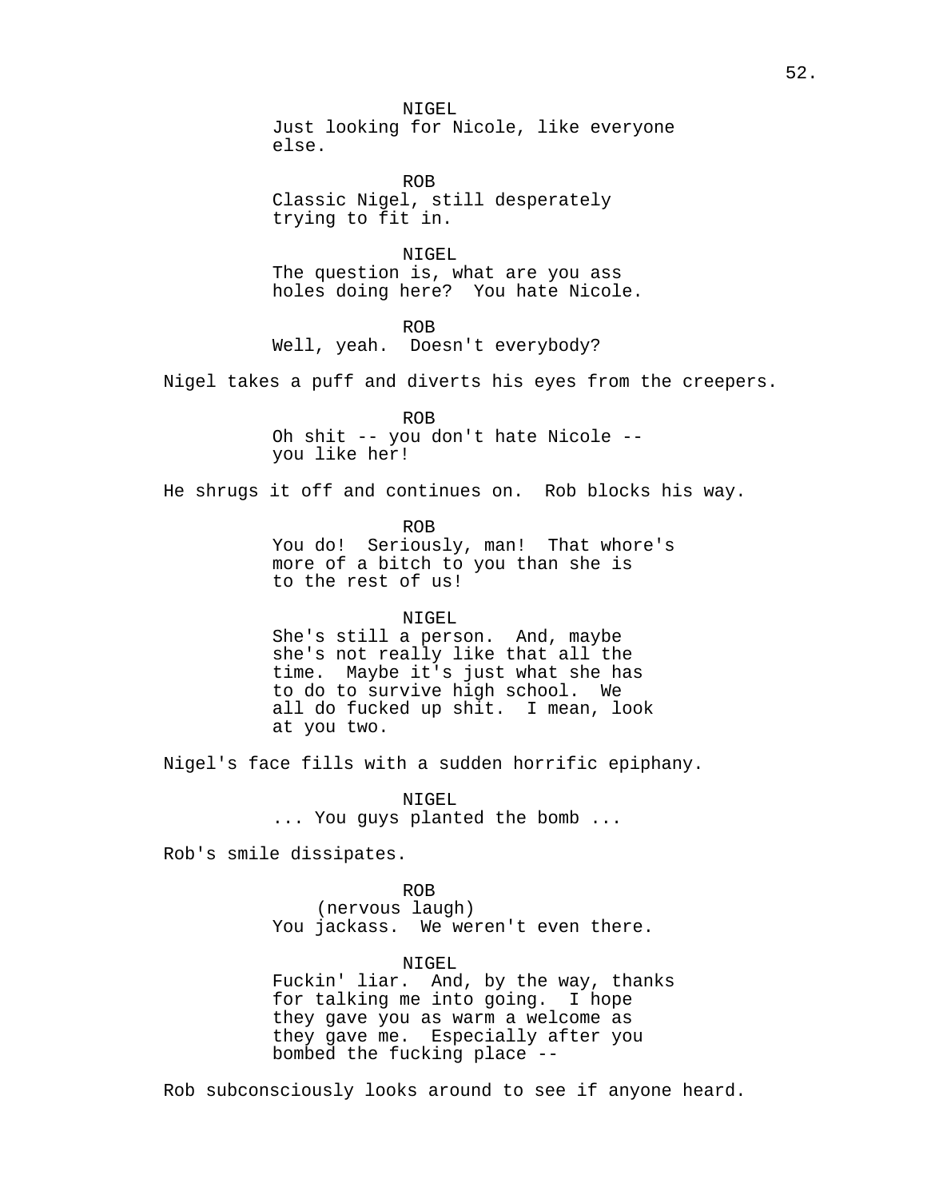NIGEL
Just looking for Nicole, like everyone else.

ROB
Classic Nigel, still desperately trying to fit in.

NIGEL
The question is, what are you ass holes doing here?  You hate Nicole.

ROB
Well, yeah.  Doesn't everybody?

Nigel takes a puff and diverts his eyes from the creepers.

ROB
Oh shit -- you don't hate Nicole -- you like her!

He shrugs it off and continues on.  Rob blocks his way.

ROB
You do!  Seriously, man!  That whore's more of a bitch to you than she is to the rest of us!

NIGEL
She's still a person.  And, maybe she's not really like that all the time.  Maybe it's just what she has to do to survive high school.  We all do fucked up shit.  I mean, look at you two.

Nigel's face fills with a sudden horrific epiphany.

NIGEL
... You guys planted the bomb ...

Rob's smile dissipates.

ROB
(nervous laugh)
You jackass.  We weren't even there.

NIGEL
Fuckin' liar.  And, by the way, thanks for talking me into going.  I hope they gave you as warm a welcome as they gave me.  Especially after you bombed the fucking place --

Rob subconsciously looks around to see if anyone heard.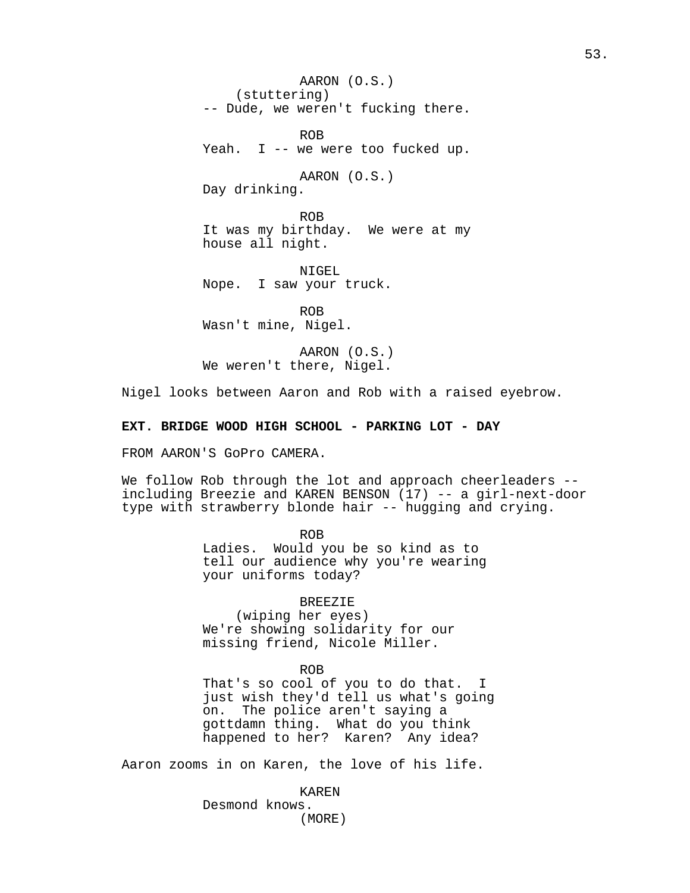AARON (O.S.)
(stuttering)
-- Dude, we weren't fucking there.

ROB
Yeah. I -- we were too fucked up.

AARON (O.S.)
Day drinking.

ROB
It was my birthday. We were at my house all night.

NIGEL
Nope. I saw your truck.

ROB
Wasn't mine, Nigel.

AARON (O.S.)
We weren't there, Nigel.

Nigel looks between Aaron and Rob with a raised eyebrow.

**EXT. BRIDGE WOOD HIGH SCHOOL - PARKING LOT - DAY**

FROM AARON'S GoPro CAMERA.

We follow Rob through the lot and approach cheerleaders -- including Breezie and KAREN BENSON (17) -- a girl-next-door type with strawberry blonde hair -- hugging and crying.

ROB
Ladies. Would you be so kind as to tell our audience why you're wearing your uniforms today?

BREEZIE
(wiping her eyes)
We're showing solidarity for our missing friend, Nicole Miller.

ROB
That's so cool of you to do that. I just wish they'd tell us what's going on. The police aren't saying a gottdamn thing. What do you think happened to her? Karen? Any idea?

Aaron zooms in on Karen, the love of his life.

KAREN
Desmond knows.
(MORE)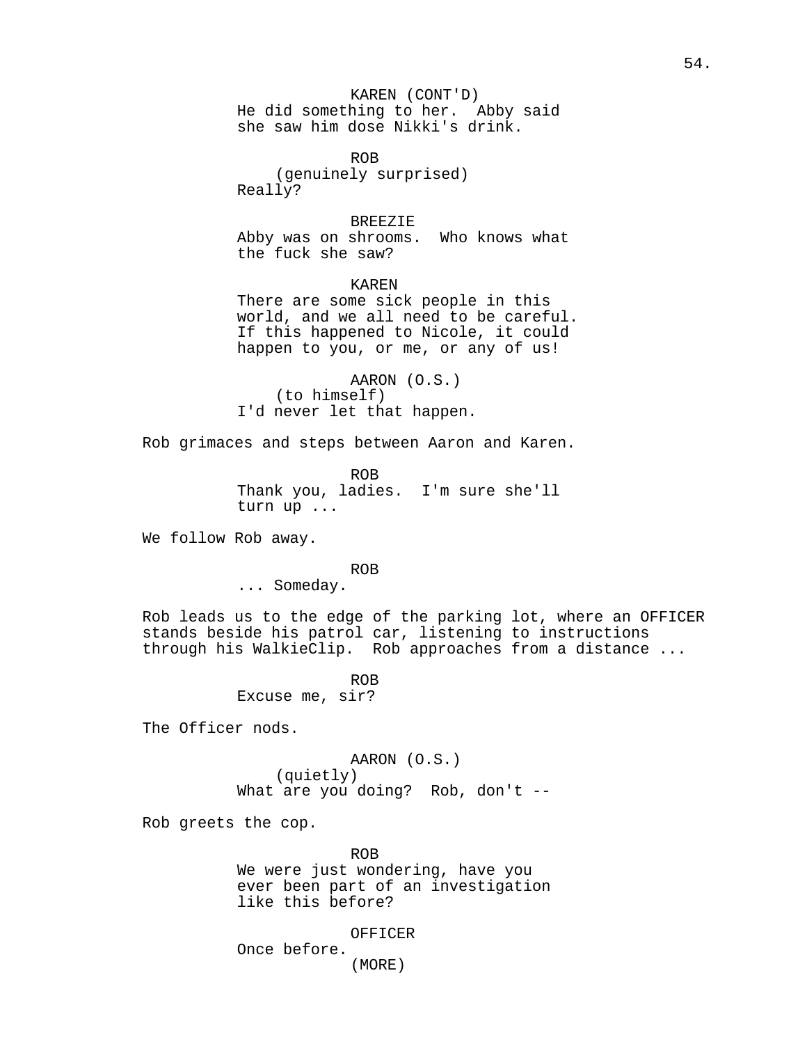KAREN (CONT'D)
He did something to her. Abby said she saw him dose Nikki's drink.

ROB
(genuinely surprised)
Really?

BREEZIE
Abby was on shrooms. Who knows what the fuck she saw?

KAREN
There are some sick people in this world, and we all need to be careful. If this happened to Nicole, it could happen to you, or me, or any of us!

AARON (O.S.)
(to himself)
I'd never let that happen.

Rob grimaces and steps between Aaron and Karen.

ROB
Thank you, ladies. I'm sure she'll turn up ...

We follow Rob away.

ROB
... Someday.

Rob leads us to the edge of the parking lot, where an OFFICER stands beside his patrol car, listening to instructions through his WalkieClip. Rob approaches from a distance ...

ROB
Excuse me, sir?

The Officer nods.

AARON (O.S.)
(quietly)
What are you doing? Rob, don't --

Rob greets the cop.

ROB
We were just wondering, have you ever been part of an investigation like this before?

OFFICER
Once before.
(MORE)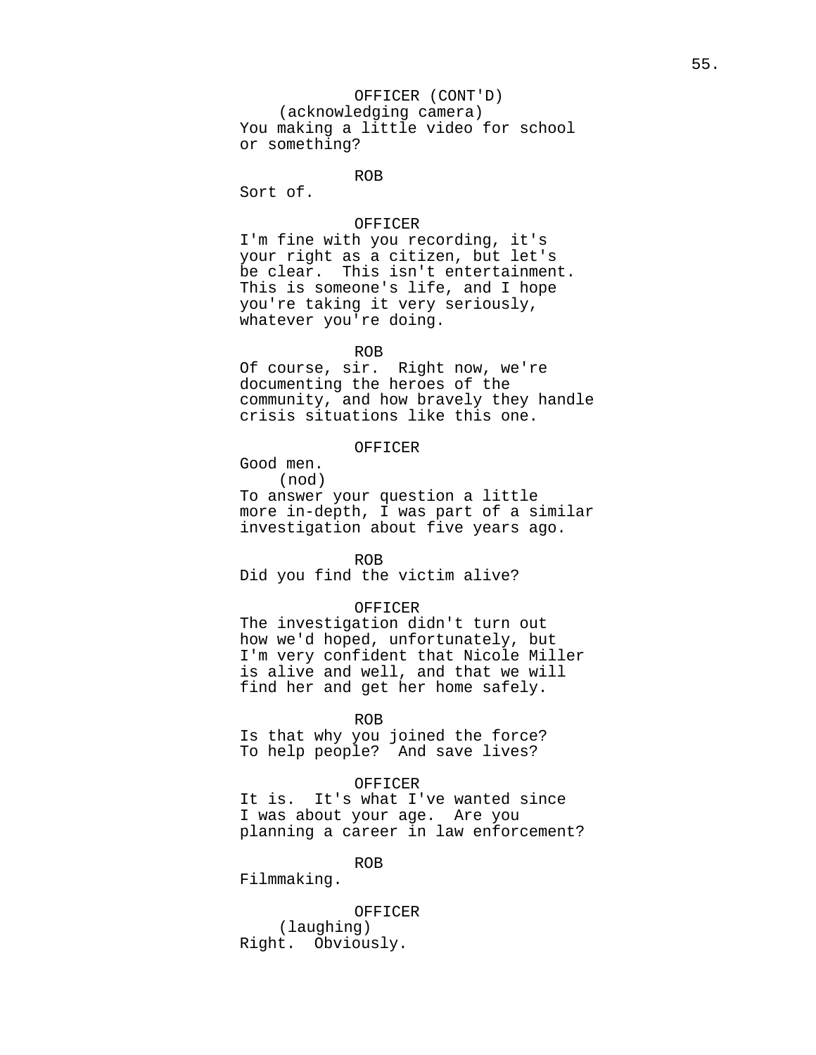OFFICER (CONT'D)
(acknowledging camera)
You making a little video for school or something?

ROB
Sort of.

OFFICER
I'm fine with you recording, it's your right as a citizen, but let's be clear. This isn't entertainment. This is someone's life, and I hope you're taking it very seriously, whatever you're doing.

ROB
Of course, sir. Right now, we're documenting the heroes of the community, and how bravely they handle crisis situations like this one.

OFFICER
Good men.
(nod)
To answer your question a little more in-depth, I was part of a similar investigation about five years ago.

ROB
Did you find the victim alive?

OFFICER
The investigation didn't turn out how we'd hoped, unfortunately, but I'm very confident that Nicole Miller is alive and well, and that we will find her and get her home safely.

ROB
Is that why you joined the force? To help people? And save lives?

OFFICER
It is. It's what I've wanted since I was about your age. Are you planning a career in law enforcement?

ROB
Filmmaking.

OFFICER
(laughing)
Right. Obviously.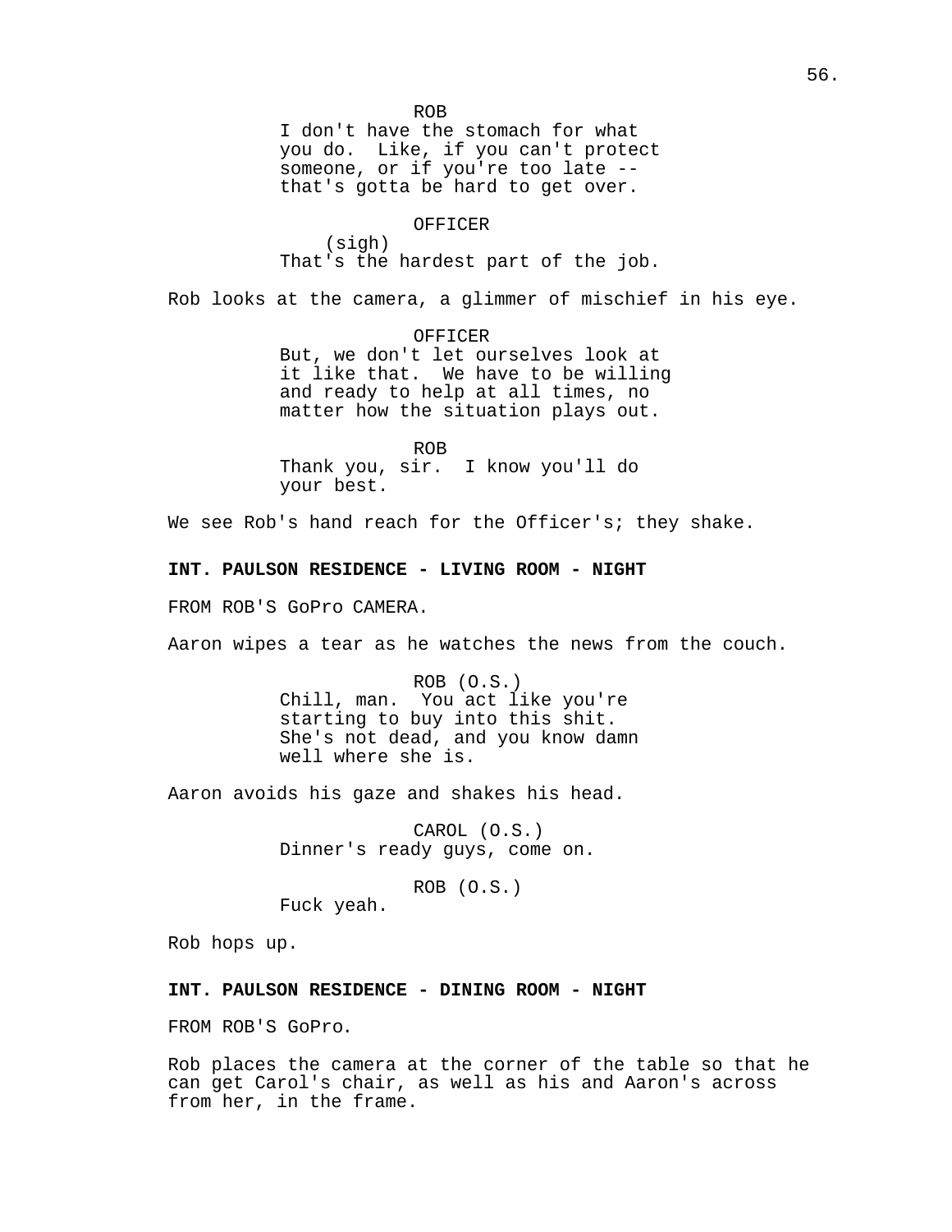ROB
I don't have the stomach for what you do.  Like, if you can't protect someone, or if you're too late -- that's gotta be hard to get over.

OFFICER
(sigh)
That's the hardest part of the job.

Rob looks at the camera, a glimmer of mischief in his eye.

OFFICER
But, we don't let ourselves look at it like that.  We have to be willing and ready to help at all times, no matter how the situation plays out.

ROB
Thank you, sir.  I know you'll do your best.

We see Rob's hand reach for the Officer's; they shake.

**INT. PAULSON RESIDENCE - LIVING ROOM - NIGHT**

FROM ROB'S GoPro CAMERA.

Aaron wipes a tear as he watches the news from the couch.

ROB (O.S.)
Chill, man.  You act like you're starting to buy into this shit. She's not dead, and you know damn well where she is.

Aaron avoids his gaze and shakes his head.

CAROL (O.S.)
Dinner's ready guys, come on.

ROB (O.S.)
Fuck yeah.

Rob hops up.

**INT. PAULSON RESIDENCE - DINING ROOM - NIGHT**

FROM ROB'S GoPro.

Rob places the camera at the corner of the table so that he can get Carol's chair, as well as his and Aaron's across from her, in the frame.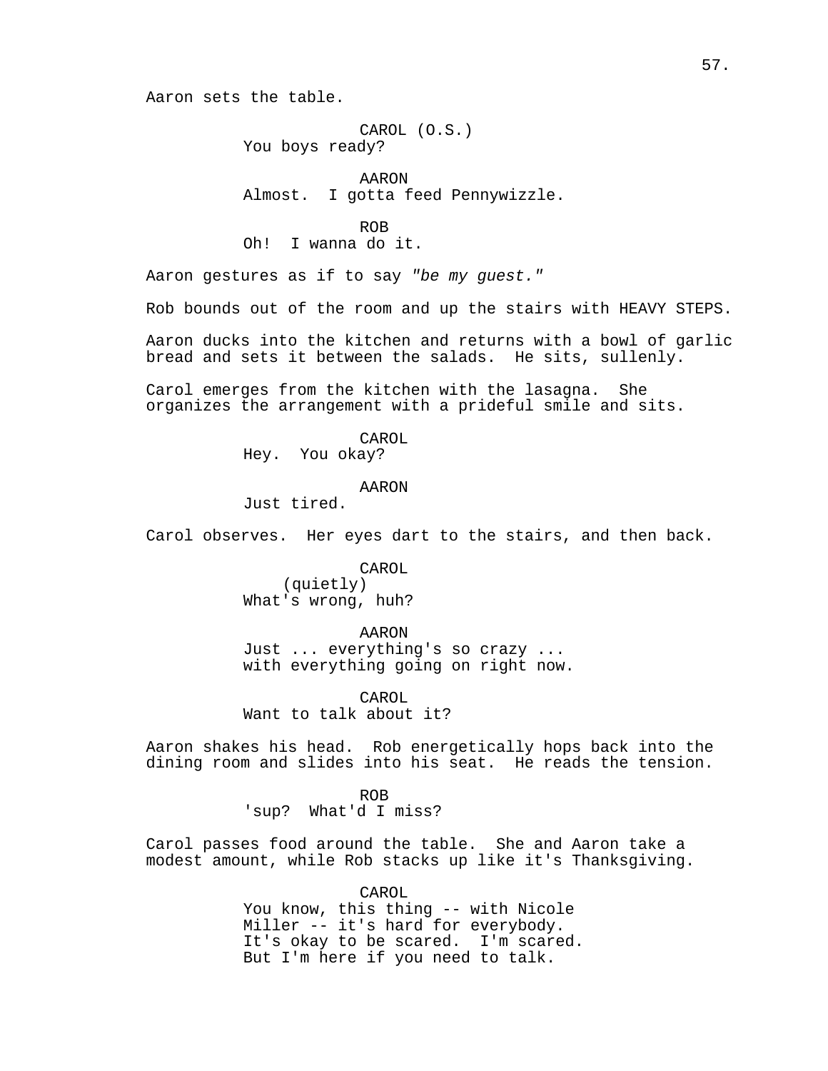Aaron sets the table.

CAROL (O.S.)
You boys ready?

AARON
Almost. I gotta feed Pennywizzle.

ROB
Oh! I wanna do it.

Aaron gestures as if to say *"be my guest."*

Rob bounds out of the room and up the stairs with HEAVY STEPS.

Aaron ducks into the kitchen and returns with a bowl of garlic bread and sets it between the salads. He sits, sullenly.

Carol emerges from the kitchen with the lasagna. She organizes the arrangement with a prideful smile and sits.

CAROL
Hey. You okay?

AARON
Just tired.

Carol observes. Her eyes dart to the stairs, and then back.

CAROL
(quietly)
What's wrong, huh?

AARON
Just ... everything's so crazy ... with everything going on right now.

CAROL
Want to talk about it?

Aaron shakes his head. Rob energetically hops back into the dining room and slides into his seat. He reads the tension.

ROB
'sup? What'd I miss?

Carol passes food around the table. She and Aaron take a modest amount, while Rob stacks up like it's Thanksgiving.

CAROL
You know, this thing -- with Nicole Miller -- it's hard for everybody. It's okay to be scared. I'm scared. But I'm here if you need to talk.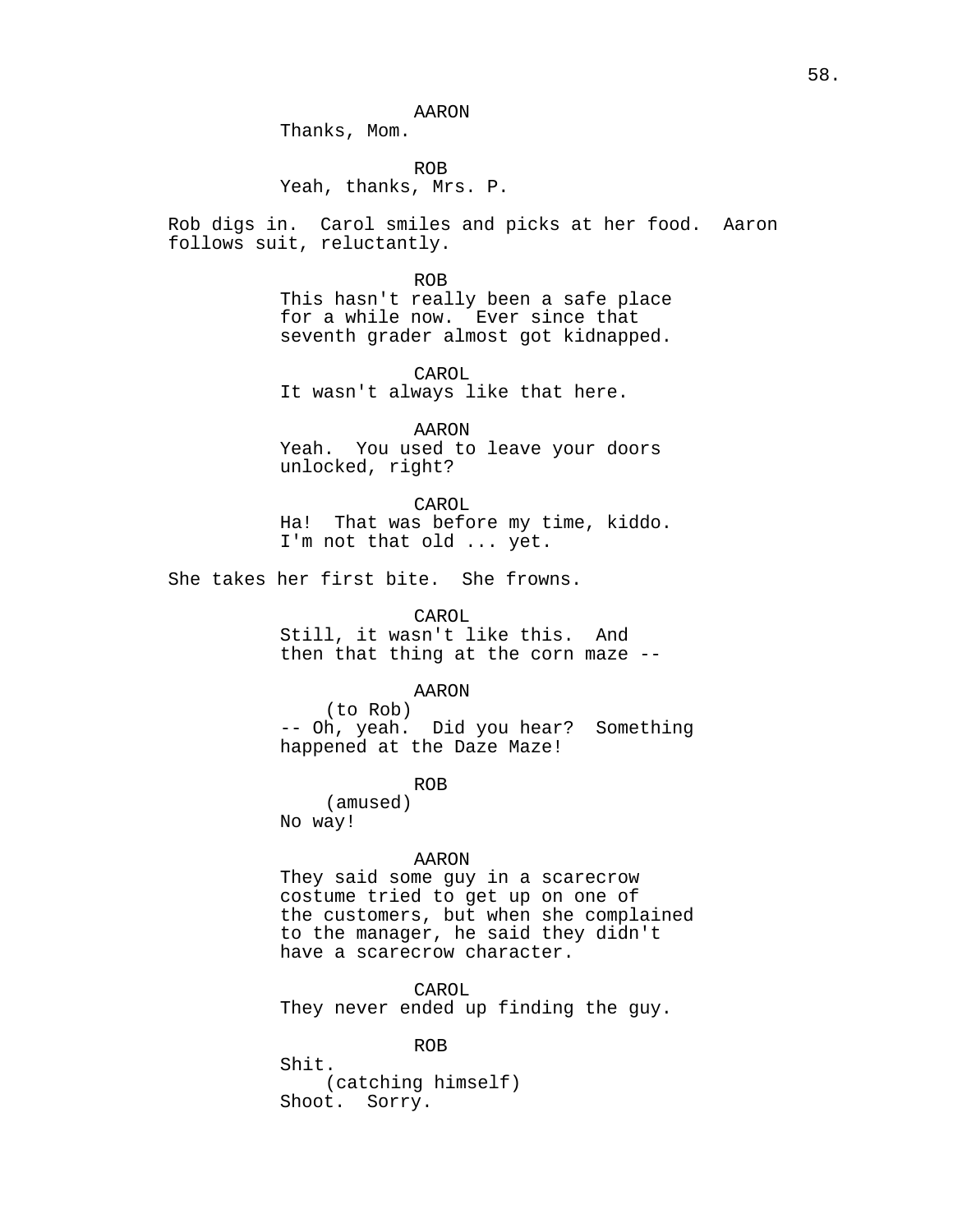AARON
Thanks, Mom.

ROB
Yeah, thanks, Mrs. P.

Rob digs in. Carol smiles and picks at her food. Aaron follows suit, reluctantly.

ROB
This hasn't really been a safe place for a while now. Ever since that seventh grader almost got kidnapped.

CAROL
It wasn't always like that here.

AARON
Yeah. You used to leave your doors unlocked, right?

CAROL
Ha! That was before my time, kiddo. I'm not that old ... yet.

She takes her first bite. She frowns.

CAROL
Still, it wasn't like this. And then that thing at the corn maze --

AARON
(to Rob)
-- Oh, yeah. Did you hear? Something happened at the Daze Maze!

ROB
(amused)
No way!

AARON
They said some guy in a scarecrow costume tried to get up on one of the customers, but when she complained to the manager, he said they didn't have a scarecrow character.

CAROL
They never ended up finding the guy.

ROB
Shit.
(catching himself)
Shoot. Sorry.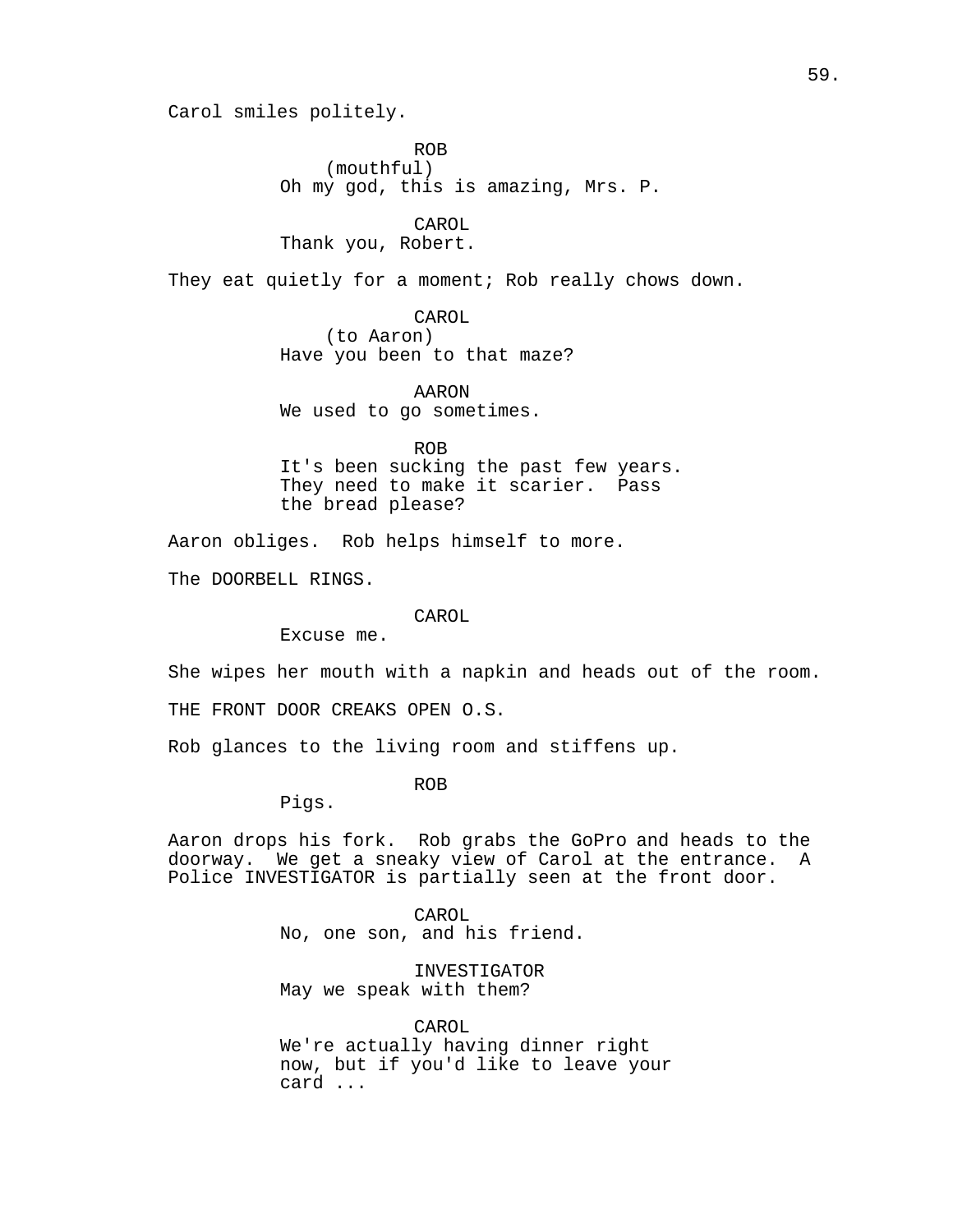Carol smiles politely.

ROB
(mouthful)
Oh my god, this is amazing, Mrs. P.

CAROL
Thank you, Robert.

They eat quietly for a moment; Rob really chows down.

CAROL
(to Aaron)
Have you been to that maze?

AARON
We used to go sometimes.

ROB
It's been sucking the past few years. They need to make it scarier. Pass the bread please?

Aaron obliges. Rob helps himself to more.

The DOORBELL RINGS.

CAROL
Excuse me.

She wipes her mouth with a napkin and heads out of the room.

THE FRONT DOOR CREAKS OPEN O.S.

Rob glances to the living room and stiffens up.

ROB
Pigs.

Aaron drops his fork. Rob grabs the GoPro and heads to the doorway. We get a sneaky view of Carol at the entrance. A Police INVESTIGATOR is partially seen at the front door.

CAROL
No, one son, and his friend.

INVESTIGATOR
May we speak with them?

CAROL
We're actually having dinner right now, but if you'd like to leave your card ...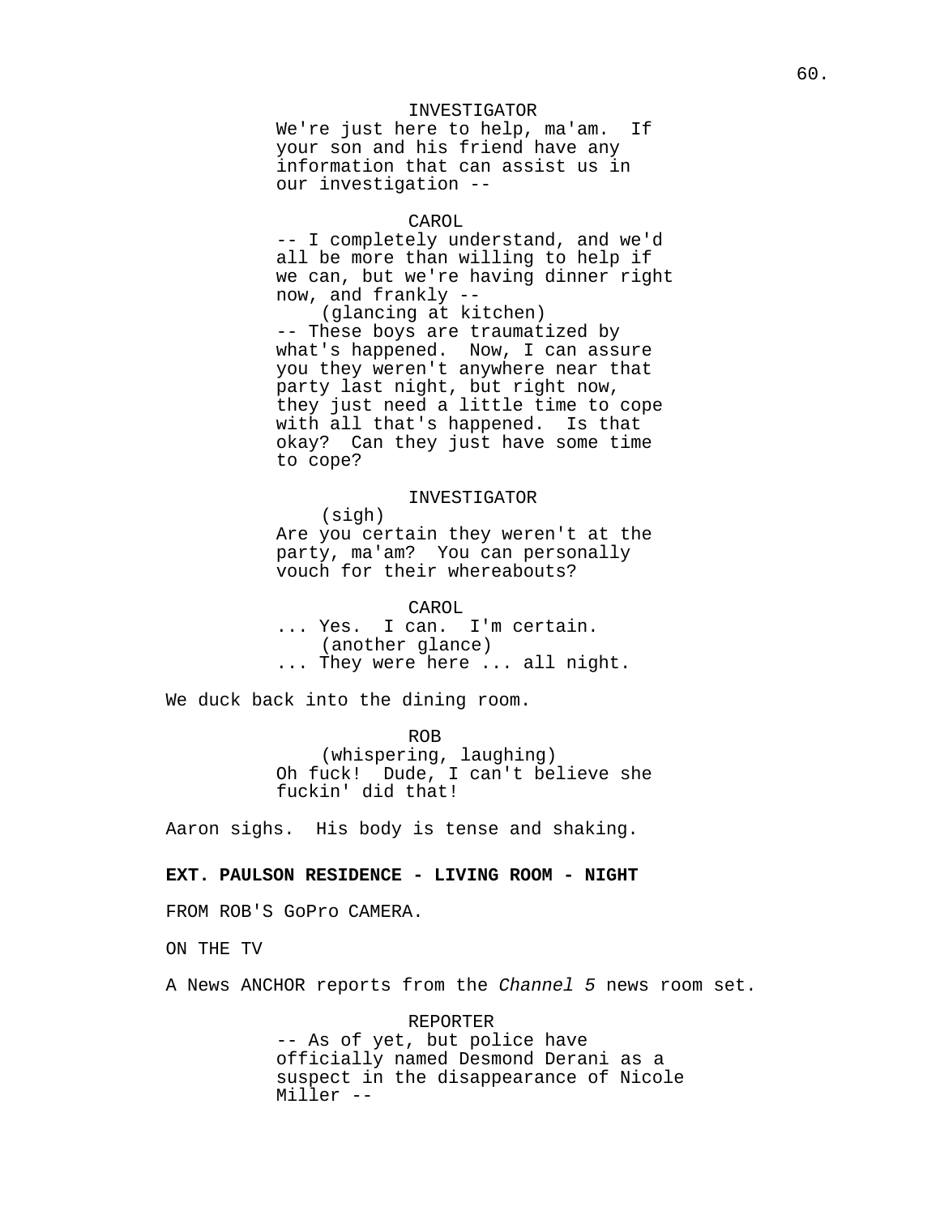INVESTIGATOR
We're just here to help, ma'am. If your son and his friend have any information that can assist us in our investigation --

CAROL
-- I completely understand, and we'd all be more than willing to help if we can, but we're having dinner right now, and frankly --
(glancing at kitchen)
-- These boys are traumatized by what's happened. Now, I can assure you they weren't anywhere near that party last night, but right now, they just need a little time to cope with all that's happened. Is that okay? Can they just have some time to cope?

INVESTIGATOR
(sigh)
Are you certain they weren't at the party, ma'am? You can personally vouch for their whereabouts?

CAROL
... Yes. I can. I'm certain.
(another glance)
... They were here ... all night.

We duck back into the dining room.

ROB
(whispering, laughing)
Oh fuck! Dude, I can't believe she fuckin' did that!

Aaron sighs. His body is tense and shaking.

**EXT. PAULSON RESIDENCE - LIVING ROOM - NIGHT**

FROM ROB'S GoPro CAMERA.

ON THE TV

A News ANCHOR reports from the *Channel 5* news room set.

REPORTER
-- As of yet, but police have officially named Desmond Derani as a suspect in the disappearance of Nicole Miller --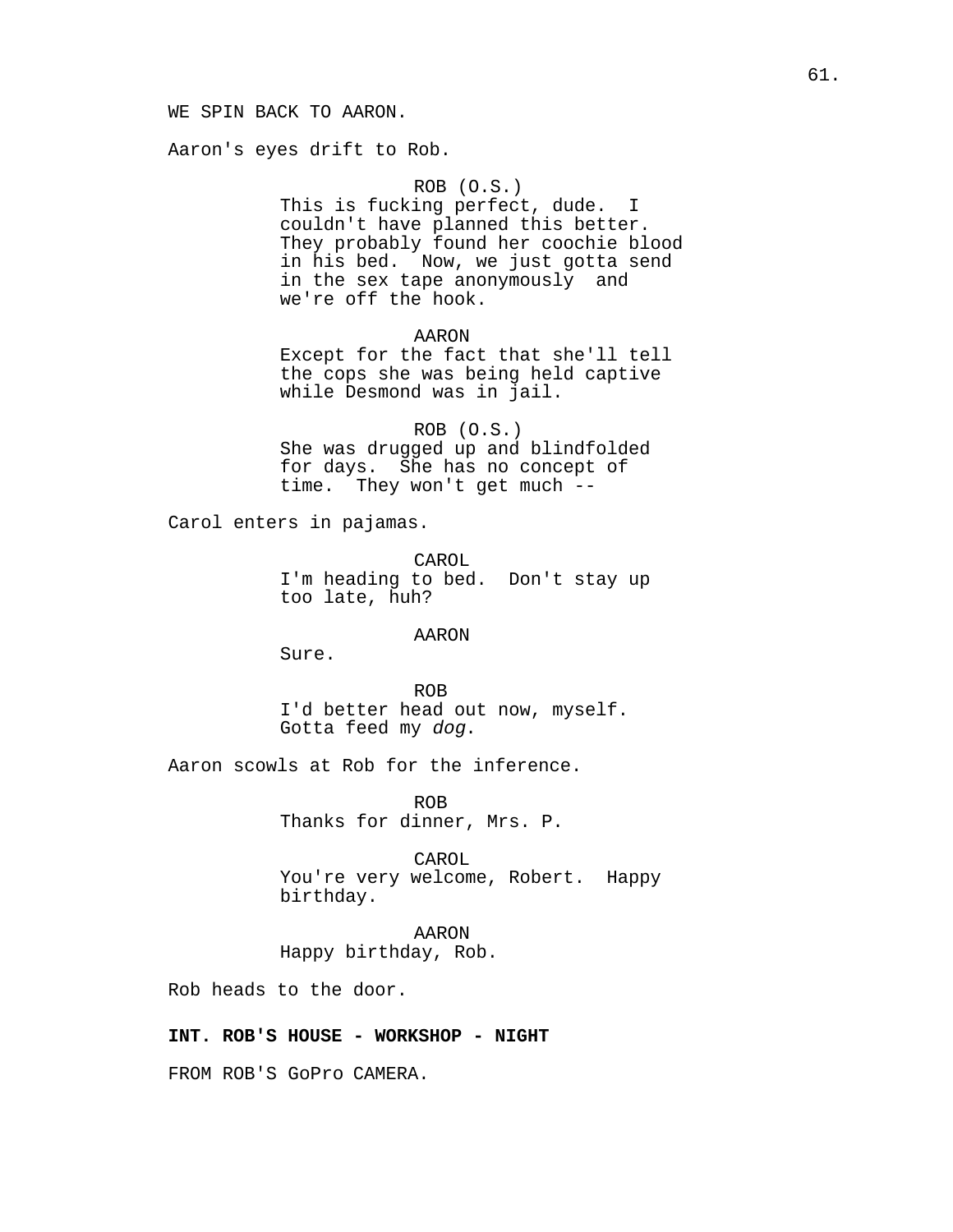WE SPIN BACK TO AARON.

Aaron's eyes drift to Rob.

ROB (O.S.)
This is fucking perfect, dude. I couldn't have planned this better. They probably found her coochie blood in his bed. Now, we just gotta send in the sex tape anonymously and we're off the hook.

AARON
Except for the fact that she'll tell the cops she was being held captive while Desmond was in jail.

ROB (O.S.)
She was drugged up and blindfolded for days. She has no concept of time. They won't get much --

Carol enters in pajamas.

CAROL
I'm heading to bed. Don't stay up too late, huh?

AARON
Sure.

ROB
I'd better head out now, myself. Gotta feed my *dog*.

Aaron scowls at Rob for the inference.

ROB
Thanks for dinner, Mrs. P.

CAROL
You're very welcome, Robert. Happy birthday.

AARON
Happy birthday, Rob.

Rob heads to the door.

**INT. ROB'S HOUSE - WORKSHOP - NIGHT**

FROM ROB'S GoPro CAMERA.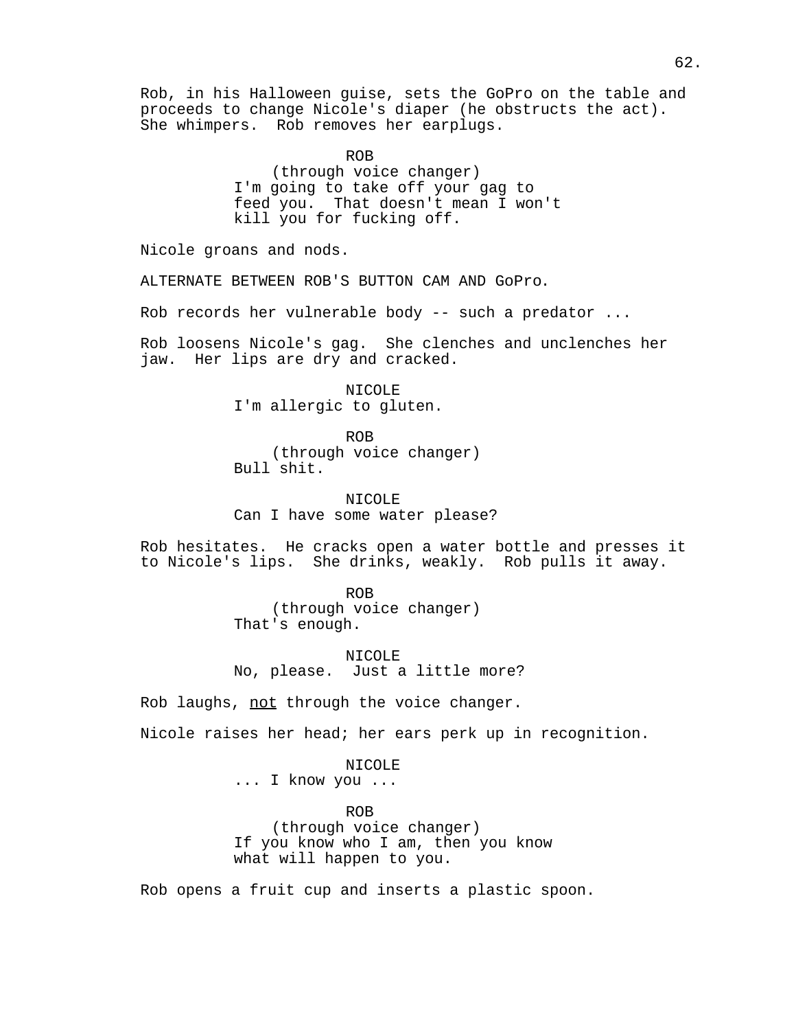Rob, in his Halloween guise, sets the GoPro on the table and proceeds to change Nicole's diaper (he obstructs the act). She whimpers. Rob removes her earplugs.

ROB
(through voice changer)
I'm going to take off your gag to feed you. That doesn't mean I won't kill you for fucking off.

Nicole groans and nods.

ALTERNATE BETWEEN ROB'S BUTTON CAM AND GoPro.

Rob records her vulnerable body -- such a predator ...

Rob loosens Nicole's gag. She clenches and unclenches her jaw. Her lips are dry and cracked.

NICOLE
I'm allergic to gluten.

ROB
(through voice changer)
Bull shit.

NICOLE
Can I have some water please?

Rob hesitates. He cracks open a water bottle and presses it to Nicole's lips. She drinks, weakly. Rob pulls it away.

ROB
(through voice changer)
That's enough.

NICOLE
No, please. Just a little more?

Rob laughs, <u>not</u> through the voice changer.

Nicole raises her head; her ears perk up in recognition.

NICOLE
... I know you ...

ROB
(through voice changer)
If you know who I am, then you know what will happen to you.

Rob opens a fruit cup and inserts a plastic spoon.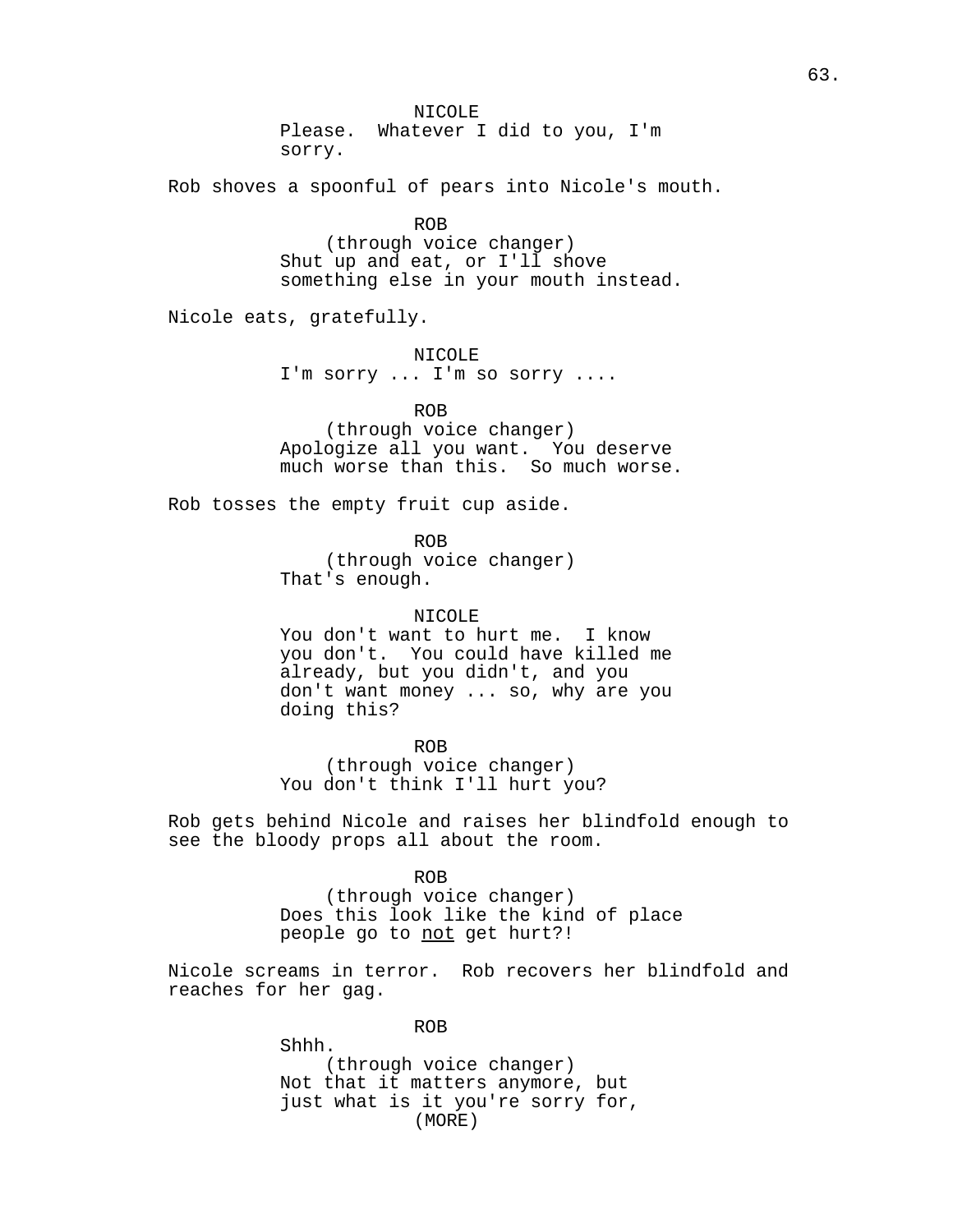NICOLE
Please. Whatever I did to you, I'm sorry.

Rob shoves a spoonful of pears into Nicole's mouth.

ROB
(through voice changer)
Shut up and eat, or I'll shove something else in your mouth instead.

Nicole eats, gratefully.

NICOLE
I'm sorry ... I'm so sorry ....

ROB
(through voice changer)
Apologize all you want. You deserve much worse than this. So much worse.

Rob tosses the empty fruit cup aside.

ROB
(through voice changer)
That's enough.

NICOLE
You don't want to hurt me. I know you don't. You could have killed me already, but you didn't, and you don't want money ... so, why are you doing this?

ROB
(through voice changer)
You don't think I'll hurt you?

Rob gets behind Nicole and raises her blindfold enough to see the bloody props all about the room.

ROB
(through voice changer)
Does this look like the kind of place people go to <u>not</u> get hurt?!

Nicole screams in terror. Rob recovers her blindfold and reaches for her gag.

ROB
Shhh.
(through voice changer)
Not that it matters anymore, but just what is it you're sorry for,
(MORE)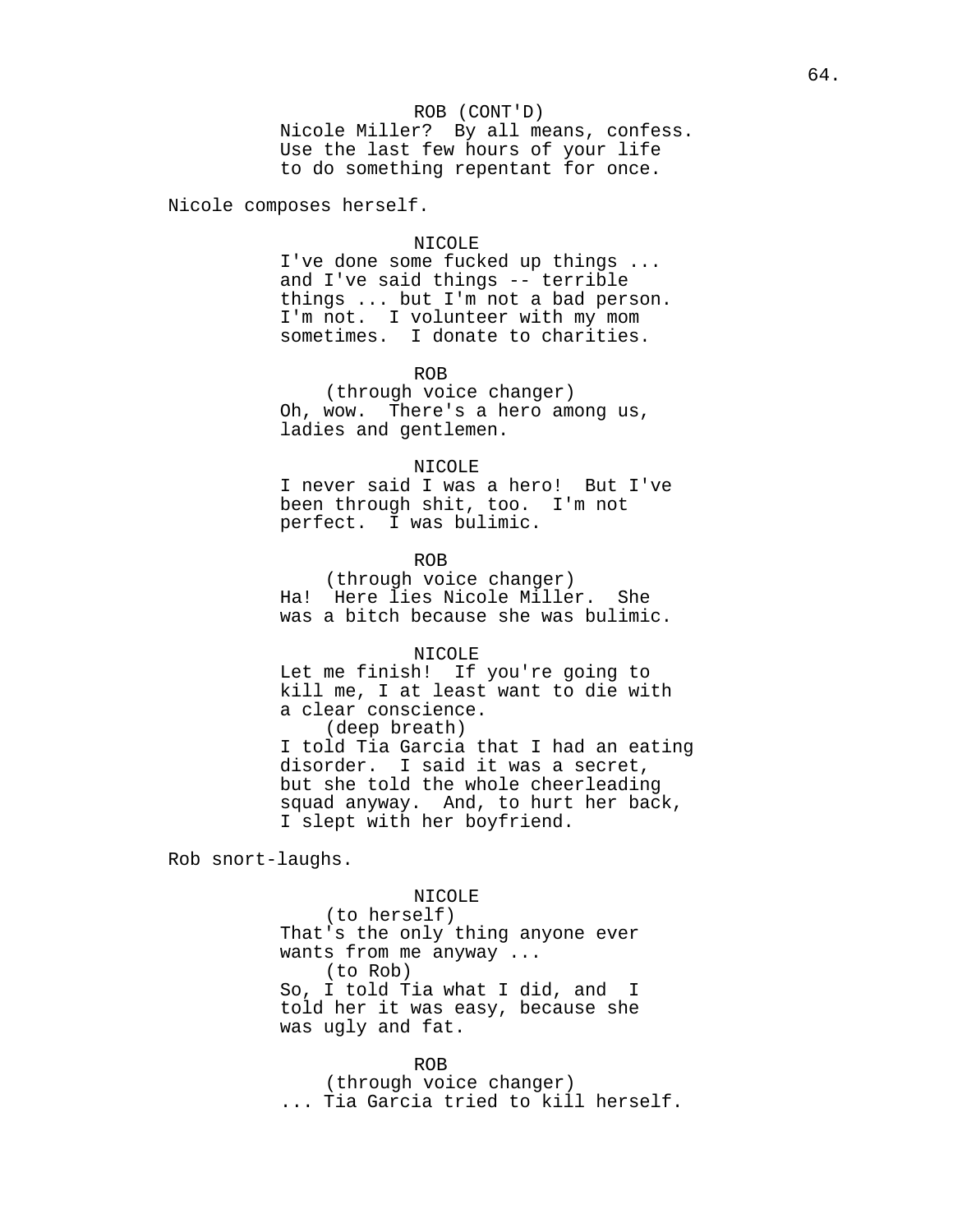ROB (CONT'D)
Nicole Miller? By all means, confess. Use the last few hours of your life to do something repentant for once.

Nicole composes herself.

NICOLE
I've done some fucked up things ... and I've said things -- terrible things ... but I'm not a bad person. I'm not. I volunteer with my mom sometimes. I donate to charities.

ROB
(through voice changer)
Oh, wow. There's a hero among us, ladies and gentlemen.

NICOLE
I never said I was a hero! But I've been through shit, too. I'm not perfect. I was bulimic.

ROB
(through voice changer)
Ha! Here lies Nicole Miller. She was a bitch because she was bulimic.

NICOLE
Let me finish! If you're going to kill me, I at least want to die with a clear conscience.
(deep breath)
I told Tia Garcia that I had an eating disorder. I said it was a secret, but she told the whole cheerleading squad anyway. And, to hurt her back, I slept with her boyfriend.

Rob snort-laughs.

NICOLE
(to herself)
That's the only thing anyone ever wants from me anyway ...
(to Rob)
So, I told Tia what I did, and I told her it was easy, because she was ugly and fat.

ROB
(through voice changer)
... Tia Garcia tried to kill herself.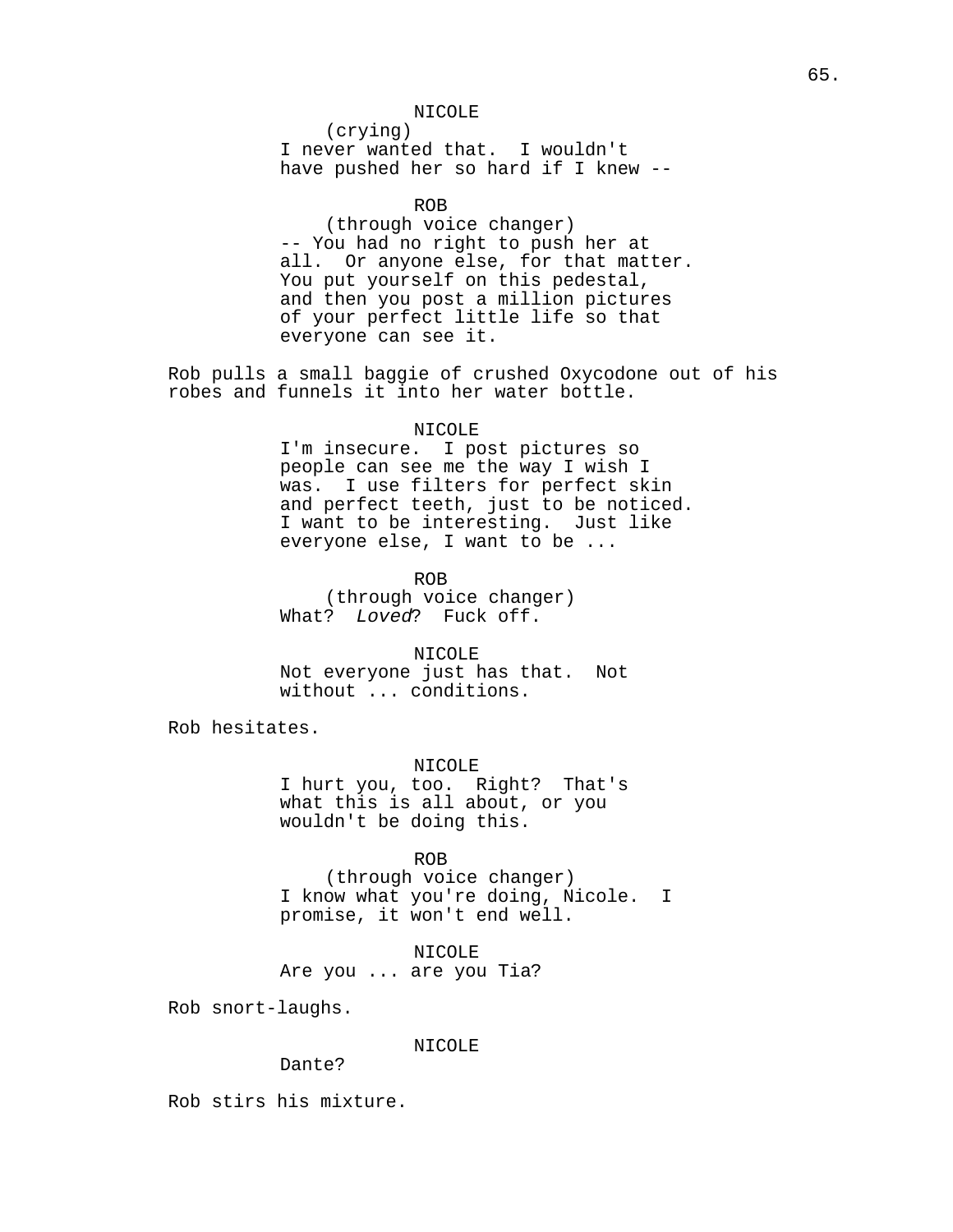NICOLE
(crying)
I never wanted that. I wouldn't have pushed her so hard if I knew --

ROB
(through voice changer)
-- You had no right to push her at all. Or anyone else, for that matter. You put yourself on this pedestal, and then you post a million pictures of your perfect little life so that everyone can see it.

Rob pulls a small baggie of crushed Oxycodone out of his robes and funnels it into her water bottle.

NICOLE
I'm insecure. I post pictures so people can see me the way I wish I was. I use filters for perfect skin and perfect teeth, just to be noticed. I want to be interesting. Just like everyone else, I want to be ...

ROB
(through voice changer)
What? *Loved*? Fuck off.

NICOLE
Not everyone just has that. Not without ... conditions.

Rob hesitates.

NICOLE
I hurt you, too. Right? That's what this is all about, or you wouldn't be doing this.

ROB
(through voice changer)
I know what you're doing, Nicole. I promise, it won't end well.

NICOLE
Are you ... are you Tia?

Rob snort-laughs.

NICOLE
Dante?

Rob stirs his mixture.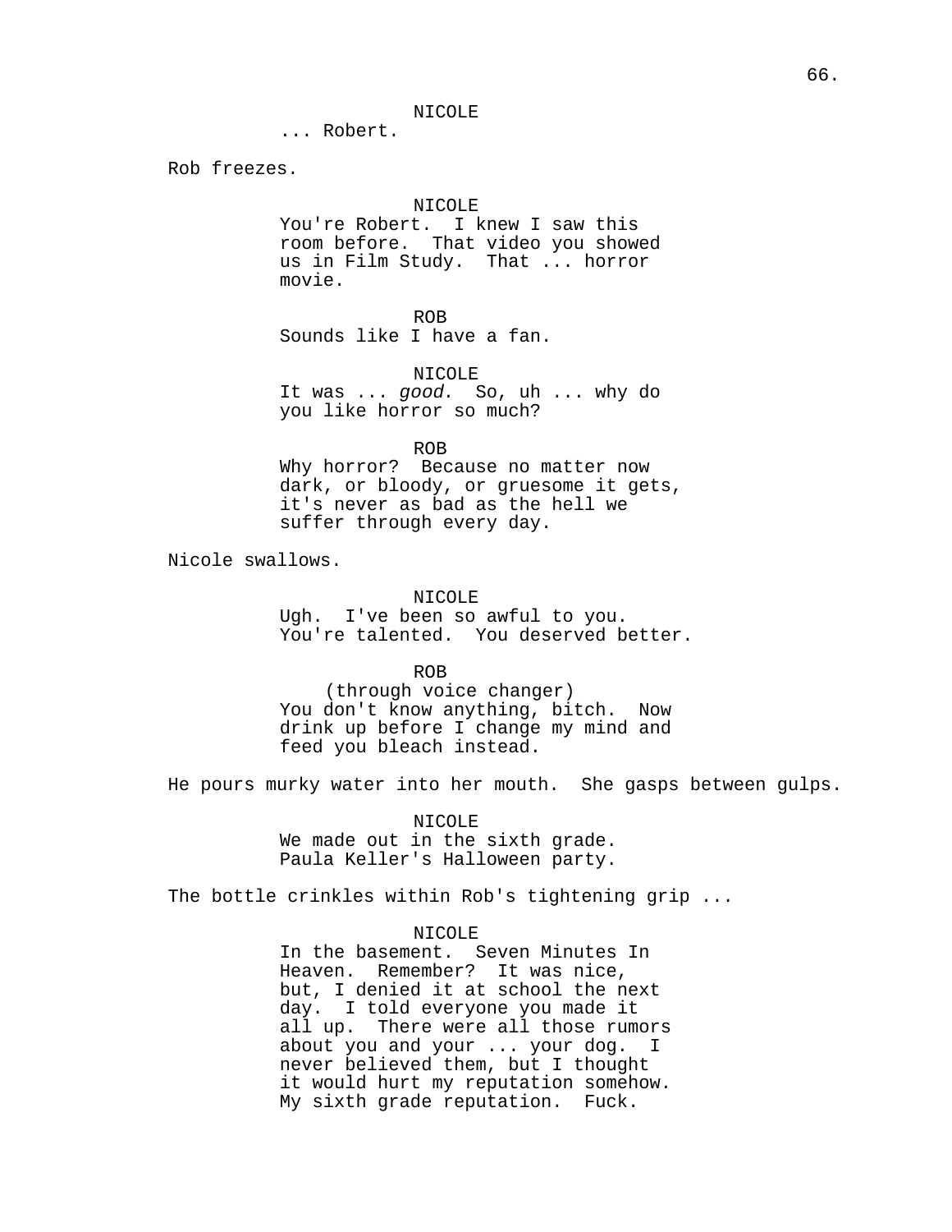NICOLE
... Robert.

Rob freezes.

NICOLE
You're Robert. I knew I saw this room before. That video you showed us in Film Study. That ... horror movie.

ROB
Sounds like I have a fan.

NICOLE
It was ... *good*. So, uh ... why do you like horror so much?

ROB
Why horror? Because no matter now dark, or bloody, or gruesome it gets, it's never as bad as the hell we suffer through every day.

Nicole swallows.

NICOLE
Ugh. I've been so awful to you. You're talented. You deserved better.

ROB
(through voice changer)
You don't know anything, bitch. Now drink up before I change my mind and feed you bleach instead.

He pours murky water into her mouth. She gasps between gulps.

NICOLE
We made out in the sixth grade. Paula Keller's Halloween party.

The bottle crinkles within Rob's tightening grip ...

NICOLE
In the basement. Seven Minutes In Heaven. Remember? It was nice, but, I denied it at school the next day. I told everyone you made it all up. There were all those rumors about you and your ... your dog. I never believed them, but I thought it would hurt my reputation somehow. My sixth grade reputation. Fuck.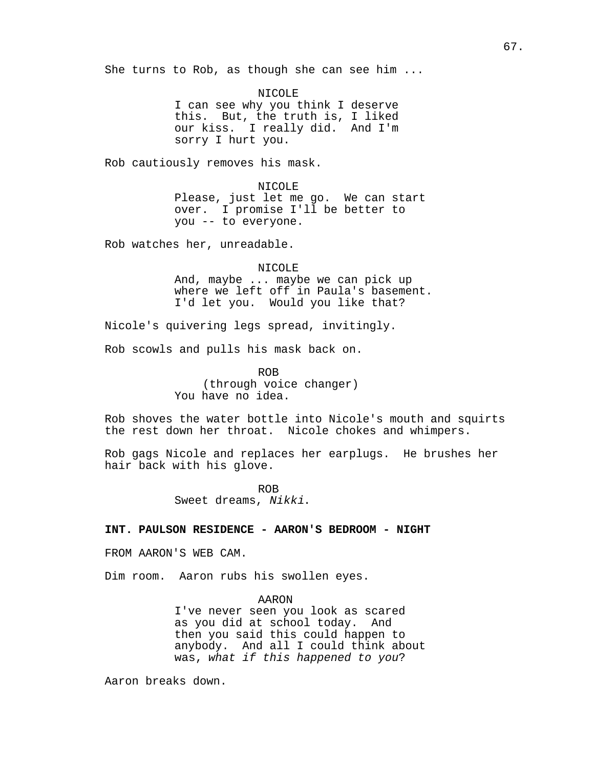She turns to Rob, as though she can see him ...

NICOLE
I can see why you think I deserve this. But, the truth is, I liked our kiss. I really did. And I'm sorry I hurt you.

Rob cautiously removes his mask.

NICOLE
Please, just let me go. We can start over. I promise I'll be better to you -- to everyone.

Rob watches her, unreadable.

NICOLE
And, maybe ... maybe we can pick up where we left off in Paula's basement. I'd let you. Would you like that?

Nicole's quivering legs spread, invitingly.

Rob scowls and pulls his mask back on.

ROB
(through voice changer)
You have no idea.

Rob shoves the water bottle into Nicole's mouth and squirts the rest down her throat. Nicole chokes and whimpers.

Rob gags Nicole and replaces her earplugs. He brushes her hair back with his glove.

ROB
Sweet dreams, *Nikki*.

**INT. PAULSON RESIDENCE - AARON'S BEDROOM - NIGHT**

FROM AARON'S WEB CAM.

Dim room. Aaron rubs his swollen eyes.

AARON
I've never seen you look as scared as you did at school today. And then you said this could happen to anybody. And all I could think about was, *what if this happened to you*?

Aaron breaks down.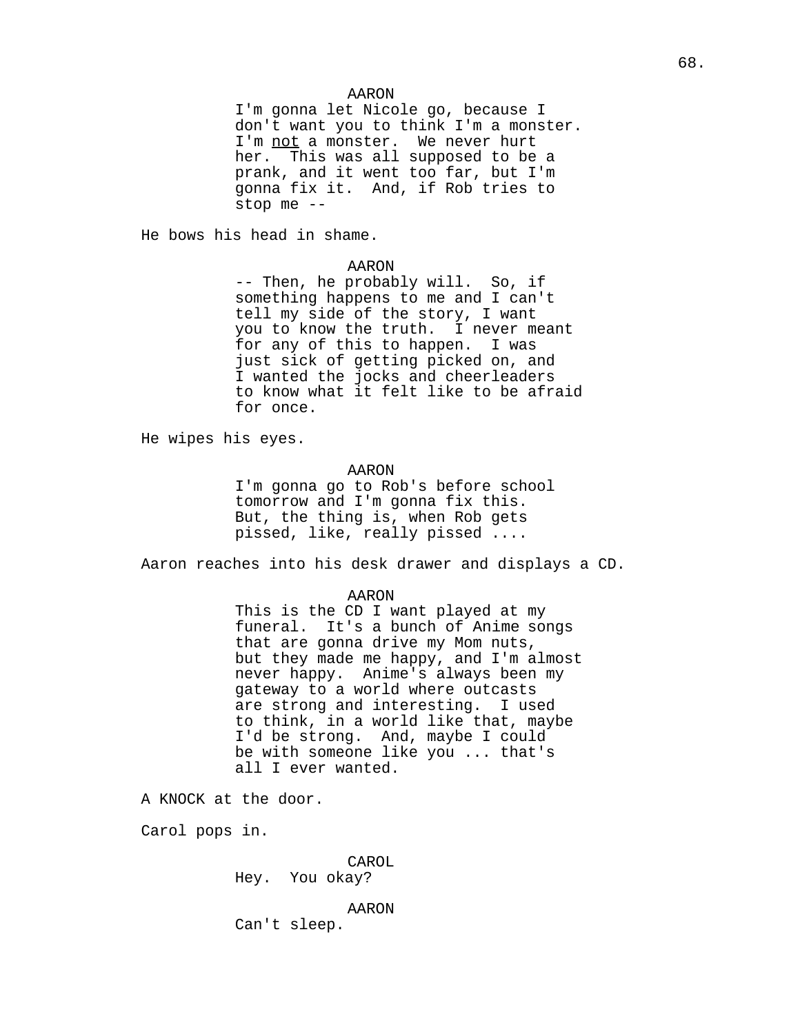AARON

I'm gonna let Nicole go, because I don't want you to think I'm a monster. I'm _not_ a monster. We never hurt her. This was all supposed to be a prank, and it went too far, but I'm gonna fix it. And, if Rob tries to stop me --

He bows his head in shame.

AARON

-- Then, he probably will. So, if something happens to me and I can't tell my side of the story, I want you to know the truth. I never meant for any of this to happen. I was just sick of getting picked on, and I wanted the jocks and cheerleaders to know what it felt like to be afraid for once.

He wipes his eyes.

AARON

I'm gonna go to Rob's before school tomorrow and I'm gonna fix this. But, the thing is, when Rob gets pissed, like, really pissed ....

Aaron reaches into his desk drawer and displays a CD.

AARON

This is the CD I want played at my funeral. It's a bunch of Anime songs that are gonna drive my Mom nuts, but they made me happy, and I'm almost never happy. Anime's always been my gateway to a world where outcasts are strong and interesting. I used to think, in a world like that, maybe I'd be strong. And, maybe I could be with someone like you ... that's all I ever wanted.

A KNOCK at the door.

Carol pops in.

CAROL

Hey. You okay?

AARON

Can't sleep.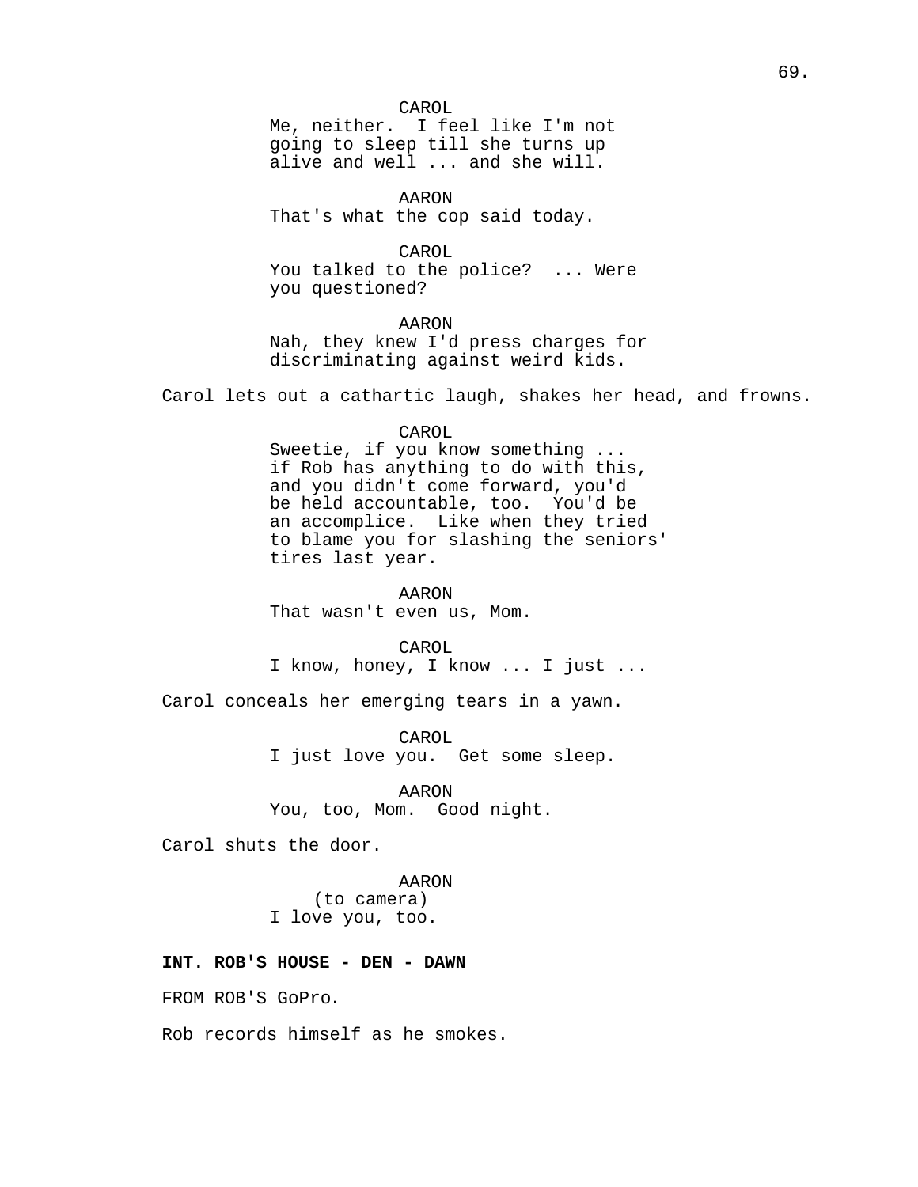CAROL
Me, neither. I feel like I'm not going to sleep till she turns up alive and well ... and she will.

AARON
That's what the cop said today.

CAROL
You talked to the police? ... Were you questioned?

AARON
Nah, they knew I'd press charges for discriminating against weird kids.

Carol lets out a cathartic laugh, shakes her head, and frowns.

CAROL
Sweetie, if you know something ... if Rob has anything to do with this, and you didn't come forward, you'd be held accountable, too. You'd be an accomplice. Like when they tried to blame you for slashing the seniors' tires last year.

AARON
That wasn't even us, Mom.

CAROL
I know, honey, I know ... I just ...

Carol conceals her emerging tears in a yawn.

CAROL
I just love you. Get some sleep.

AARON
You, too, Mom. Good night.

Carol shuts the door.

AARON
(to camera)
I love you, too.

**INT. ROB'S HOUSE - DEN - DAWN**

FROM ROB'S GoPro.

Rob records himself as he smokes.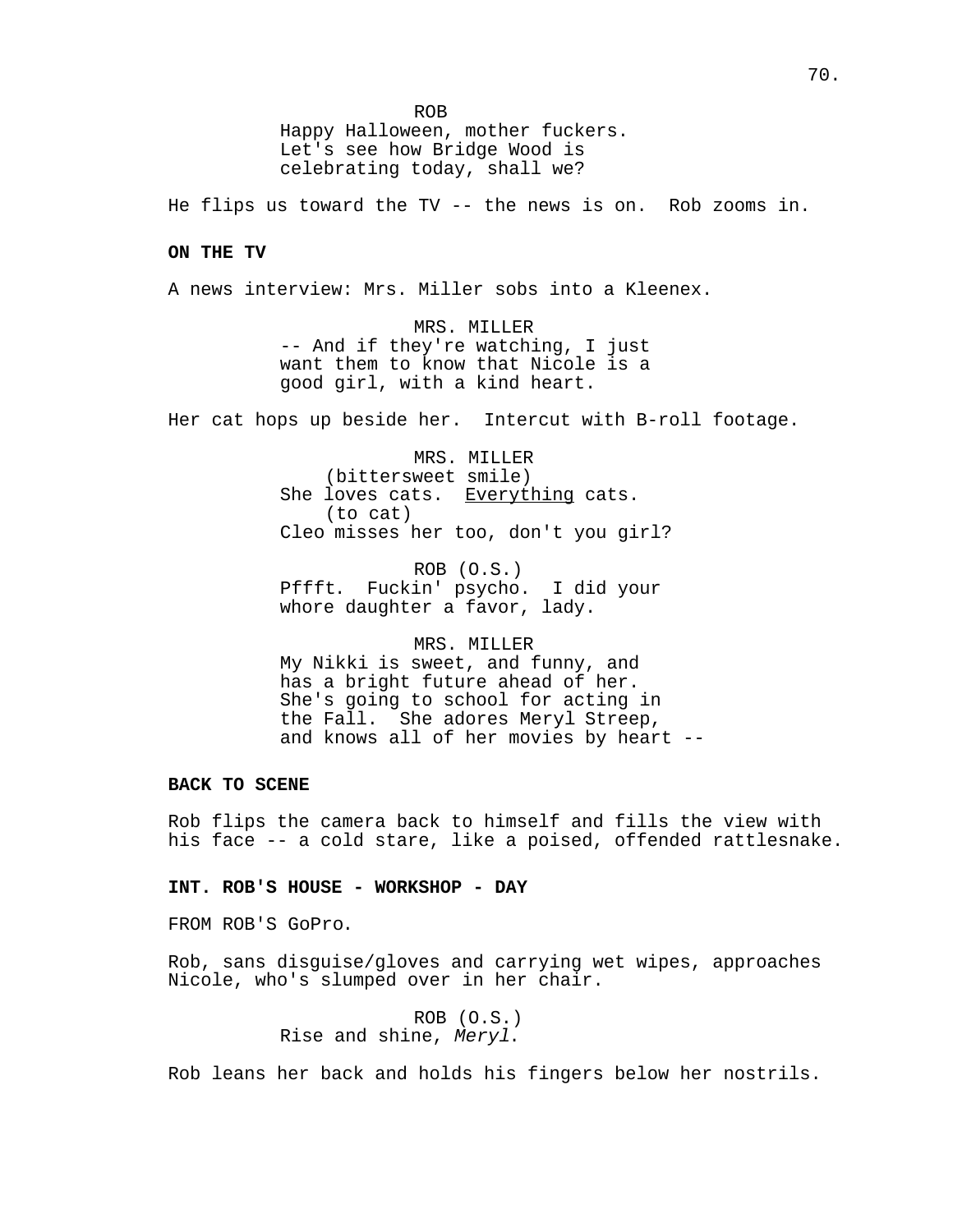ROB
Happy Halloween, mother fuckers.
Let's see how Bridge Wood is
celebrating today, shall we?

He flips us toward the TV -- the news is on. Rob zooms in.

**ON THE TV**

A news interview: Mrs. Miller sobs into a Kleenex.

MRS. MILLER
-- And if they're watching, I just
want them to know that Nicole is a
good girl, with a kind heart.

Her cat hops up beside her. Intercut with B-roll footage.

MRS. MILLER
(bittersweet smile)
She loves cats. <u>Everything</u> cats.
(to cat)
Cleo misses her too, don't you girl?

ROB (O.S.)
Pffft. Fuckin' psycho. I did your
whore daughter a favor, lady.

MRS. MILLER
My Nikki is sweet, and funny, and
has a bright future ahead of her.
She's going to school for acting in
the Fall. She adores Meryl Streep,
and knows all of her movies by heart --

**BACK TO SCENE**

Rob flips the camera back to himself and fills the view with his face -- a cold stare, like a poised, offended rattlesnake.

**INT. ROB'S HOUSE - WORKSHOP - DAY**

FROM ROB'S GoPro.

Rob, sans disguise/gloves and carrying wet wipes, approaches Nicole, who's slumped over in her chair.

ROB (O.S.)
Rise and shine, *Meryl*.

Rob leans her back and holds his fingers below her nostrils.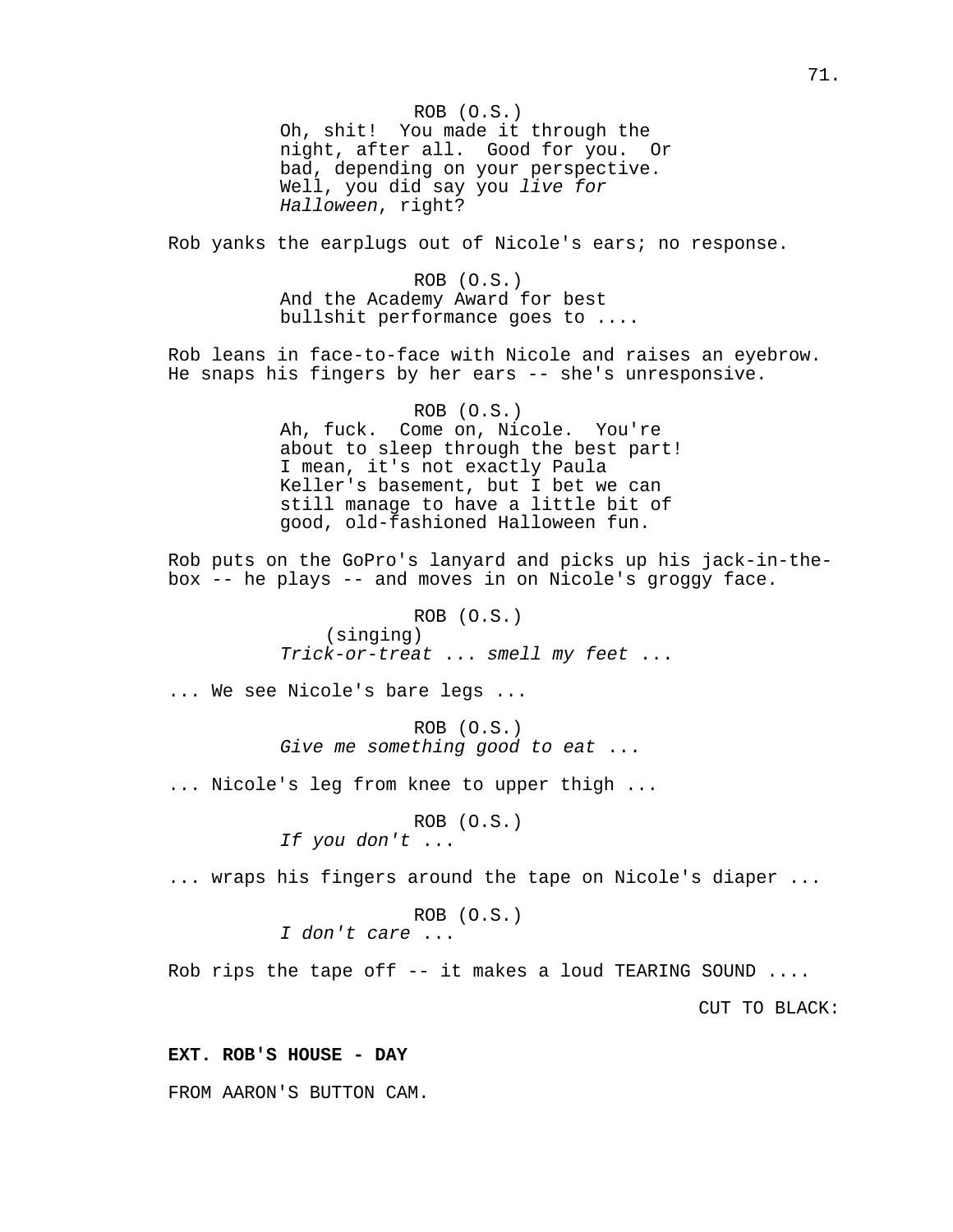ROB (O.S.)
Oh, shit! You made it through the night, after all. Good for you. Or bad, depending on your perspective. Well, you did say you *live for Halloween*, right?

Rob yanks the earplugs out of Nicole's ears; no response.

ROB (O.S.)
And the Academy Award for best bullshit performance goes to ....

Rob leans in face-to-face with Nicole and raises an eyebrow. He snaps his fingers by her ears -- she's unresponsive.

ROB (O.S.)
Ah, fuck. Come on, Nicole. You're about to sleep through the best part! I mean, it's not exactly Paula Keller's basement, but I bet we can still manage to have a little bit of good, old-fashioned Halloween fun.

Rob puts on the GoPro's lanyard and picks up his jack-in-the-box -- he plays -- and moves in on Nicole's groggy face.

ROB (O.S.)
(singing)
*Trick-or-treat* ... *smell my feet* ...

... We see Nicole's bare legs ...

ROB (O.S.)
*Give me something good to eat* ...

... Nicole's leg from knee to upper thigh ...

ROB (O.S.)
*If you don't* ...

... wraps his fingers around the tape on Nicole's diaper ...

ROB (O.S.)
*I don't care* ...

Rob rips the tape off -- it makes a loud TEARING SOUND ....

CUT TO BLACK:

**EXT. ROB'S HOUSE - DAY**

FROM AARON'S BUTTON CAM.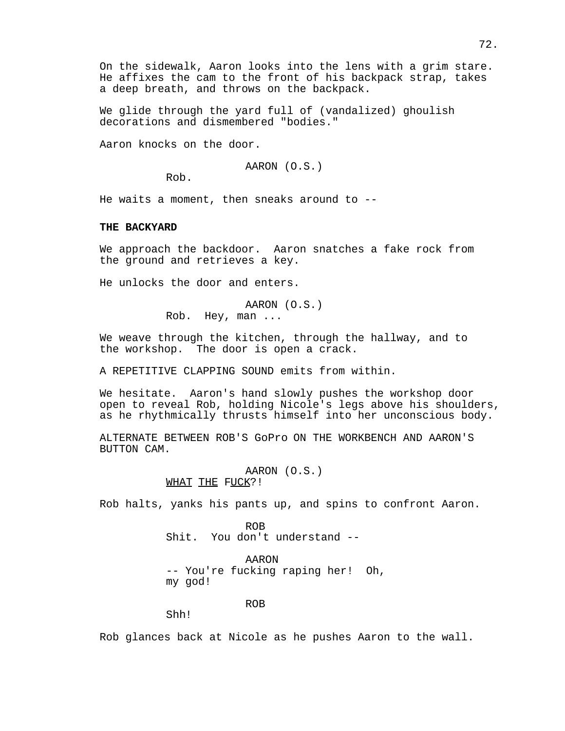On the sidewalk, Aaron looks into the lens with a grim stare. He affixes the cam to the front of his backpack strap, takes a deep breath, and throws on the backpack.

We glide through the yard full of (vandalized) ghoulish decorations and dismembered "bodies."

Aaron knocks on the door.

AARON (O.S.)
Rob.

He waits a moment, then sneaks around to --

**THE BACKYARD**

We approach the backdoor. Aaron snatches a fake rock from the ground and retrieves a key.

He unlocks the door and enters.

AARON (O.S.)
Rob. Hey, man ...

We weave through the kitchen, through the hallway, and to the workshop. The door is open a crack.

A REPETITIVE CLAPPING SOUND emits from within.

We hesitate. Aaron's hand slowly pushes the workshop door open to reveal Rob, holding Nicole's legs above his shoulders, as he rhythmically thrusts himself into her unconscious body.

ALTERNATE BETWEEN ROB'S GoPro ON THE WORKBENCH AND AARON'S BUTTON CAM.

AARON (O.S.)
WHAT THE FUCK?!

Rob halts, yanks his pants up, and spins to confront Aaron.

ROB
Shit. You don't understand --

AARON
-- You're fucking raping her! Oh, my god!

ROB
Shh!

Rob glances back at Nicole as he pushes Aaron to the wall.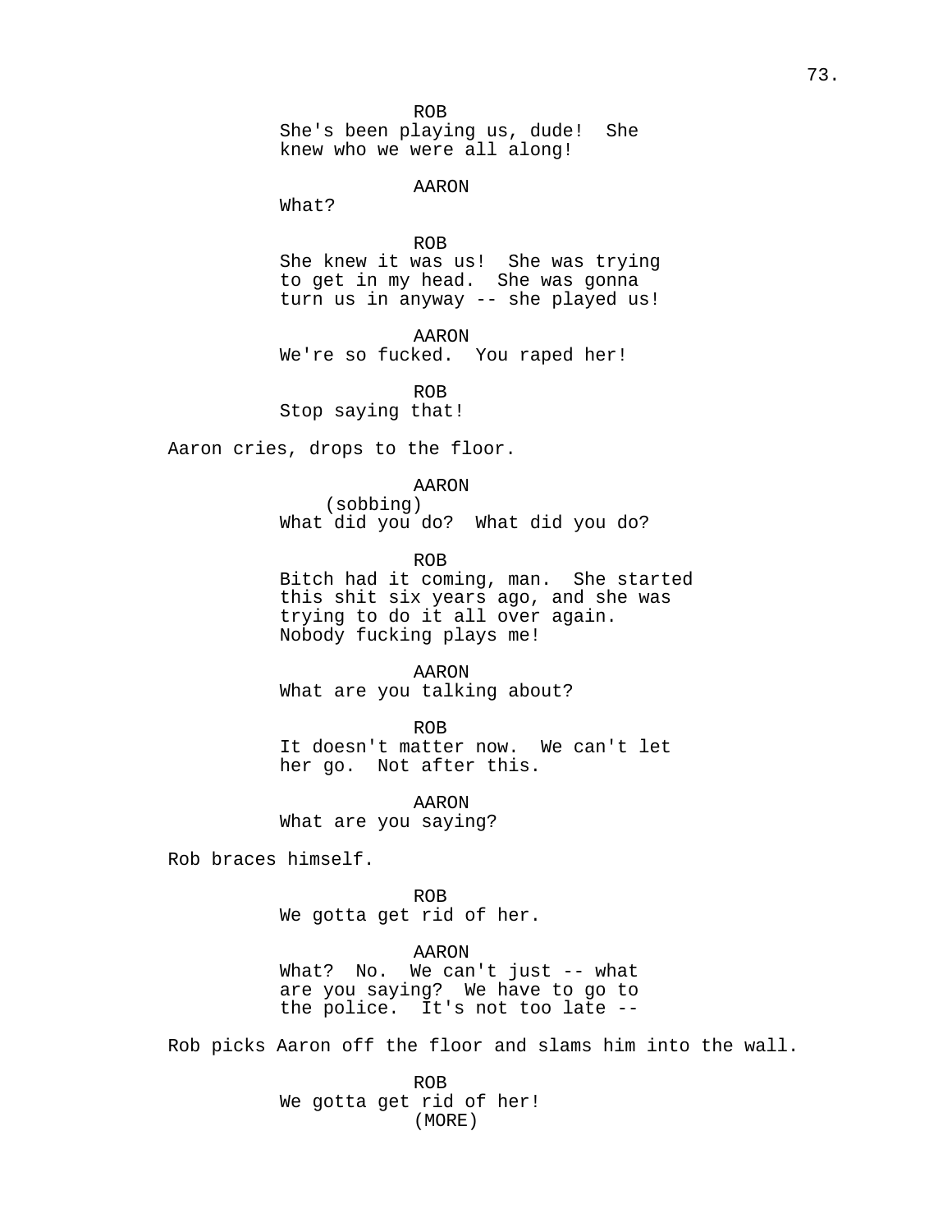ROB
She's been playing us, dude! She knew who we were all along!

AARON
What?

ROB
She knew it was us! She was trying to get in my head. She was gonna turn us in anyway -- she played us!

AARON
We're so fucked. You raped her!

ROB
Stop saying that!

Aaron cries, drops to the floor.

AARON
(sobbing)
What did you do? What did you do?

ROB
Bitch had it coming, man. She started this shit six years ago, and she was trying to do it all over again. Nobody fucking plays me!

AARON
What are you talking about?

ROB
It doesn't matter now. We can't let her go. Not after this.

AARON
What are you saying?

Rob braces himself.

ROB
We gotta get rid of her.

AARON
What? No. We can't just -- what are you saying? We have to go to the police. It's not too late --

Rob picks Aaron off the floor and slams him into the wall.

ROB
We gotta get rid of her!
(MORE)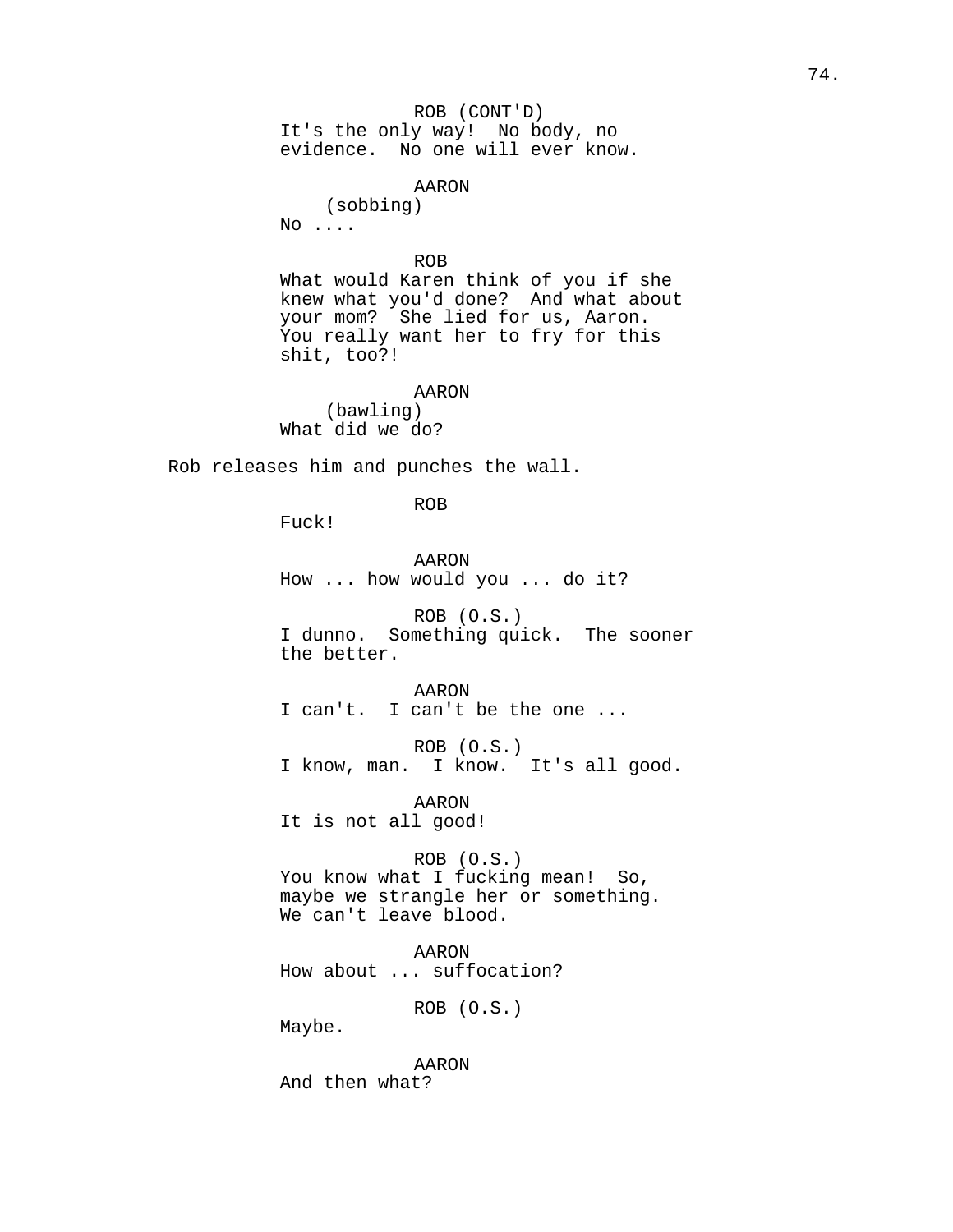ROB (CONT'D)
It's the only way! No body, no evidence. No one will ever know.

AARON
(sobbing)
No ....

ROB
What would Karen think of you if she knew what you'd done? And what about your mom? She lied for us, Aaron. You really want her to fry for this shit, too?!

AARON
(bawling)
What did we do?

Rob releases him and punches the wall.

ROB
Fuck!

AARON
How ... how would you ... do it?

ROB (O.S.)
I dunno. Something quick. The sooner the better.

AARON
I can't. I can't be the one ...

ROB (O.S.)
I know, man. I know. It's all good.

AARON
It is not all good!

ROB (O.S.)
You know what I fucking mean! So, maybe we strangle her or something. We can't leave blood.

AARON
How about ... suffocation?

ROB (O.S.)
Maybe.

AARON
And then what?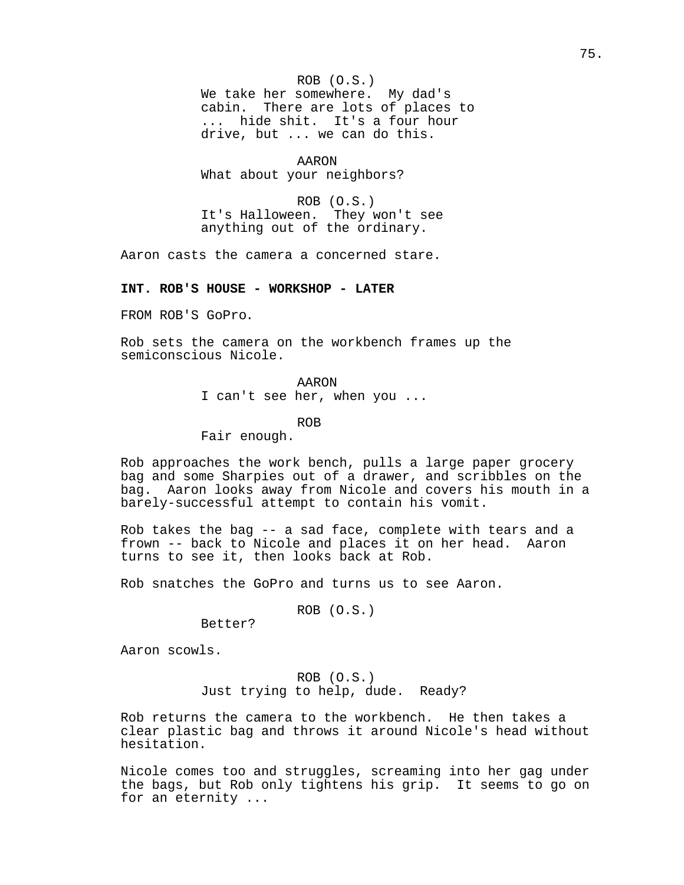ROB (O.S.)
We take her somewhere. My dad's cabin. There are lots of places to ... hide shit. It's a four hour drive, but ... we can do this.

AARON
What about your neighbors?

ROB (O.S.)
It's Halloween. They won't see anything out of the ordinary.

Aaron casts the camera a concerned stare.

**INT. ROB'S HOUSE - WORKSHOP - LATER**

FROM ROB'S GoPro.

Rob sets the camera on the workbench frames up the semiconscious Nicole.

AARON
I can't see her, when you ...

ROB
Fair enough.

Rob approaches the work bench, pulls a large paper grocery bag and some Sharpies out of a drawer, and scribbles on the bag. Aaron looks away from Nicole and covers his mouth in a barely-successful attempt to contain his vomit.

Rob takes the bag -- a sad face, complete with tears and a frown -- back to Nicole and places it on her head. Aaron turns to see it, then looks back at Rob.

Rob snatches the GoPro and turns us to see Aaron.

ROB (O.S.)
Better?

Aaron scowls.

ROB (O.S.)
Just trying to help, dude. Ready?

Rob returns the camera to the workbench. He then takes a clear plastic bag and throws it around Nicole's head without hesitation.

Nicole comes too and struggles, screaming into her gag under the bags, but Rob only tightens his grip. It seems to go on for an eternity ...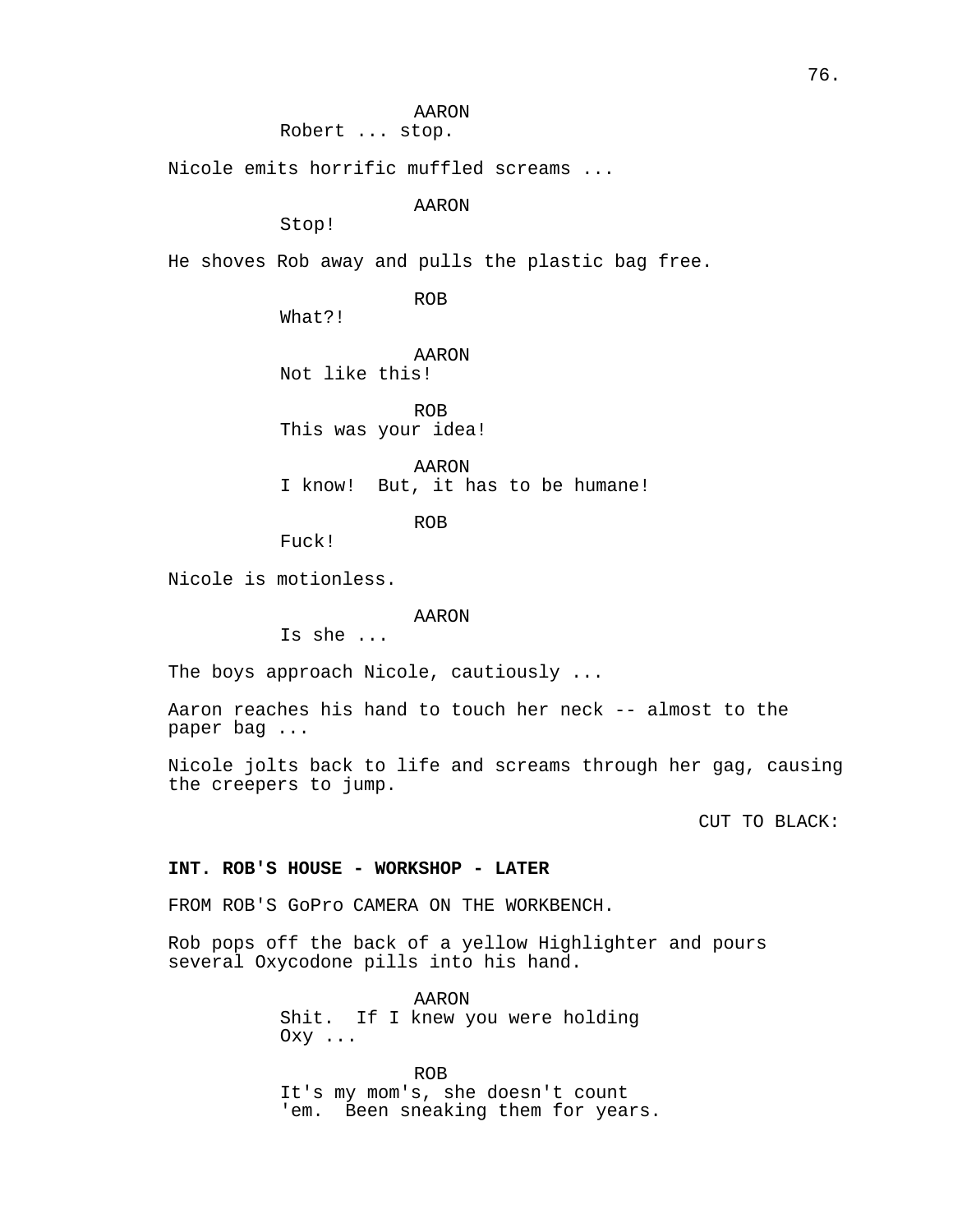AARON
Robert ... stop.

Nicole emits horrific muffled screams ...

AARON
Stop!

He shoves Rob away and pulls the plastic bag free.

ROB
What?!

AARON
Not like this!

ROB
This was your idea!

AARON
I know! But, it has to be humane!

ROB
Fuck!

Nicole is motionless.

AARON
Is she ...

The boys approach Nicole, cautiously ...

Aaron reaches his hand to touch her neck -- almost to the paper bag ...

Nicole jolts back to life and screams through her gag, causing the creepers to jump.

CUT TO BLACK:

**INT. ROB'S HOUSE - WORKSHOP - LATER**

FROM ROB'S GoPro CAMERA ON THE WORKBENCH.

Rob pops off the back of a yellow Highlighter and pours several Oxycodone pills into his hand.

AARON
Shit. If I knew you were holding Oxy ...

ROB
It's my mom's, she doesn't count 'em. Been sneaking them for years.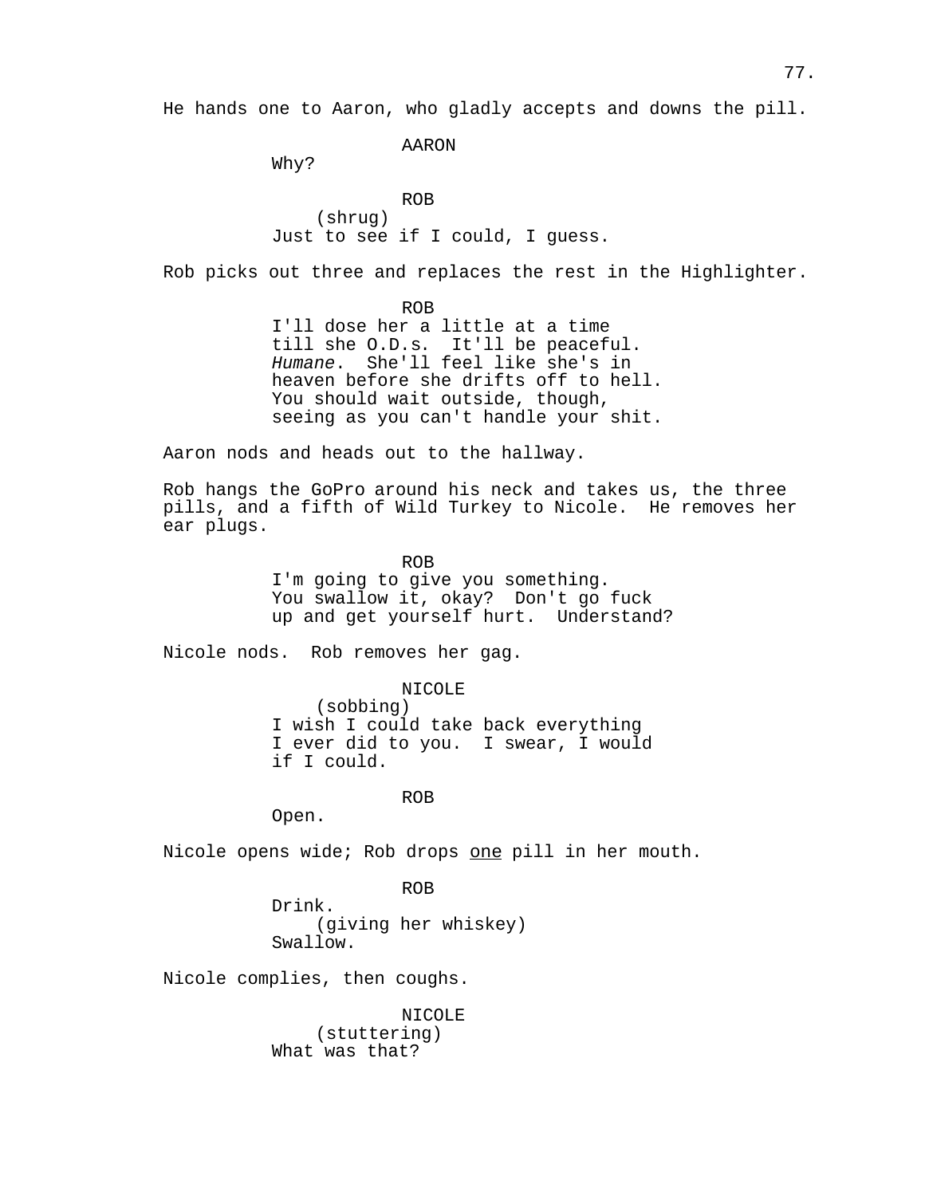He hands one to Aaron, who gladly accepts and downs the pill.

AARON

Why?

ROB

(shrug)

Just to see if I could, I guess.

Rob picks out three and replaces the rest in the Highlighter.

ROB

I'll dose her a little at a time till she O.D.s. It'll be peaceful. *Humane*. She'll feel like she's in heaven before she drifts off to hell. You should wait outside, though, seeing as you can't handle your shit.

Aaron nods and heads out to the hallway.

Rob hangs the GoPro around his neck and takes us, the three pills, and a fifth of Wild Turkey to Nicole. He removes her ear plugs.

ROB

I'm going to give you something. You swallow it, okay? Don't go fuck up and get yourself hurt. Understand?

Nicole nods. Rob removes her gag.

NICOLE

(sobbing)

I wish I could take back everything I ever did to you. I swear, I would if I could.

ROB

Open.

Nicole opens wide; Rob drops <u>one</u> pill in her mouth.

ROB

Drink.

(giving her whiskey)

Swallow.

Nicole complies, then coughs.

NICOLE

(stuttering)

What was that?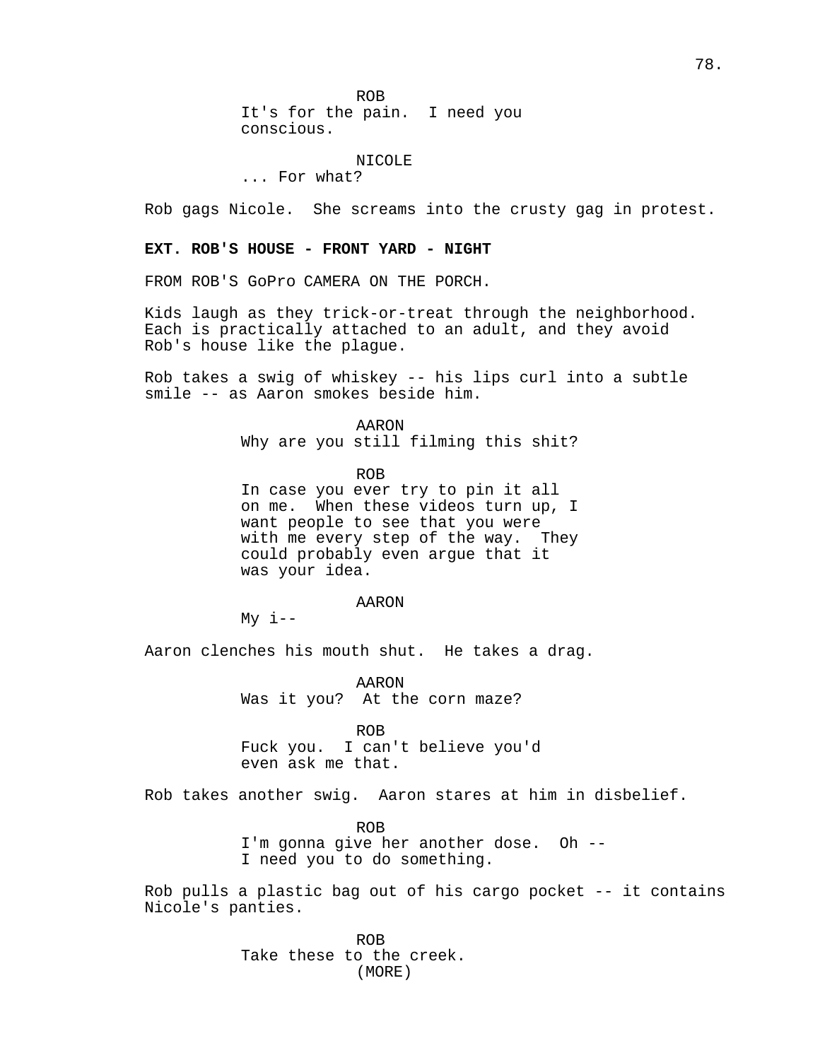ROB
It's for the pain. I need you
conscious.

NICOLE
... For what?

Rob gags Nicole. She screams into the crusty gag in protest.

**EXT. ROB'S HOUSE - FRONT YARD - NIGHT**

FROM ROB'S GoPro CAMERA ON THE PORCH.

Kids laugh as they trick-or-treat through the neighborhood. Each is practically attached to an adult, and they avoid Rob's house like the plague.

Rob takes a swig of whiskey -- his lips curl into a subtle smile -- as Aaron smokes beside him.

AARON
Why are you still filming this shit?

ROB
In case you ever try to pin it all
on me. When these videos turn up, I
want people to see that you were
with me every step of the way. They
could probably even argue that it
was your idea.

AARON
My i--

Aaron clenches his mouth shut. He takes a drag.

AARON
Was it you? At the corn maze?

ROB
Fuck you. I can't believe you'd
even ask me that.

Rob takes another swig. Aaron stares at him in disbelief.

ROB
I'm gonna give her another dose. Oh --
I need you to do something.

Rob pulls a plastic bag out of his cargo pocket -- it contains Nicole's panties.

ROB
Take these to the creek.
(MORE)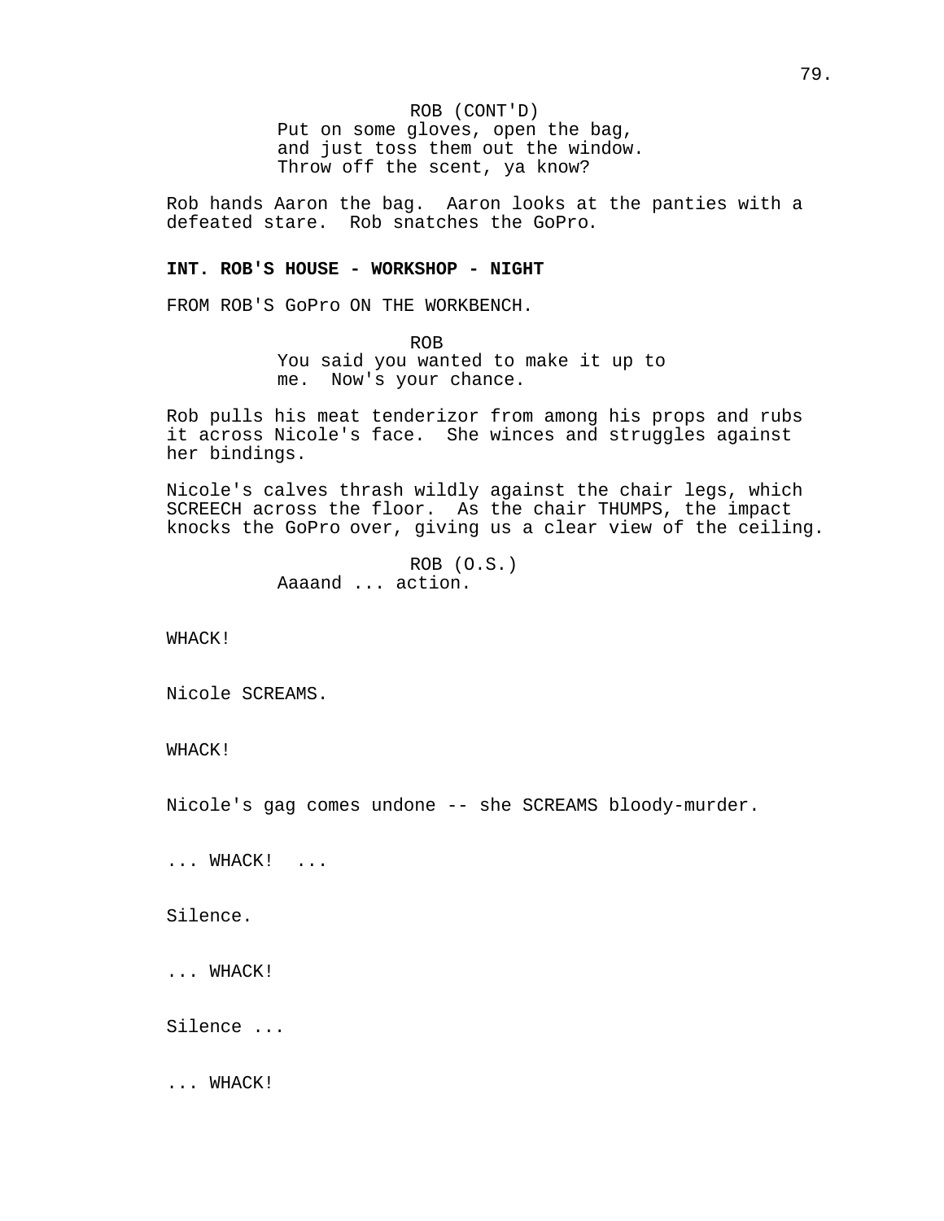ROB (CONT'D)
Put on some gloves, open the bag, and just toss them out the window. Throw off the scent, ya know?

Rob hands Aaron the bag. Aaron looks at the panties with a defeated stare. Rob snatches the GoPro.

**INT. ROB'S HOUSE - WORKSHOP - NIGHT**

FROM ROB'S GoPro ON THE WORKBENCH.

ROB
You said you wanted to make it up to me. Now's your chance.

Rob pulls his meat tenderizor from among his props and rubs it across Nicole's face. She winces and struggles against her bindings.

Nicole's calves thrash wildly against the chair legs, which SCREECH across the floor. As the chair THUMPS, the impact knocks the GoPro over, giving us a clear view of the ceiling.

ROB (O.S.)
Aaaand ... action.

WHACK!

Nicole SCREAMS.

WHACK!

Nicole's gag comes undone -- she SCREAMS bloody-murder.

... WHACK! ...

Silence.

... WHACK!

Silence ...

... WHACK!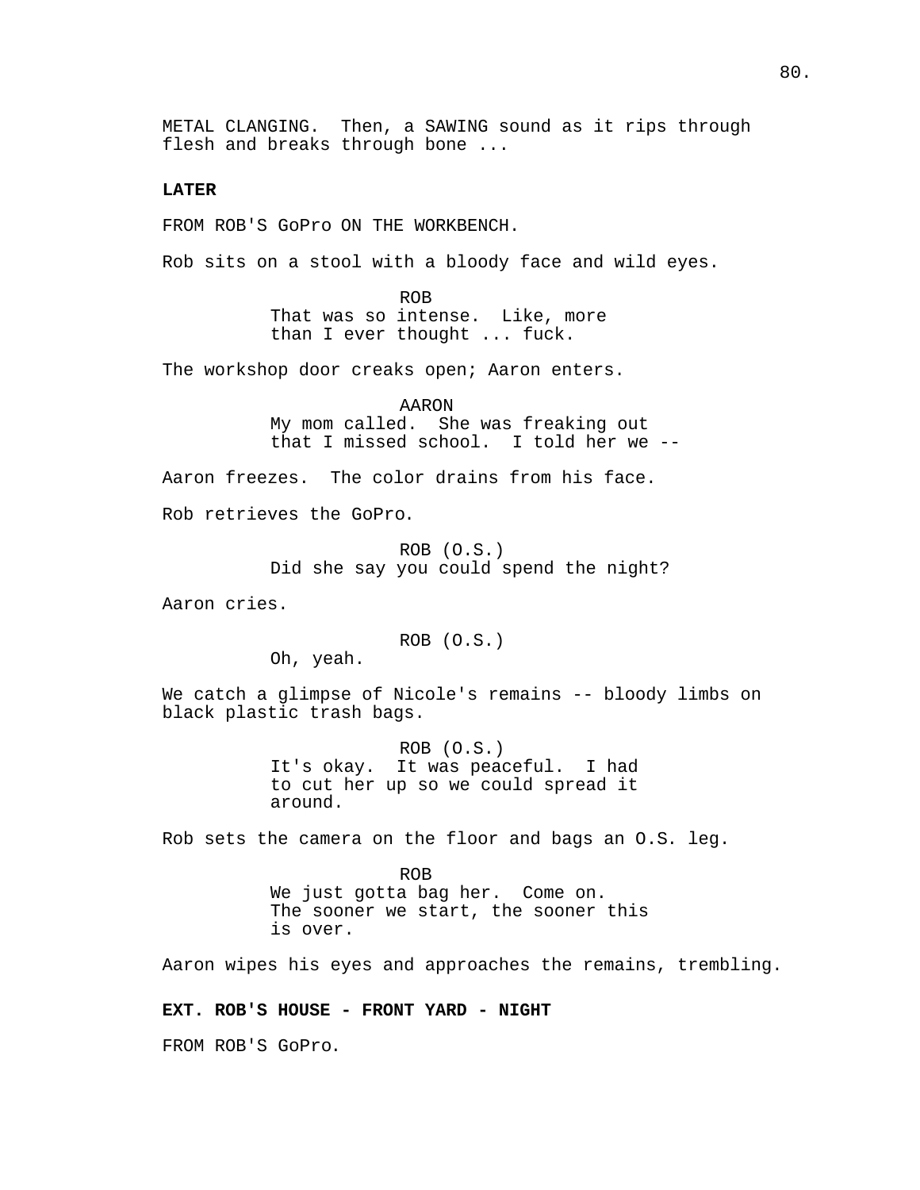METAL CLANGING.  Then, a SAWING sound as it rips through flesh and breaks through bone ...

**LATER**

FROM ROB'S GoPro ON THE WORKBENCH.

Rob sits on a stool with a bloody face and wild eyes.

ROB
That was so intense.  Like, more than I ever thought ... fuck.

The workshop door creaks open; Aaron enters.

AARON
My mom called.  She was freaking out that I missed school.  I told her we --

Aaron freezes.  The color drains from his face.

Rob retrieves the GoPro.

ROB (O.S.)
Did she say you could spend the night?

Aaron cries.

ROB (O.S.)
Oh, yeah.

We catch a glimpse of Nicole's remains -- bloody limbs on black plastic trash bags.

ROB (O.S.)
It's okay.  It was peaceful.  I had to cut her up so we could spread it around.

Rob sets the camera on the floor and bags an O.S. leg.

ROB
We just gotta bag her.  Come on.  The sooner we start, the sooner this is over.

Aaron wipes his eyes and approaches the remains, trembling.

**EXT. ROB'S HOUSE - FRONT YARD - NIGHT**

FROM ROB'S GoPro.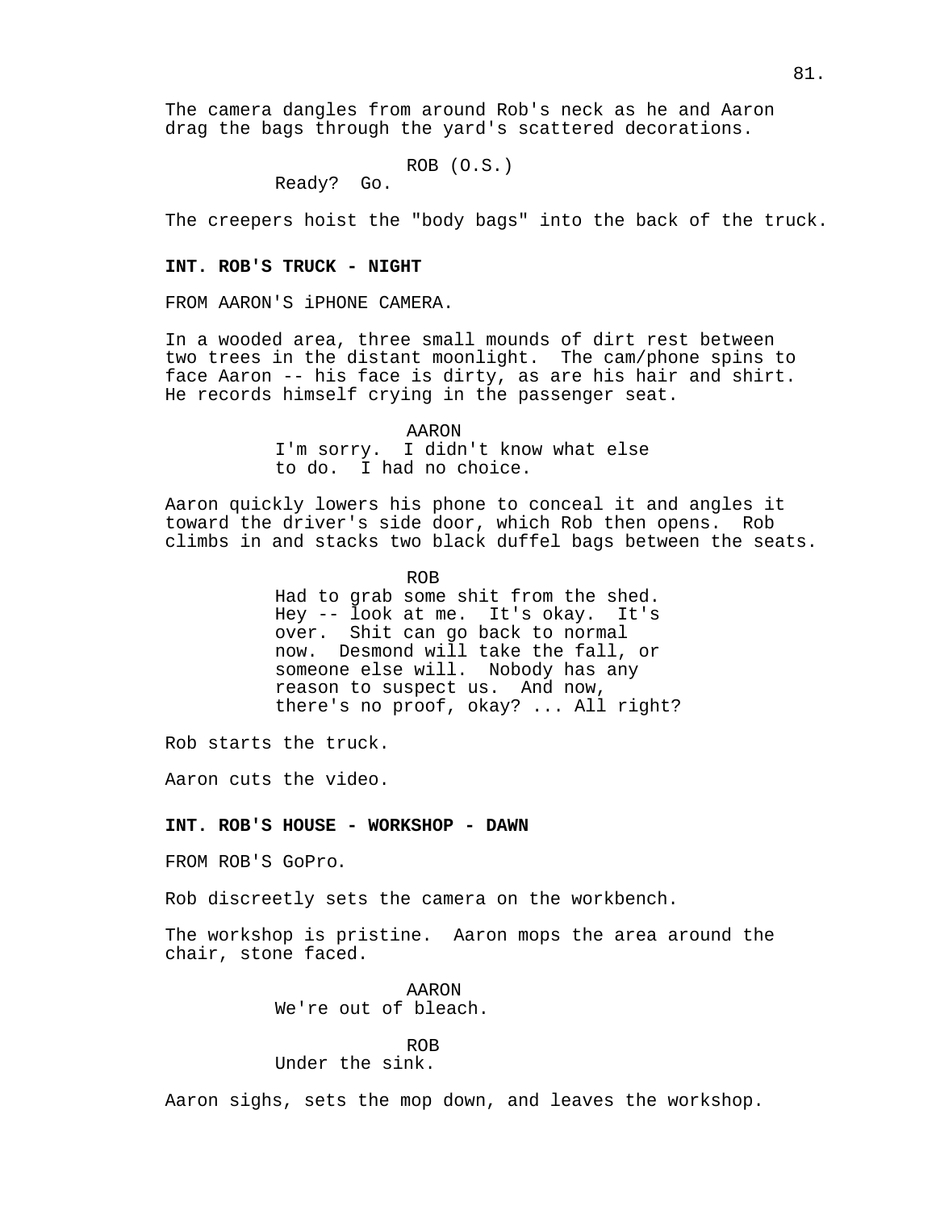The camera dangles from around Rob's neck as he and Aaron drag the bags through the yard's scattered decorations.

ROB (O.S.)
Ready? Go.

The creepers hoist the "body bags" into the back of the truck.

**INT. ROB'S TRUCK - NIGHT**

FROM AARON'S iPHONE CAMERA.

In a wooded area, three small mounds of dirt rest between two trees in the distant moonlight. The cam/phone spins to face Aaron -- his face is dirty, as are his hair and shirt. He records himself crying in the passenger seat.

AARON
I'm sorry. I didn't know what else to do. I had no choice.

Aaron quickly lowers his phone to conceal it and angles it toward the driver's side door, which Rob then opens. Rob climbs in and stacks two black duffel bags between the seats.

ROB
Had to grab some shit from the shed. Hey -- look at me. It's okay. It's over. Shit can go back to normal now. Desmond will take the fall, or someone else will. Nobody has any reason to suspect us. And now, there's no proof, okay? ... All right?

Rob starts the truck.

Aaron cuts the video.

**INT. ROB'S HOUSE - WORKSHOP - DAWN**

FROM ROB'S GoPro.

Rob discreetly sets the camera on the workbench.

The workshop is pristine. Aaron mops the area around the chair, stone faced.

AARON
We're out of bleach.

ROB
Under the sink.

Aaron sighs, sets the mop down, and leaves the workshop.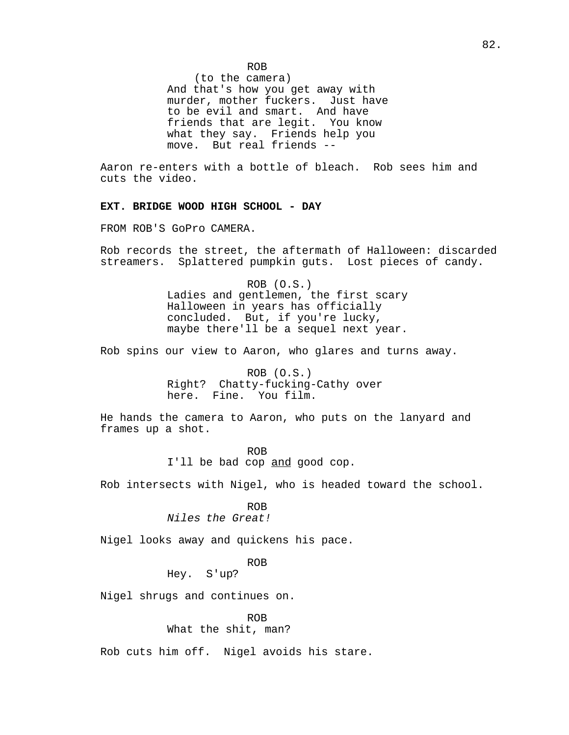ROB
(to the camera)
And that's how you get away with murder, mother fuckers. Just have to be evil and smart. And have friends that are legit. You know what they say. Friends help you move. But real friends --

Aaron re-enters with a bottle of bleach. Rob sees him and cuts the video.

**EXT. BRIDGE WOOD HIGH SCHOOL - DAY**

FROM ROB'S GoPro CAMERA.

Rob records the street, the aftermath of Halloween: discarded streamers. Splattered pumpkin guts. Lost pieces of candy.

ROB (O.S.)
Ladies and gentlemen, the first scary Halloween in years has officially concluded. But, if you're lucky, maybe there'll be a sequel next year.

Rob spins our view to Aaron, who glares and turns away.

ROB (O.S.)
Right? Chatty-fucking-Cathy over here. Fine. You film.

He hands the camera to Aaron, who puts on the lanyard and frames up a shot.

ROB
I'll be bad cop <u>and</u> good cop.

Rob intersects with Nigel, who is headed toward the school.

ROB
*Niles the Great!*

Nigel looks away and quickens his pace.

ROB
Hey. S'up?

Nigel shrugs and continues on.

ROB
What the shit, man?

Rob cuts him off. Nigel avoids his stare.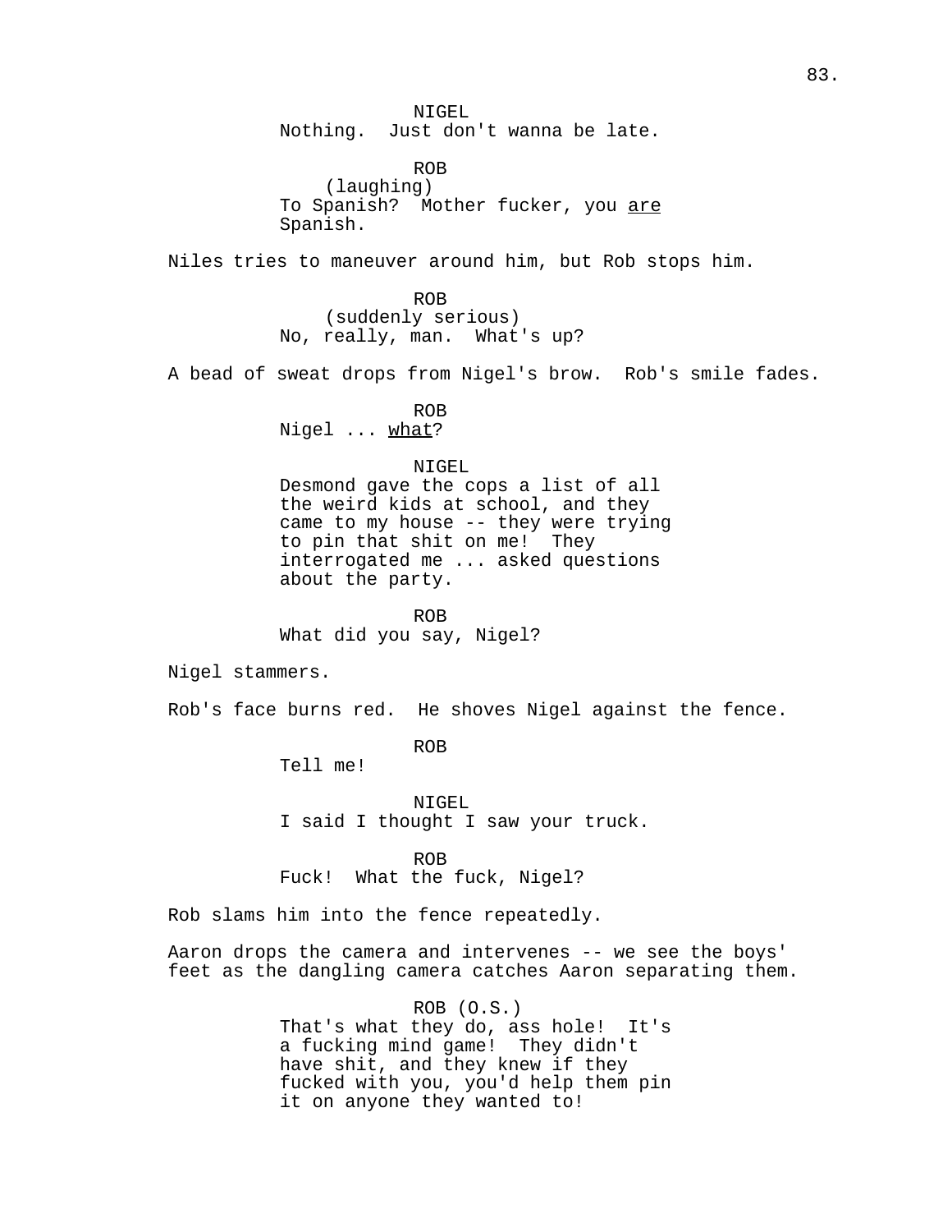NIGEL
Nothing.  Just don't wanna be late.

ROB
(laughing)
To Spanish?  Mother fucker, you <u>are</u> Spanish.

Niles tries to maneuver around him, but Rob stops him.

ROB
(suddenly serious)
No, really, man.  What's up?

A bead of sweat drops from Nigel's brow.  Rob's smile fades.

ROB
Nigel ... <u>what</u>?

NIGEL
Desmond gave the cops a list of all the weird kids at school, and they came to my house -- they were trying to pin that shit on me!  They interrogated me ... asked questions about the party.

ROB
What did you say, Nigel?

Nigel stammers.

Rob's face burns red.  He shoves Nigel against the fence.

ROB
Tell me!

NIGEL
I said I thought I saw your truck.

ROB
Fuck!  What the fuck, Nigel?

Rob slams him into the fence repeatedly.

Aaron drops the camera and intervenes -- we see the boys' feet as the dangling camera catches Aaron separating them.

ROB (O.S.)
That's what they do, ass hole!  It's a fucking mind game!  They didn't have shit, and they knew if they fucked with you, you'd help them pin it on anyone they wanted to!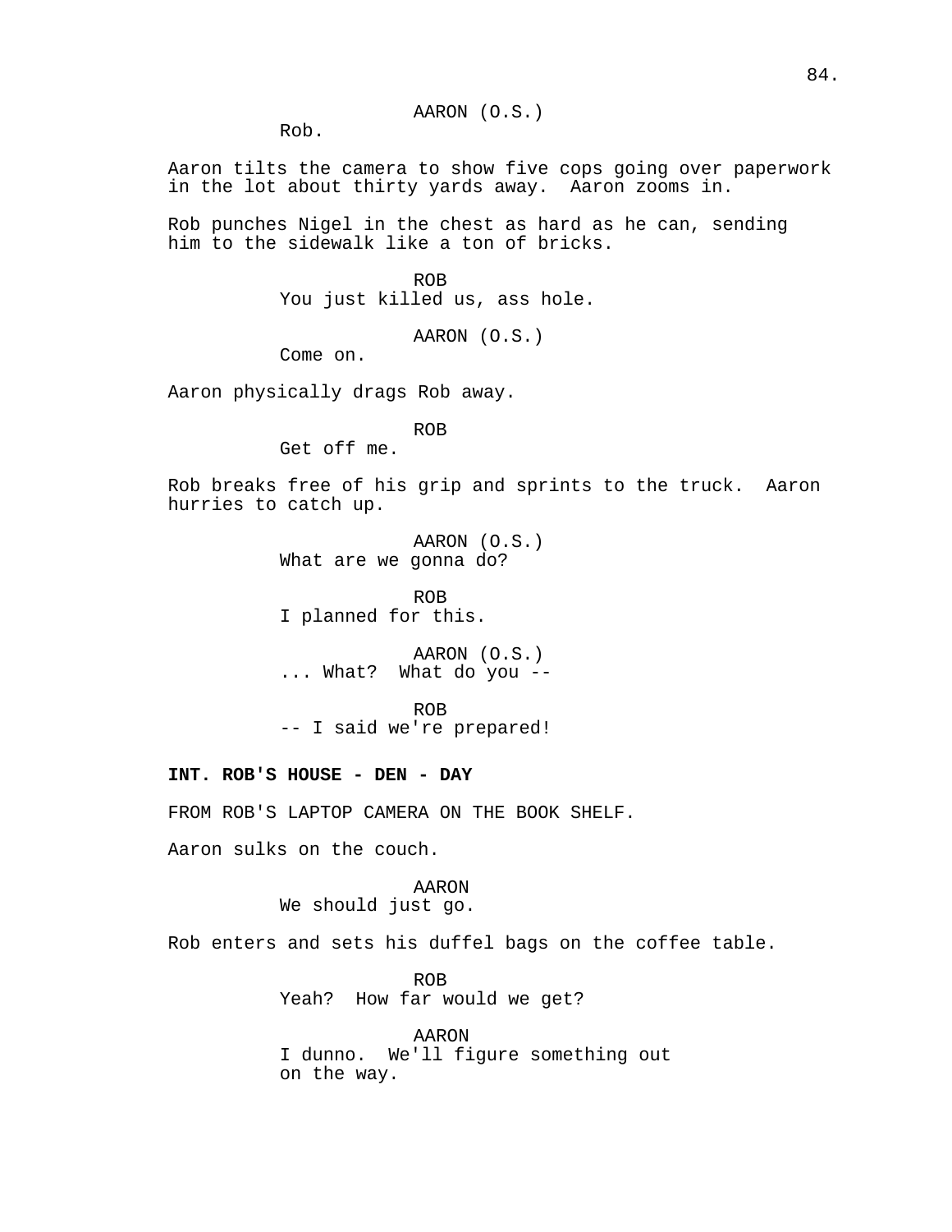AARON (O.S.)
Rob.

Aaron tilts the camera to show five cops going over paperwork in the lot about thirty yards away. Aaron zooms in.

Rob punches Nigel in the chest as hard as he can, sending him to the sidewalk like a ton of bricks.

ROB
You just killed us, ass hole.

AARON (O.S.)
Come on.

Aaron physically drags Rob away.

ROB
Get off me.

Rob breaks free of his grip and sprints to the truck. Aaron hurries to catch up.

AARON (O.S.)
What are we gonna do?

ROB
I planned for this.

AARON (O.S.)
... What? What do you --

ROB
-- I said we're prepared!

**INT. ROB'S HOUSE - DEN - DAY**

FROM ROB'S LAPTOP CAMERA ON THE BOOK SHELF.

Aaron sulks on the couch.

AARON
We should just go.

Rob enters and sets his duffel bags on the coffee table.

ROB
Yeah? How far would we get?

AARON
I dunno. We'll figure something out on the way.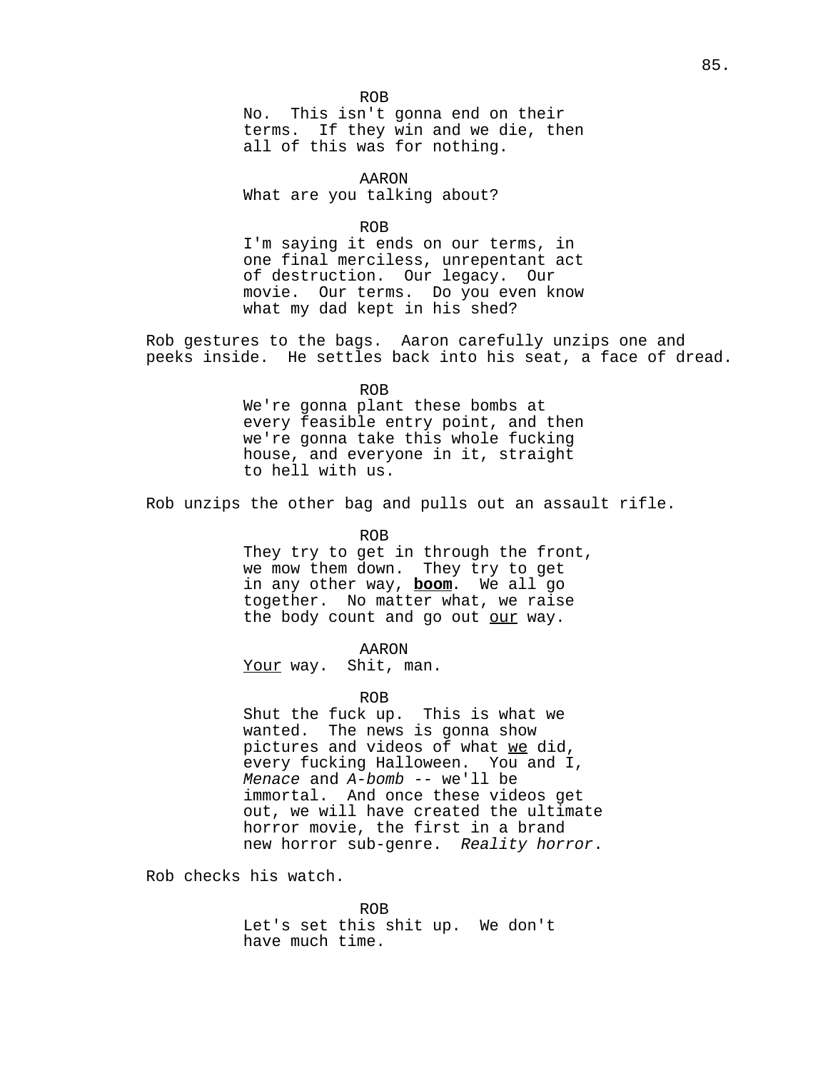ROB

No. This isn't gonna end on their terms. If they win and we die, then all of this was for nothing.

AARON

What are you talking about?

ROB

I'm saying it ends on our terms, in one final merciless, unrepentant act of destruction. Our legacy. Our movie. Our terms. Do you even know what my dad kept in his shed?

Rob gestures to the bags. Aaron carefully unzips one and peeks inside. He settles back into his seat, a face of dread.

ROB

We're gonna plant these bombs at every feasible entry point, and then we're gonna take this whole fucking house, and everyone in it, straight to hell with us.

Rob unzips the other bag and pulls out an assault rifle.

ROB

They try to get in through the front, we mow them down. They try to get in any other way, <u>**boom**</u>. We all go together. No matter what, we raise the body count and go out <u>our</u> way.

AARON

<u>Your</u> way. Shit, man.

ROB

Shut the fuck up. This is what we wanted. The news is gonna show pictures and videos of what <u>we</u> did, every fucking Halloween. You and I, *Menace* and *A-bomb* -- we'll be immortal. And once these videos get out, we will have created the ultimate horror movie, the first in a brand new horror sub-genre. *Reality horror.*

Rob checks his watch.

ROB

Let's set this shit up. We don't have much time.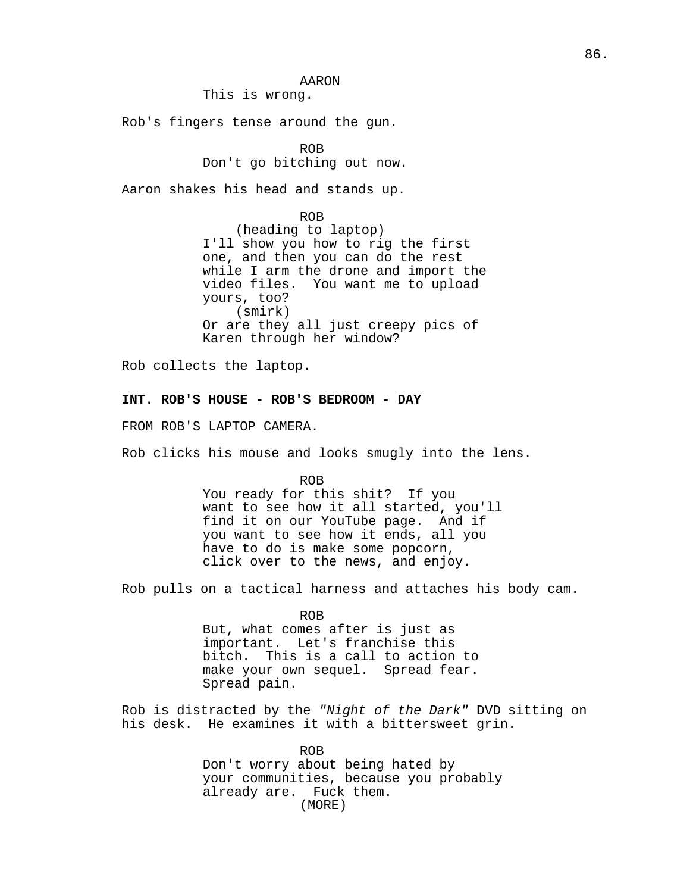AARON
This is wrong.

Rob's fingers tense around the gun.

ROB
Don't go bitching out now.

Aaron shakes his head and stands up.

ROB
(heading to laptop)
I'll show you how to rig the first one, and then you can do the rest while I arm the drone and import the video files. You want me to upload yours, too?
(smirk)
Or are they all just creepy pics of Karen through her window?

Rob collects the laptop.

**INT. ROB'S HOUSE - ROB'S BEDROOM - DAY**

FROM ROB'S LAPTOP CAMERA.

Rob clicks his mouse and looks smugly into the lens.

ROB
You ready for this shit? If you want to see how it all started, you'll find it on our YouTube page. And if you want to see how it ends, all you have to do is make some popcorn, click over to the news, and enjoy.

Rob pulls on a tactical harness and attaches his body cam.

ROB
But, what comes after is just as important. Let's franchise this bitch. This is a call to action to make your own sequel. Spread fear. Spread pain.

Rob is distracted by the *"Night of the Dark"* DVD sitting on his desk. He examines it with a bittersweet grin.

ROB
Don't worry about being hated by your communities, because you probably already are. Fuck them.
(MORE)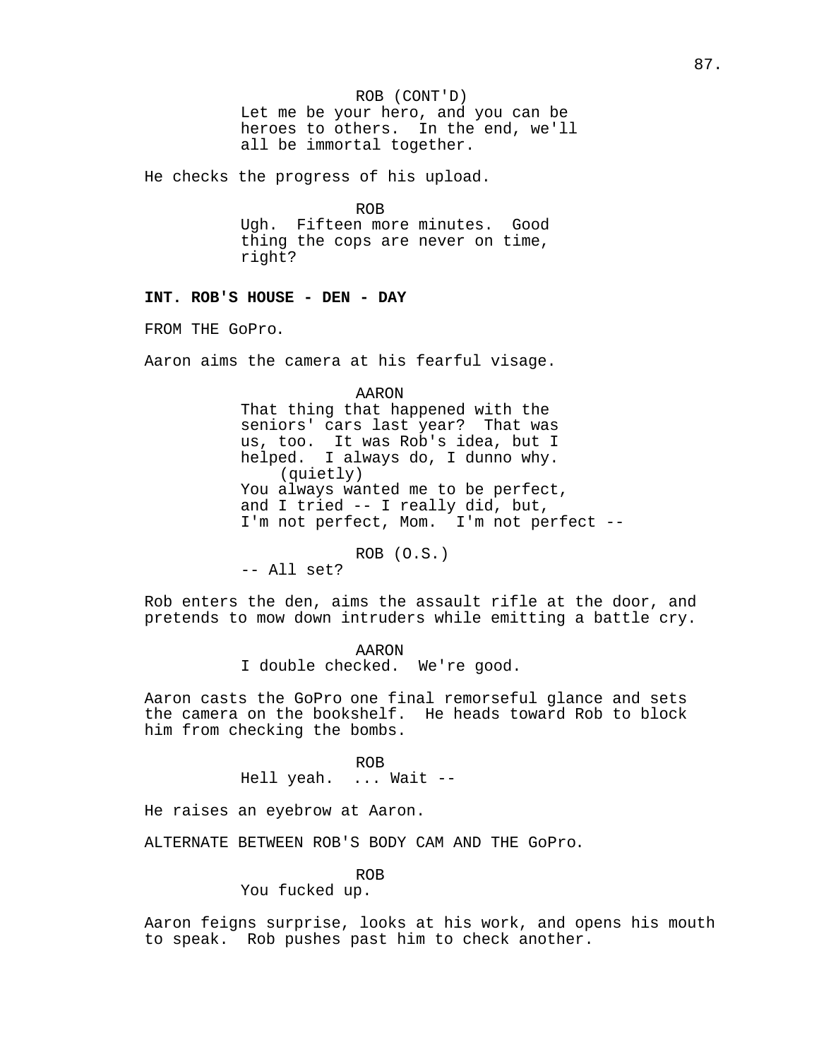ROB (CONT'D)
Let me be your hero, and you can be heroes to others. In the end, we'll all be immortal together.

He checks the progress of his upload.

ROB
Ugh. Fifteen more minutes. Good thing the cops are never on time, right?

**INT. ROB'S HOUSE - DEN - DAY**

FROM THE GoPro.

Aaron aims the camera at his fearful visage.

AARON
That thing that happened with the seniors' cars last year? That was us, too. It was Rob's idea, but I helped. I always do, I dunno why.
(quietly)
You always wanted me to be perfect, and I tried -- I really did, but, I'm not perfect, Mom. I'm not perfect --

ROB (O.S.)
-- All set?

Rob enters the den, aims the assault rifle at the door, and pretends to mow down intruders while emitting a battle cry.

AARON
I double checked. We're good.

Aaron casts the GoPro one final remorseful glance and sets the camera on the bookshelf. He heads toward Rob to block him from checking the bombs.

ROB
Hell yeah. ... Wait --

He raises an eyebrow at Aaron.

ALTERNATE BETWEEN ROB'S BODY CAM AND THE GoPro.

ROB
You fucked up.

Aaron feigns surprise, looks at his work, and opens his mouth to speak. Rob pushes past him to check another.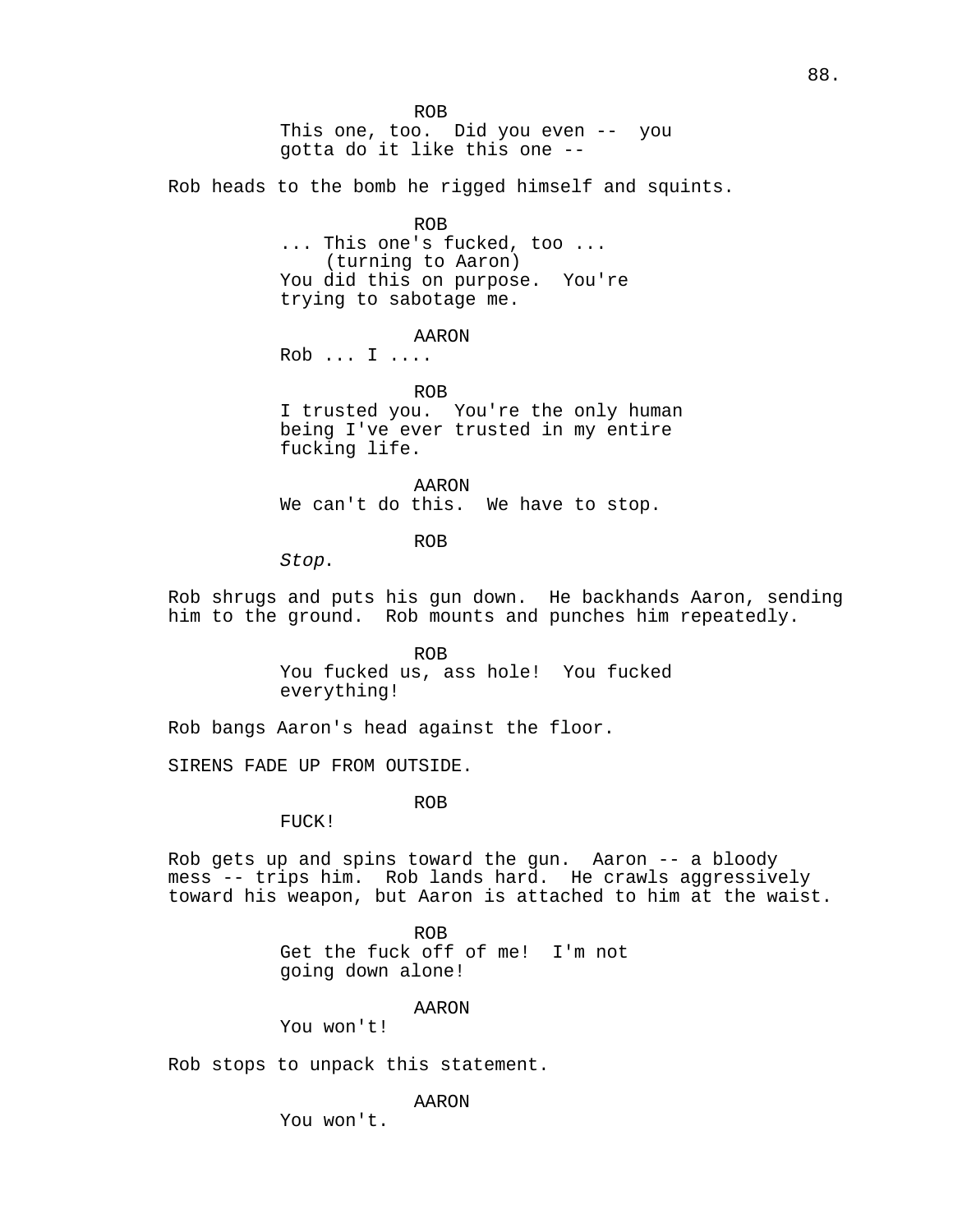ROB
This one, too.  Did you even --  you gotta do it like this one --

Rob heads to the bomb he rigged himself and squints.

ROB
... This one's fucked, too ...
(turning to Aaron)
You did this on purpose.  You're trying to sabotage me.

AARON
Rob ... I ....

ROB
I trusted you.  You're the only human being I've ever trusted in my entire fucking life.

AARON
We can't do this.  We have to stop.

ROB
*Stop*.

Rob shrugs and puts his gun down.  He backhands Aaron, sending him to the ground.  Rob mounts and punches him repeatedly.

ROB
You fucked us, ass hole!  You fucked everything!

Rob bangs Aaron's head against the floor.

SIRENS FADE UP FROM OUTSIDE.

ROB
FUCK!

Rob gets up and spins toward the gun.  Aaron -- a bloody mess -- trips him.  Rob lands hard.  He crawls aggressively toward his weapon, but Aaron is attached to him at the waist.

ROB
Get the fuck off of me!  I'm not going down alone!

AARON
You won't!

Rob stops to unpack this statement.

AARON
You won't.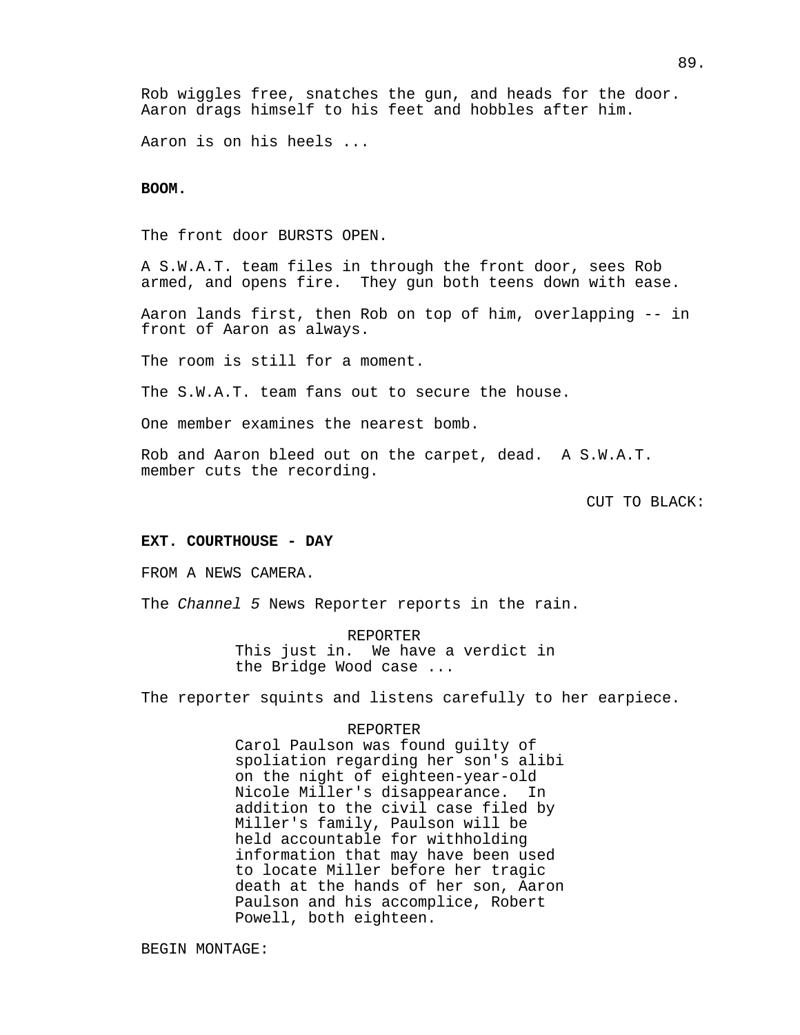Rob wiggles free, snatches the gun, and heads for the door. Aaron drags himself to his feet and hobbles after him.

Aaron is on his heels ...

**BOOM.**

The front door BURSTS OPEN.

A S.W.A.T. team files in through the front door, sees Rob armed, and opens fire. They gun both teens down with ease.

Aaron lands first, then Rob on top of him, overlapping -- in front of Aaron as always.

The room is still for a moment.

The S.W.A.T. team fans out to secure the house.

One member examines the nearest bomb.

Rob and Aaron bleed out on the carpet, dead. A S.W.A.T. member cuts the recording.

CUT TO BLACK:

**EXT. COURTHOUSE - DAY**

FROM A NEWS CAMERA.

The *Channel 5* News Reporter reports in the rain.

REPORTER
This just in. We have a verdict in the Bridge Wood case ...

The reporter squints and listens carefully to her earpiece.

REPORTER
Carol Paulson was found guilty of spoliation regarding her son's alibi on the night of eighteen-year-old Nicole Miller's disappearance. In addition to the civil case filed by Miller's family, Paulson will be held accountable for withholding information that may have been used to locate Miller before her tragic death at the hands of her son, Aaron Paulson and his accomplice, Robert Powell, both eighteen.

BEGIN MONTAGE: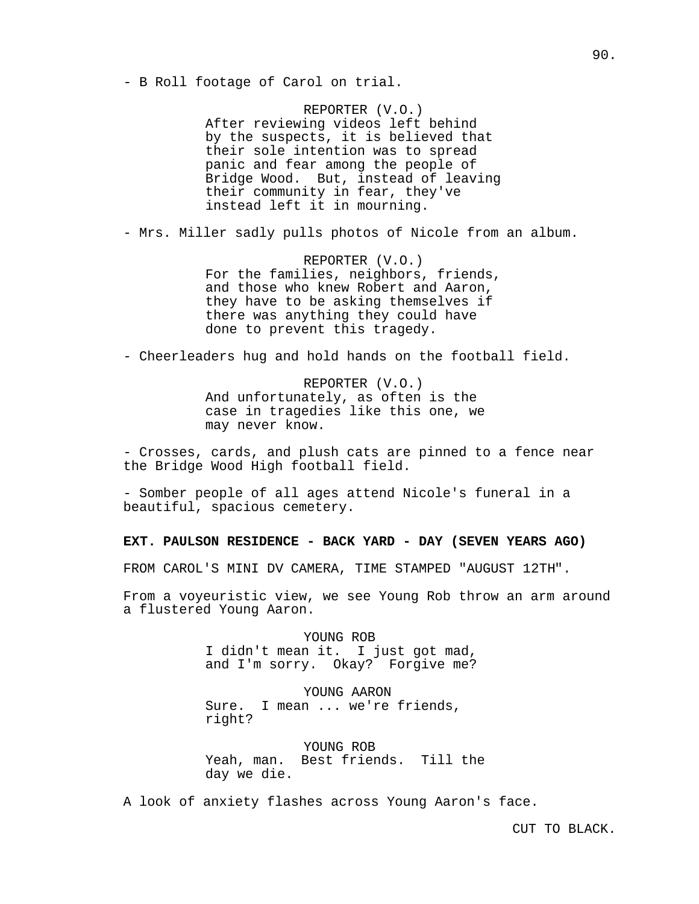- B Roll footage of Carol on trial.

REPORTER (V.O.)
After reviewing videos left behind by the suspects, it is believed that their sole intention was to spread panic and fear among the people of Bridge Wood. But, instead of leaving their community in fear, they've instead left it in mourning.

- Mrs. Miller sadly pulls photos of Nicole from an album.

REPORTER (V.O.)
For the families, neighbors, friends, and those who knew Robert and Aaron, they have to be asking themselves if there was anything they could have done to prevent this tragedy.

- Cheerleaders hug and hold hands on the football field.

REPORTER (V.O.)
And unfortunately, as often is the case in tragedies like this one, we may never know.

- Crosses, cards, and plush cats are pinned to a fence near the Bridge Wood High football field.

- Somber people of all ages attend Nicole's funeral in a beautiful, spacious cemetery.

**EXT. PAULSON RESIDENCE - BACK YARD - DAY (SEVEN YEARS AGO)**

FROM CAROL'S MINI DV CAMERA, TIME STAMPED "AUGUST 12TH".

From a voyeuristic view, we see Young Rob throw an arm around a flustered Young Aaron.

YOUNG ROB
I didn't mean it. I just got mad, and I'm sorry. Okay? Forgive me?

YOUNG AARON
Sure. I mean ... we're friends, right?

YOUNG ROB
Yeah, man. Best friends. Till the day we die.

A look of anxiety flashes across Young Aaron's face.

CUT TO BLACK.